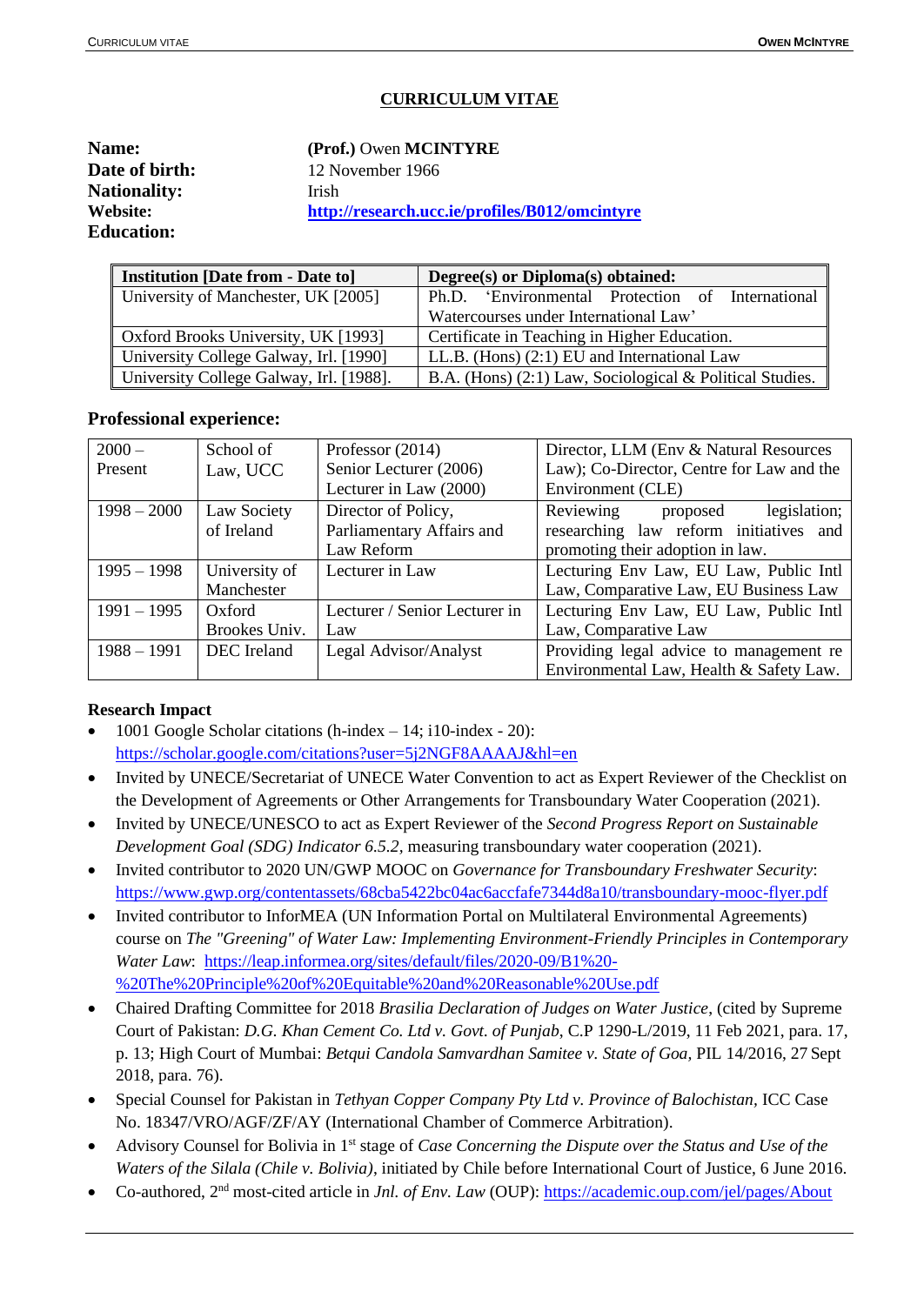# CURRICULUM VITAE

**Name:** **(Prof.)** Owen **MCINTYRE**
**Date of birth:** 12 November 1966
**Nationality:** Irish
**Website:** **http://research.ucc.ie/profiles/B012/omcintyre**
**Education:**

| Institution [Date from - Date to] | Degree(s) or Diploma(s) obtained: |
|---|---|
| University of Manchester, UK [2005] | Ph.D. 'Environmental Protection of International Watercourses under International Law' |
| Oxford Brooks University, UK [1993] | Certificate in Teaching in Higher Education. |
| University College Galway, Irl. [1990] | LL.B. (Hons) (2:1) EU and International Law |
| University College Galway, Irl. [1988]. | B.A. (Hons) (2:1) Law, Sociological & Political Studies. |

## Professional experience:

| | | | |
|---|---|---|---|
| 2000 – Present | School of Law, UCC | Professor (2014) Senior Lecturer (2006) Lecturer in Law (2000) | Director, LLM (Env & Natural Resources Law); Co-Director, Centre for Law and the Environment (CLE) |
| 1998 – 2000 | Law Society of Ireland | Director of Policy, Parliamentary Affairs and Law Reform | Reviewing proposed legislation; researching law reform initiatives and promoting their adoption in law. |
| 1995 – 1998 | University of Manchester | Lecturer in Law | Lecturing Env Law, EU Law, Public Intl Law, Comparative Law, EU Business Law |
| 1991 – 1995 | Oxford Brookes Univ. | Lecturer / Senior Lecturer in Law | Lecturing Env Law, EU Law, Public Intl Law, Comparative Law |
| 1988 – 1991 | DEC Ireland | Legal Advisor/Analyst | Providing legal advice to management re Environmental Law, Health & Safety Law. |

**Research Impact**

- 1001 Google Scholar citations (h-index – 14; i10-index - 20): https://scholar.google.com/citations?user=5j2NGF8AAAAJ&hl=en
- Invited by UNECE/Secretariat of UNECE Water Convention to act as Expert Reviewer of the Checklist on the Development of Agreements or Other Arrangements for Transboundary Water Cooperation (2021).
- Invited by UNECE/UNESCO to act as Expert Reviewer of the *Second Progress Report on Sustainable Development Goal (SDG) Indicator 6.5.2,* measuring transboundary water cooperation (2021).
- Invited contributor to 2020 UN/GWP MOOC on *Governance for Transboundary Freshwater Security*: https://www.gwp.org/contentassets/68cba5422bc04ac6accfafe7344d8a10/transboundary-mooc-flyer.pdf
- Invited contributor to InforMEA (UN Information Portal on Multilateral Environmental Agreements) course on *The "Greening" of Water Law: Implementing Environment-Friendly Principles in Contemporary Water Law*: https://leap.informea.org/sites/default/files/2020-09/B1%20-%20The%20Principle%20of%20Equitable%20and%20Reasonable%20Use.pdf
- Chaired Drafting Committee for 2018 *Brasilia Declaration of Judges on Water Justice*, (cited by Supreme Court of Pakistan: *D.G. Khan Cement Co. Ltd v. Govt. of Punjab*, C.P 1290-L/2019, 11 Feb 2021, para. 17, p. 13; High Court of Mumbai: *Betqui Candola Samvardhan Samitee v. State of Goa,* PIL 14/2016, 27 Sept 2018, para. 76).
- Special Counsel for Pakistan in *Tethyan Copper Company Pty Ltd v. Province of Balochistan*, ICC Case No. 18347/VRO/AGF/ZF/AY (International Chamber of Commerce Arbitration).
- Advisory Counsel for Bolivia in 1st stage of *Case Concerning the Dispute over the Status and Use of the Waters of the Silala (Chile v. Bolivia)*, initiated by Chile before International Court of Justice, 6 June 2016.
- Co-authored, 2nd most-cited article in *Jnl. of Env. Law* (OUP): https://academic.oup.com/jel/pages/About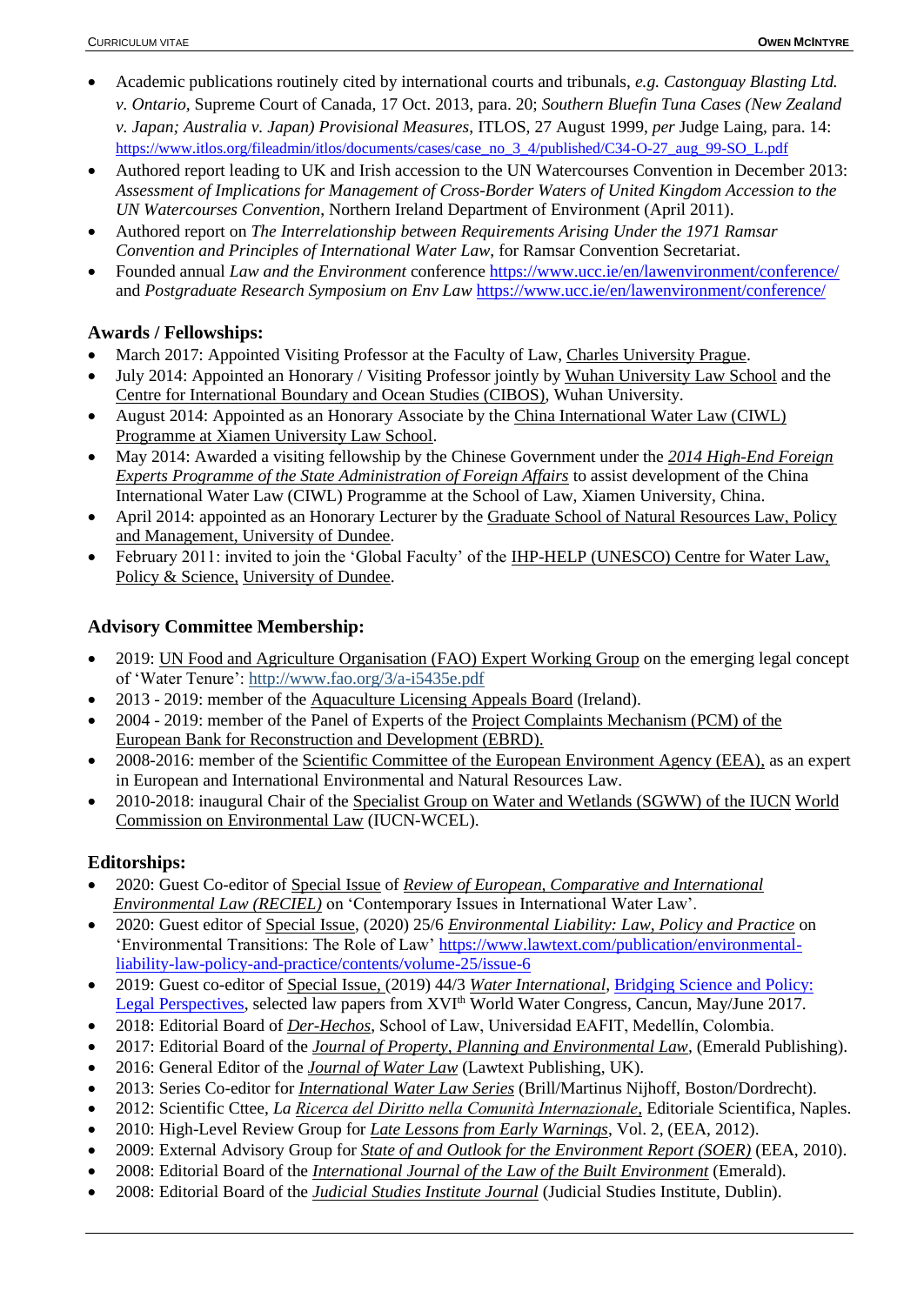- Academic publications routinely cited by international courts and tribunals, *e.g. Castonguay Blasting Ltd. v. Ontario*, Supreme Court of Canada, 17 Oct. 2013, para. 20; *Southern Bluefin Tuna Cases (New Zealand v. Japan; Australia v. Japan) Provisional Measures*, ITLOS, 27 August 1999, *per* Judge Laing, para. 14: https://www.itlos.org/fileadmin/itlos/documents/cases/case_no_3_4/published/C34-O-27_aug_99-SO_L.pdf
- Authored report leading to UK and Irish accession to the UN Watercourses Convention in December 2013: *Assessment of Implications for Management of Cross-Border Waters of United Kingdom Accession to the UN Watercourses Convention*, Northern Ireland Department of Environment (April 2011).
- Authored report on *The Interrelationship between Requirements Arising Under the 1971 Ramsar Convention and Principles of International Water Law*, for Ramsar Convention Secretariat.
- Founded annual *Law and the Environment* conference https://www.ucc.ie/en/lawenvironment/conference/ and *Postgraduate Research Symposium on Env Law* https://www.ucc.ie/en/lawenvironment/conference/

## Awards / Fellowships:

- March 2017: Appointed Visiting Professor at the Faculty of Law, Charles University Prague.
- July 2014: Appointed an Honorary / Visiting Professor jointly by Wuhan University Law School and the Centre for International Boundary and Ocean Studies (CIBOS), Wuhan University.
- August 2014: Appointed as an Honorary Associate by the China International Water Law (CIWL) Programme at Xiamen University Law School.
- May 2014: Awarded a visiting fellowship by the Chinese Government under the *2014 High-End Foreign Experts Programme of the State Administration of Foreign Affairs* to assist development of the China International Water Law (CIWL) Programme at the School of Law, Xiamen University, China.
- April 2014: appointed as an Honorary Lecturer by the Graduate School of Natural Resources Law, Policy and Management, University of Dundee.
- February 2011: invited to join the 'Global Faculty' of the IHP-HELP (UNESCO) Centre for Water Law, Policy & Science, University of Dundee.

## Advisory Committee Membership:

- 2019: UN Food and Agriculture Organisation (FAO) Expert Working Group on the emerging legal concept of 'Water Tenure': http://www.fao.org/3/a-i5435e.pdf
- 2013 - 2019: member of the Aquaculture Licensing Appeals Board (Ireland).
- 2004 - 2019: member of the Panel of Experts of the Project Complaints Mechanism (PCM) of the European Bank for Reconstruction and Development (EBRD).
- 2008-2016: member of the Scientific Committee of the European Environment Agency (EEA), as an expert in European and International Environmental and Natural Resources Law.
- 2010-2018: inaugural Chair of the Specialist Group on Water and Wetlands (SGWW) of the IUCN World Commission on Environmental Law (IUCN-WCEL).

## Editorships:

- 2020: Guest Co-editor of Special Issue of *Review of European, Comparative and International Environmental Law (RECIEL)* on 'Contemporary Issues in International Water Law'.
- 2020: Guest editor of Special Issue, (2020) 25/6 *Environmental Liability: Law, Policy and Practice* on 'Environmental Transitions: The Role of Law' https://www.lawtext.com/publication/environmental-liability-law-policy-and-practice/contents/volume-25/issue-6
- 2019: Guest co-editor of Special Issue, (2019) 44/3 *Water International*, Bridging Science and Policy: Legal Perspectives, selected law papers from XVI[th] World Water Congress, Cancun, May/June 2017.
- 2018: Editorial Board of *Der-Hechos*, School of Law, Universidad EAFIT, Medellín, Colombia.
- 2017: Editorial Board of the *Journal of Property, Planning and Environmental Law*, (Emerald Publishing).
- 2016: General Editor of the *Journal of Water Law* (Lawtext Publishing, UK).
- 2013: Series Co-editor for *International Water Law Series* (Brill/Martinus Nijhoff, Boston/Dordrecht).
- 2012: Scientific Cttee, *La Ricerca del Diritto nella Comunità Internazionale*, Editoriale Scientifica, Naples.
- 2010: High-Level Review Group for *Late Lessons from Early Warnings*, Vol. 2, (EEA, 2012).
- 2009: External Advisory Group for *State of and Outlook for the Environment Report (SOER)* (EEA, 2010).
- 2008: Editorial Board of the *International Journal of the Law of the Built Environment* (Emerald).
- 2008: Editorial Board of the *Judicial Studies Institute Journal* (Judicial Studies Institute, Dublin).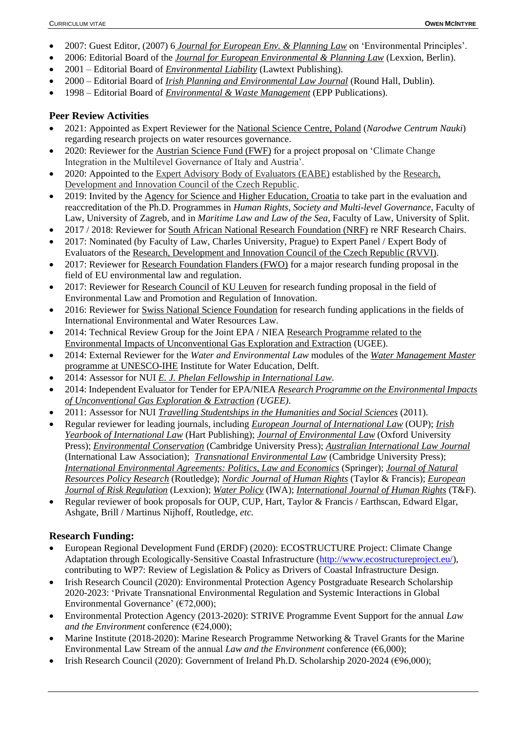- 2007: Guest Editor, (2007) 6 *Journal for European Env. & Planning Law* on 'Environmental Principles'.
- 2006: Editorial Board of the *Journal for European Environmental & Planning Law* (Lexxion, Berlin).
- 2001 – Editorial Board of *Environmental Liability* (Lawtext Publishing).
- 2000 – Editorial Board of *Irish Planning and Environmental Law Journal* (Round Hall, Dublin).
- 1998 – Editorial Board of *Environmental & Waste Management* (EPP Publications).

## Peer Review Activities

- 2021: Appointed as Expert Reviewer for the National Science Centre, Poland (*Narodwe Centrum Nauki*) regarding research projects on water resources governance.
- 2020: Reviewer for the Austrian Science Fund (FWF) for a project proposal on 'Climate Change Integration in the Multilevel Governance of Italy and Austria'.
- 2020: Appointed to the Expert Advisory Body of Evaluators (EABE) established by the Research, Development and Innovation Council of the Czech Republic.
- 2019: Invited by the Agency for Science and Higher Education, Croatia to take part in the evaluation and reaccreditation of the Ph.D. Programmes in *Human Rights, Society and Multi-level Governance*, Faculty of Law, University of Zagreb, and in *Maritime Law and Law of the Sea*, Faculty of Law, University of Split.
- 2017 / 2018: Reviewer for South African National Research Foundation (NRF) re NRF Research Chairs.
- 2017: Nominated (by Faculty of Law, Charles University, Prague) to Expert Panel / Expert Body of Evaluators of the Research, Development and Innovation Council of the Czech Republic (RVVI).
- 2017: Reviewer for Research Foundation Flanders (FWO) for a major research funding proposal in the field of EU environmental law and regulation.
- 2017: Reviewer for Research Council of KU Leuven for research funding proposal in the field of Environmental Law and Promotion and Regulation of Innovation.
- 2016: Reviewer for Swiss National Science Foundation for research funding applications in the fields of International Environmental and Water Resources Law.
- 2014: Technical Review Group for the Joint EPA / NIEA Research Programme related to the Environmental Impacts of Unconventional Gas Exploration and Extraction (UGEE).
- 2014: External Reviewer for the *Water and Environmental Law* modules of the *Water Management Master* programme at UNESCO-IHE Institute for Water Education, Delft.
- 2014: Assessor for NUI *E. J. Phelan Fellowship in International Law*.
- 2014: Independent Evaluator for Tender for EPA/NIEA *Research Programme on the Environmental Impacts of Unconventional Gas Exploration & Extraction (UGEE)*.
- 2011: Assessor for NUI *Travelling Studentships in the Humanities and Social Sciences* (2011).
- Regular reviewer for leading journals, including *European Journal of International Law* (OUP); *Irish Yearbook of International Law* (Hart Publishing); *Journal of Environmental Law* (Oxford University Press); *Environmental Conservation* (Cambridge University Press); *Australian International Law Journal* (International Law Association); *Transnational Environmental Law* (Cambridge University Press); *International Environmental Agreements: Politics, Law and Economics* (Springer); *Journal of Natural Resources Policy Research* (Routledge); *Nordic Journal of Human Rights* (Taylor & Francis); *European Journal of Risk Regulation* (Lexxion); *Water Policy* (IWA); *International Journal of Human Rights* (T&F).
- Regular reviewer of book proposals for OUP, CUP, Hart, Taylor & Francis / Earthscan, Edward Elgar, Ashgate, Brill / Martinus Nijhoff, Routledge, *etc.*

## Research Funding:

- European Regional Development Fund (ERDF) (2020): ECOSTRUCTURE Project: Climate Change Adaptation through Ecologically-Sensitive Coastal Infrastructure (http://www.ecostructureproject.eu/), contributing to WP7: Review of Legislation & Policy as Drivers of Coastal Infrastructure Design.
- Irish Research Council (2020): Environmental Protection Agency Postgraduate Research Scholarship 2020-2023: 'Private Transnational Environmental Regulation and Systemic Interactions in Global Environmental Governance' (€72,000);
- Environmental Protection Agency (2013-2020): STRIVE Programme Event Support for the annual *Law and the Environment* conference (€24,000);
- Marine Institute (2018-2020): Marine Research Programme Networking & Travel Grants for the Marine Environmental Law Stream of the annual *Law and the Environment* conference (€6,000);
- Irish Research Council (2020): Government of Ireland Ph.D. Scholarship 2020-2024 (€96,000);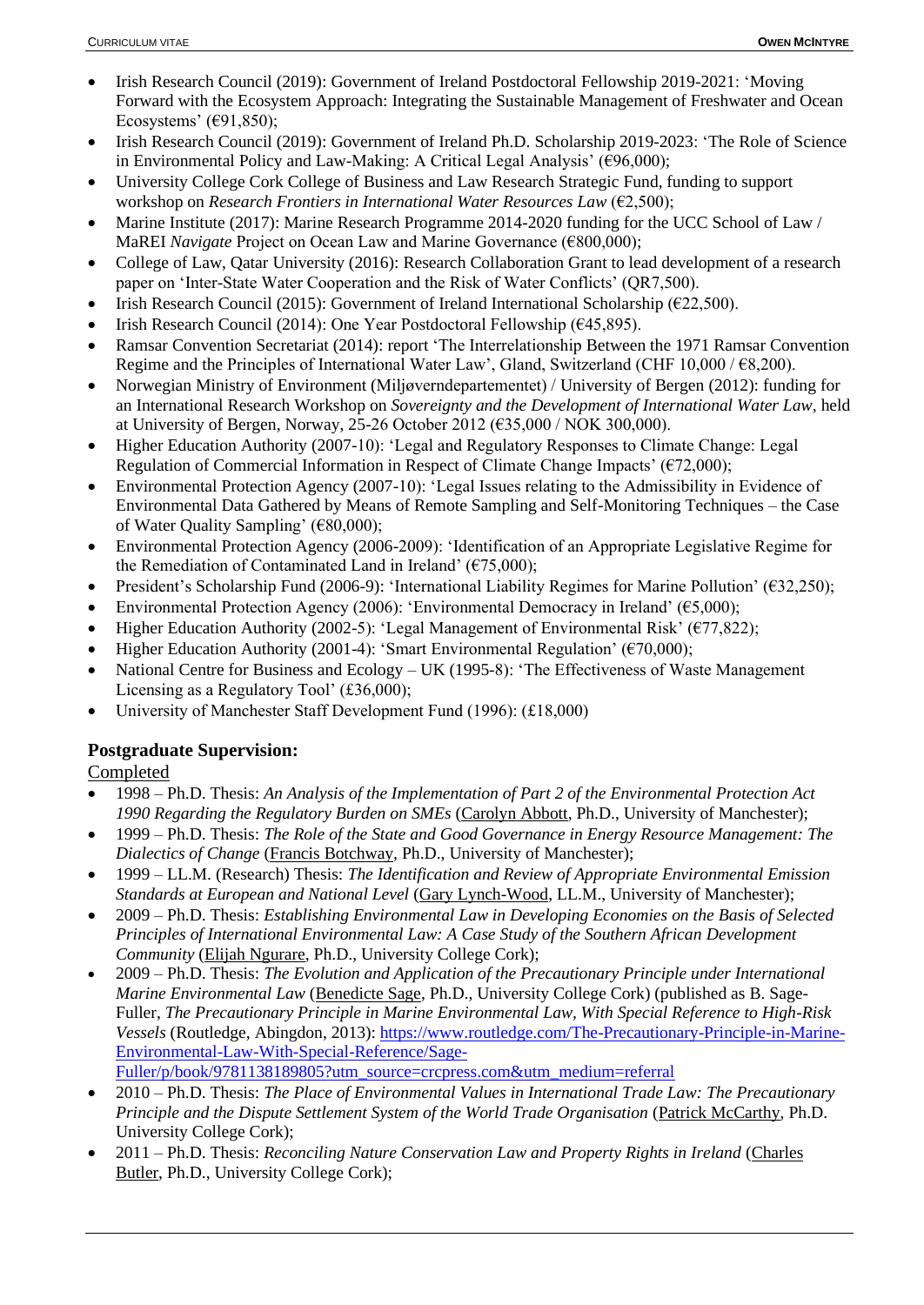- Irish Research Council (2019): Government of Ireland Postdoctoral Fellowship 2019-2021: 'Moving Forward with the Ecosystem Approach: Integrating the Sustainable Management of Freshwater and Ocean Ecosystems' (€91,850);
- Irish Research Council (2019): Government of Ireland Ph.D. Scholarship 2019-2023: 'The Role of Science in Environmental Policy and Law-Making: A Critical Legal Analysis' (€96,000);
- University College Cork College of Business and Law Research Strategic Fund, funding to support workshop on *Research Frontiers in International Water Resources Law* (€2,500);
- Marine Institute (2017): Marine Research Programme 2014-2020 funding for the UCC School of Law / MaREI *Navigate* Project on Ocean Law and Marine Governance (€800,000);
- College of Law, Qatar University (2016): Research Collaboration Grant to lead development of a research paper on 'Inter-State Water Cooperation and the Risk of Water Conflicts' (QR7,500).
- Irish Research Council (2015): Government of Ireland International Scholarship (€22,500).
- Irish Research Council (2014): One Year Postdoctoral Fellowship (€45,895).
- Ramsar Convention Secretariat (2014): report 'The Interrelationship Between the 1971 Ramsar Convention Regime and the Principles of International Water Law', Gland, Switzerland (CHF 10,000 / €8,200).
- Norwegian Ministry of Environment (Miljøverndepartementet) / University of Bergen (2012): funding for an International Research Workshop on *Sovereignty and the Development of International Water Law*, held at University of Bergen, Norway, 25-26 October 2012 (€35,000 / NOK 300,000).
- Higher Education Authority (2007-10): 'Legal and Regulatory Responses to Climate Change: Legal Regulation of Commercial Information in Respect of Climate Change Impacts' (€72,000);
- Environmental Protection Agency (2007-10): 'Legal Issues relating to the Admissibility in Evidence of Environmental Data Gathered by Means of Remote Sampling and Self-Monitoring Techniques – the Case of Water Quality Sampling' (€80,000);
- Environmental Protection Agency (2006-2009): 'Identification of an Appropriate Legislative Regime for the Remediation of Contaminated Land in Ireland' (€75,000);
- President's Scholarship Fund (2006-9): 'International Liability Regimes for Marine Pollution' (€32,250);
- Environmental Protection Agency (2006): 'Environmental Democracy in Ireland' (€5,000);
- Higher Education Authority (2002-5): 'Legal Management of Environmental Risk' (€77,822);
- Higher Education Authority (2001-4): 'Smart Environmental Regulation' (€70,000);
- National Centre for Business and Ecology – UK (1995-8): 'The Effectiveness of Waste Management Licensing as a Regulatory Tool' (£36,000);
- University of Manchester Staff Development Fund (1996): (£18,000)

## Postgraduate Supervision:

Completed

- 1998 – Ph.D. Thesis: *An Analysis of the Implementation of Part 2 of the Environmental Protection Act 1990 Regarding the Regulatory Burden on SMEs* (Carolyn Abbott, Ph.D., University of Manchester);
- 1999 – Ph.D. Thesis: *The Role of the State and Good Governance in Energy Resource Management: The Dialectics of Change* (Francis Botchway, Ph.D., University of Manchester);
- 1999 – LL.M. (Research) Thesis: *The Identification and Review of Appropriate Environmental Emission Standards at European and National Level* (Gary Lynch-Wood, LL.M., University of Manchester);
- 2009 – Ph.D. Thesis: *Establishing Environmental Law in Developing Economies on the Basis of Selected Principles of International Environmental Law: A Case Study of the Southern African Development Community* (Elijah Ngurare, Ph.D., University College Cork);
- 2009 – Ph.D. Thesis: *The Evolution and Application of the Precautionary Principle under International Marine Environmental Law* (Benedicte Sage, Ph.D., University College Cork) (published as B. Sage-Fuller, *The Precautionary Principle in Marine Environmental Law, With Special Reference to High-Risk Vessels* (Routledge, Abingdon, 2013): https://www.routledge.com/The-Precautionary-Principle-in-Marine-Environmental-Law-With-Special-Reference/Sage-Fuller/p/book/9781138189805?utm_source=crcpress.com&utm_medium=referral
- 2010 – Ph.D. Thesis: *The Place of Environmental Values in International Trade Law: The Precautionary Principle and the Dispute Settlement System of the World Trade Organisation* (Patrick McCarthy, Ph.D. University College Cork);
- 2011 – Ph.D. Thesis: *Reconciling Nature Conservation Law and Property Rights in Ireland* (Charles Butler, Ph.D., University College Cork);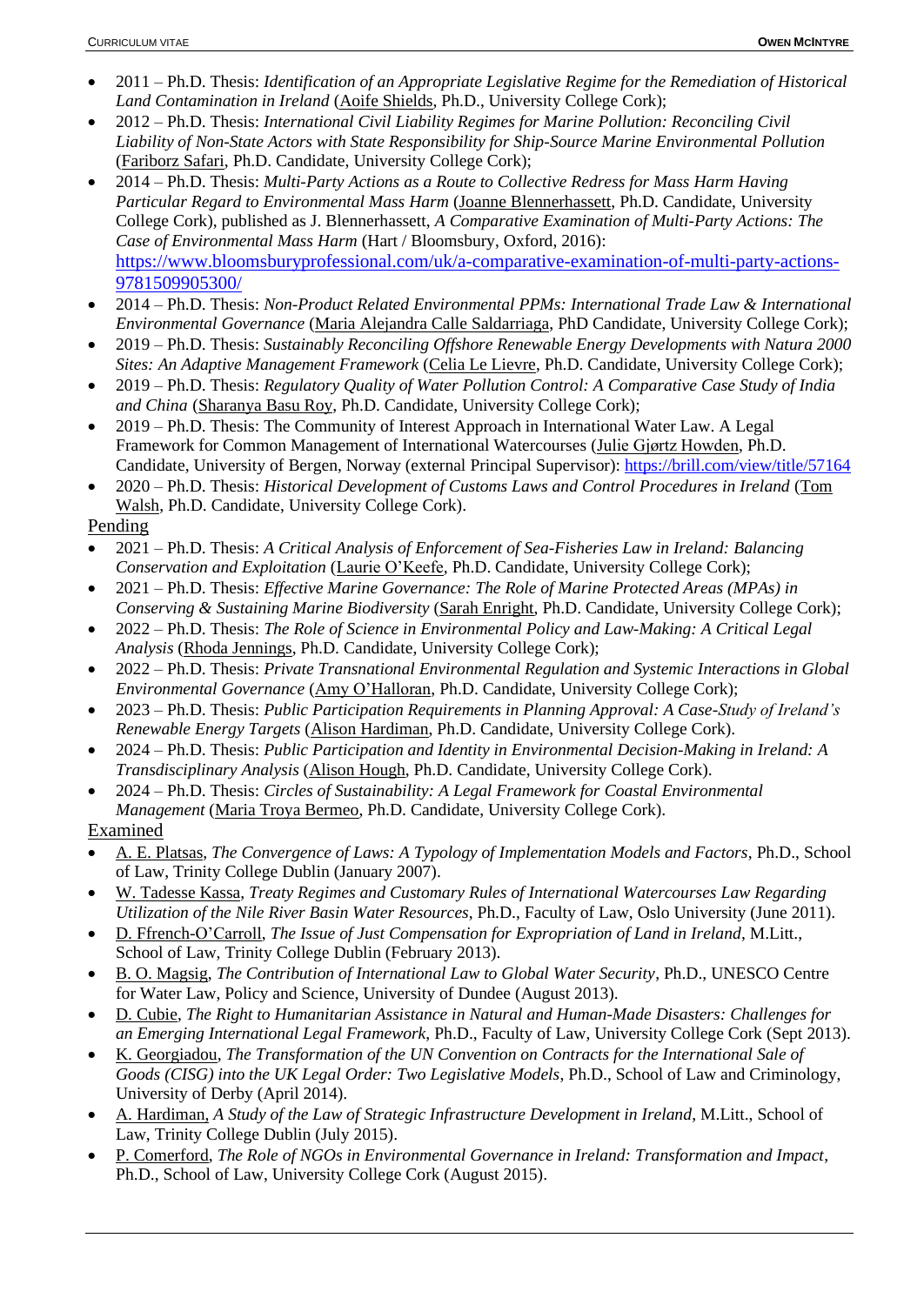- 2011 – Ph.D. Thesis: *Identification of an Appropriate Legislative Regime for the Remediation of Historical Land Contamination in Ireland* (Aoife Shields, Ph.D., University College Cork);
- 2012 – Ph.D. Thesis: *International Civil Liability Regimes for Marine Pollution: Reconciling Civil Liability of Non-State Actors with State Responsibility for Ship-Source Marine Environmental Pollution* (Fariborz Safari, Ph.D. Candidate, University College Cork);
- 2014 – Ph.D. Thesis: *Multi-Party Actions as a Route to Collective Redress for Mass Harm Having Particular Regard to Environmental Mass Harm* (Joanne Blennerhassett, Ph.D. Candidate, University College Cork), published as J. Blennerhassett, *A Comparative Examination of Multi-Party Actions: The Case of Environmental Mass Harm* (Hart / Bloomsbury, Oxford, 2016): https://www.bloomsburyprofessional.com/uk/a-comparative-examination-of-multi-party-actions-9781509905300/
- 2014 – Ph.D. Thesis: *Non-Product Related Environmental PPMs: International Trade Law & International Environmental Governance* (Maria Alejandra Calle Saldarriaga, PhD Candidate, University College Cork);
- 2019 – Ph.D. Thesis: *Sustainably Reconciling Offshore Renewable Energy Developments with Natura 2000 Sites: An Adaptive Management Framework* (Celia Le Lievre, Ph.D. Candidate, University College Cork);
- 2019 – Ph.D. Thesis: *Regulatory Quality of Water Pollution Control: A Comparative Case Study of India and China* (Sharanya Basu Roy, Ph.D. Candidate, University College Cork);
- 2019 – Ph.D. Thesis: The Community of Interest Approach in International Water Law. A Legal Framework for Common Management of International Watercourses (Julie Gjørtz Howden, Ph.D. Candidate, University of Bergen, Norway (external Principal Supervisor): https://brill.com/view/title/57164
- 2020 – Ph.D. Thesis: *Historical Development of Customs Laws and Control Procedures in Ireland* (Tom Walsh, Ph.D. Candidate, University College Cork).

Pending

- 2021 – Ph.D. Thesis: *A Critical Analysis of Enforcement of Sea-Fisheries Law in Ireland: Balancing Conservation and Exploitation* (Laurie O'Keefe, Ph.D. Candidate, University College Cork);
- 2021 – Ph.D. Thesis: *Effective Marine Governance: The Role of Marine Protected Areas (MPAs) in Conserving & Sustaining Marine Biodiversity* (Sarah Enright, Ph.D. Candidate, University College Cork);
- 2022 – Ph.D. Thesis: *The Role of Science in Environmental Policy and Law-Making: A Critical Legal Analysis* (Rhoda Jennings, Ph.D. Candidate, University College Cork);
- 2022 – Ph.D. Thesis: *Private Transnational Environmental Regulation and Systemic Interactions in Global Environmental Governance* (Amy O'Halloran, Ph.D. Candidate, University College Cork);
- 2023 – Ph.D. Thesis: *Public Participation Requirements in Planning Approval: A Case-Study of Ireland's Renewable Energy Targets* (Alison Hardiman, Ph.D. Candidate, University College Cork).
- 2024 – Ph.D. Thesis: *Public Participation and Identity in Environmental Decision-Making in Ireland: A Transdisciplinary Analysis* (Alison Hough, Ph.D. Candidate, University College Cork).
- 2024 – Ph.D. Thesis: *Circles of Sustainability: A Legal Framework for Coastal Environmental Management* (Maria Troya Bermeo, Ph.D. Candidate, University College Cork).

Examined

- A. E. Platsas, *The Convergence of Laws: A Typology of Implementation Models and Factors*, Ph.D., School of Law, Trinity College Dublin (January 2007).
- W. Tadesse Kassa, *Treaty Regimes and Customary Rules of International Watercourses Law Regarding Utilization of the Nile River Basin Water Resources*, Ph.D., Faculty of Law, Oslo University (June 2011).
- D. Ffrench-O'Carroll, *The Issue of Just Compensation for Expropriation of Land in Ireland*, M.Litt., School of Law, Trinity College Dublin (February 2013).
- B. O. Magsig, *The Contribution of International Law to Global Water Security*, Ph.D., UNESCO Centre for Water Law, Policy and Science, University of Dundee (August 2013).
- D. Cubie, *The Right to Humanitarian Assistance in Natural and Human-Made Disasters: Challenges for an Emerging International Legal Framework*, Ph.D., Faculty of Law, University College Cork (Sept 2013).
- K. Georgiadou, *The Transformation of the UN Convention on Contracts for the International Sale of Goods (CISG) into the UK Legal Order: Two Legislative Models*, Ph.D., School of Law and Criminology, University of Derby (April 2014).
- A. Hardiman, *A Study of the Law of Strategic Infrastructure Development in Ireland*, M.Litt., School of Law, Trinity College Dublin (July 2015).
- P. Comerford, *The Role of NGOs in Environmental Governance in Ireland: Transformation and Impact*, Ph.D., School of Law, University College Cork (August 2015).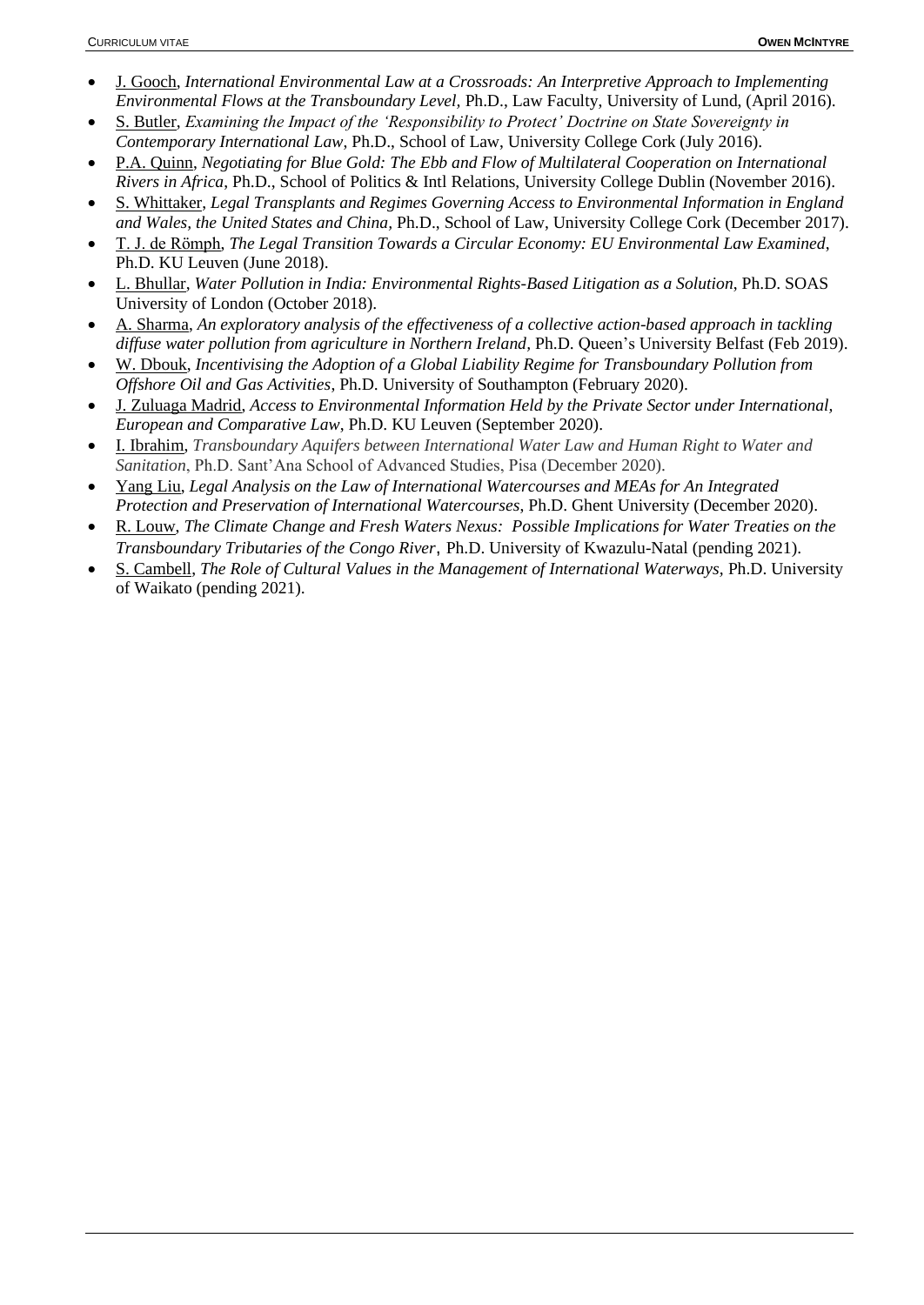- <u>J. Gooch</u>, *International Environmental Law at a Crossroads: An Interpretive Approach to Implementing Environmental Flows at the Transboundary Level,* Ph.D., Law Faculty, University of Lund, (April 2016).
- <u>S. Butler</u>, *Examining the Impact of the 'Responsibility to Protect' Doctrine on State Sovereignty in Contemporary International Law*, Ph.D., School of Law, University College Cork (July 2016).
- <u>P.A. Quinn</u>, *Negotiating for Blue Gold: The Ebb and Flow of Multilateral Cooperation on International Rivers in Africa*, Ph.D., School of Politics & Intl Relations, University College Dublin (November 2016).
- <u>S. Whittaker</u>, *Legal Transplants and Regimes Governing Access to Environmental Information in England and Wales, the United States and China,* Ph.D., School of Law, University College Cork (December 2017).
- <u>T. J. de Römph</u>, *The Legal Transition Towards a Circular Economy: EU Environmental Law Examined*, Ph.D. KU Leuven (June 2018).
- <u>L. Bhullar</u>, *Water Pollution in India: Environmental Rights-Based Litigation as a Solution*, Ph.D. SOAS University of London (October 2018).
- <u>A. Sharma</u>, *An exploratory analysis of the effectiveness of a collective action-based approach in tackling diffuse water pollution from agriculture in Northern Ireland,* Ph.D. Queen's University Belfast (Feb 2019).
- <u>W. Dbouk</u>, *Incentivising the Adoption of a Global Liability Regime for Transboundary Pollution from Offshore Oil and Gas Activities*, Ph.D. University of Southampton (February 2020).
- <u>J. Zuluaga Madrid</u>, *Access to Environmental Information Held by the Private Sector under International, European and Comparative Law*, Ph.D. KU Leuven (September 2020).
- <u>I. Ibrahim</u>, *Transboundary Aquifers between International Water Law and Human Right to Water and Sanitation*, Ph.D. Sant'Ana School of Advanced Studies, Pisa (December 2020).
- <u>Yang Liu</u>, *Legal Analysis on the Law of International Watercourses and MEAs for An Integrated Protection and Preservation of International Watercourses*, Ph.D. Ghent University (December 2020).
- <u>R. Louw</u>, *The Climate Change and Fresh Waters Nexus: Possible Implications for Water Treaties on the Transboundary Tributaries of the Congo River*, Ph.D. University of Kwazulu-Natal (pending 2021).
- <u>S. Cambell</u>, *The Role of Cultural Values in the Management of International Waterways,* Ph.D. University of Waikato (pending 2021).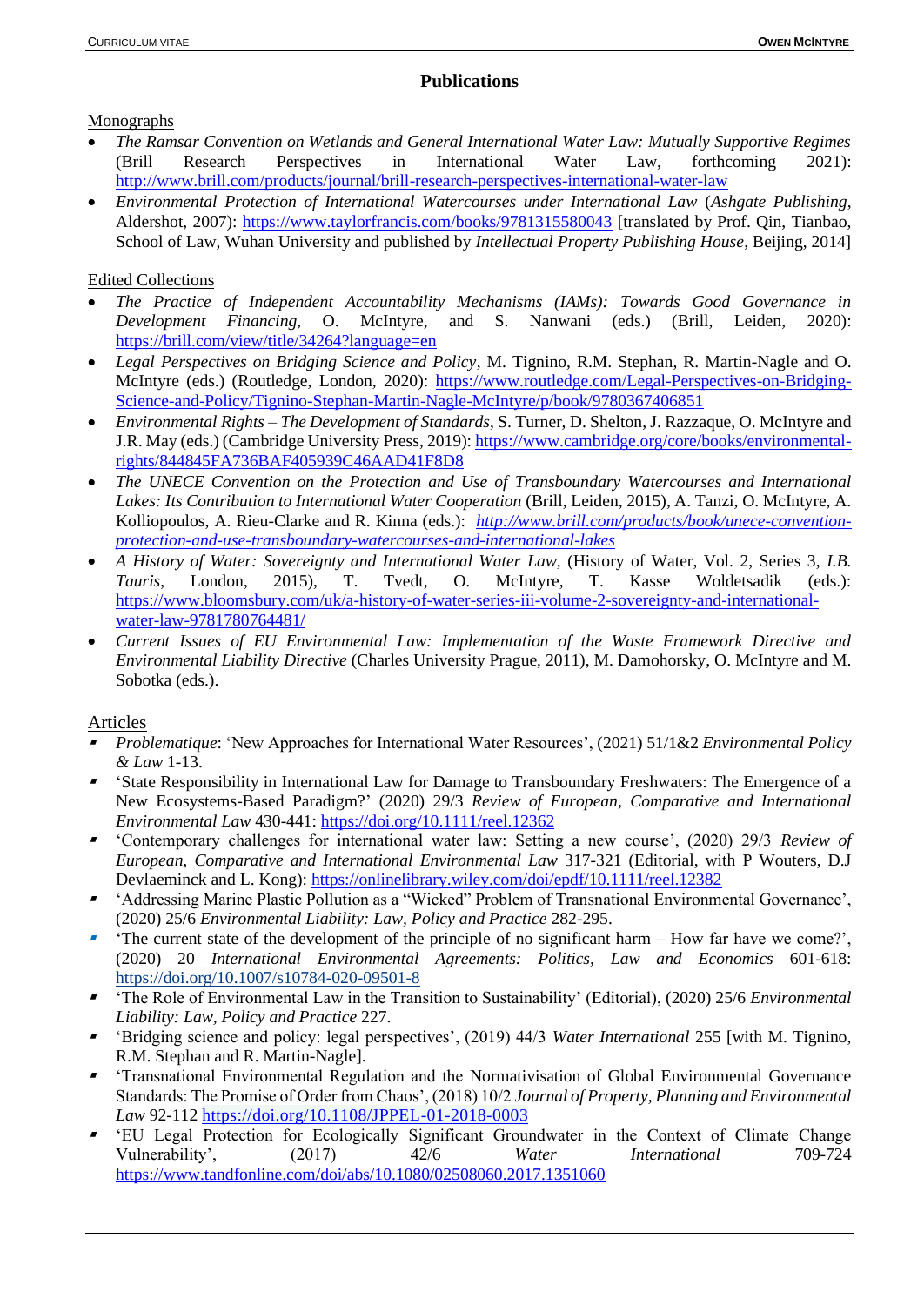## Publications

Monographs

- *The Ramsar Convention on Wetlands and General International Water Law: Mutually Supportive Regimes* (Brill Research Perspectives in International Water Law, forthcoming 2021): http://www.brill.com/products/journal/brill-research-perspectives-international-water-law
- *Environmental Protection of International Watercourses under International Law* (*Ashgate Publishing*, Aldershot, 2007): https://www.taylorfrancis.com/books/9781315580043 [translated by Prof. Qin, Tianbao, School of Law, Wuhan University and published by *Intellectual Property Publishing House*, Beijing, 2014]

Edited Collections

- *The Practice of Independent Accountability Mechanisms (IAMs): Towards Good Governance in Development Financing*, O. McIntyre, and S. Nanwani (eds.) (Brill, Leiden, 2020): https://brill.com/view/title/34264?language=en
- *Legal Perspectives on Bridging Science and Policy*, M. Tignino, R.M. Stephan, R. Martin-Nagle and O. McIntyre (eds.) (Routledge, London, 2020): https://www.routledge.com/Legal-Perspectives-on-Bridging-Science-and-Policy/Tignino-Stephan-Martin-Nagle-McIntyre/p/book/9780367406851
- *Environmental Rights – The Development of Standards*, S. Turner, D. Shelton, J. Razzaque, O. McIntyre and J.R. May (eds.) (Cambridge University Press, 2019): https://www.cambridge.org/core/books/environmental-rights/844845FA736BAF405939C46AAD41F8D8
- *The UNECE Convention on the Protection and Use of Transboundary Watercourses and International Lakes: Its Contribution to International Water Cooperation* (Brill, Leiden, 2015), A. Tanzi, O. McIntyre, A. Kolliopoulos, A. Rieu-Clarke and R. Kinna (eds.): *http://www.brill.com/products/book/unece-convention-protection-and-use-transboundary-watercourses-and-international-lakes*
- *A History of Water: Sovereignty and International Water Law*, (History of Water, Vol. 2, Series 3, *I.B. Tauris*, London, 2015), T. Tvedt, O. McIntyre, T. Kasse Woldetsadik (eds.): https://www.bloomsbury.com/uk/a-history-of-water-series-iii-volume-2-sovereignty-and-international-water-law-9781780764481/
- *Current Issues of EU Environmental Law: Implementation of the Waste Framework Directive and Environmental Liability Directive* (Charles University Prague, 2011), M. Damohorsky, O. McIntyre and M. Sobotka (eds.).

Articles

- *Problematique*: 'New Approaches for International Water Resources', (2021) 51/1&2 *Environmental Policy & Law* 1-13.
- 'State Responsibility in International Law for Damage to Transboundary Freshwaters: The Emergence of a New Ecosystems-Based Paradigm?' (2020) 29/3 *Review of European, Comparative and International Environmental Law* 430-441: https://doi.org/10.1111/reel.12362
- 'Contemporary challenges for international water law: Setting a new course', (2020) 29/3 *Review of European, Comparative and International Environmental Law* 317-321 (Editorial, with P Wouters, D.J Devlaeminck and L. Kong): https://onlinelibrary.wiley.com/doi/epdf/10.1111/reel.12382
- 'Addressing Marine Plastic Pollution as a "Wicked" Problem of Transnational Environmental Governance', (2020) 25/6 *Environmental Liability: Law, Policy and Practice* 282-295.
- 'The current state of the development of the principle of no significant harm – How far have we come?', (2020) 20 *International Environmental Agreements: Politics, Law and Economics* 601-618: https://doi.org/10.1007/s10784-020-09501-8
- 'The Role of Environmental Law in the Transition to Sustainability' (Editorial), (2020) 25/6 *Environmental Liability: Law, Policy and Practice* 227.
- 'Bridging science and policy: legal perspectives', (2019) 44/3 *Water International* 255 [with M. Tignino, R.M. Stephan and R. Martin-Nagle].
- 'Transnational Environmental Regulation and the Normativisation of Global Environmental Governance Standards: The Promise of Order from Chaos', (2018) 10/2 *Journal of Property, Planning and Environmental Law* 92-112 https://doi.org/10.1108/JPPEL-01-2018-0003
- 'EU Legal Protection for Ecologically Significant Groundwater in the Context of Climate Change Vulnerability', (2017) 42/6 *Water International* 709-724 https://www.tandfonline.com/doi/abs/10.1080/02508060.2017.1351060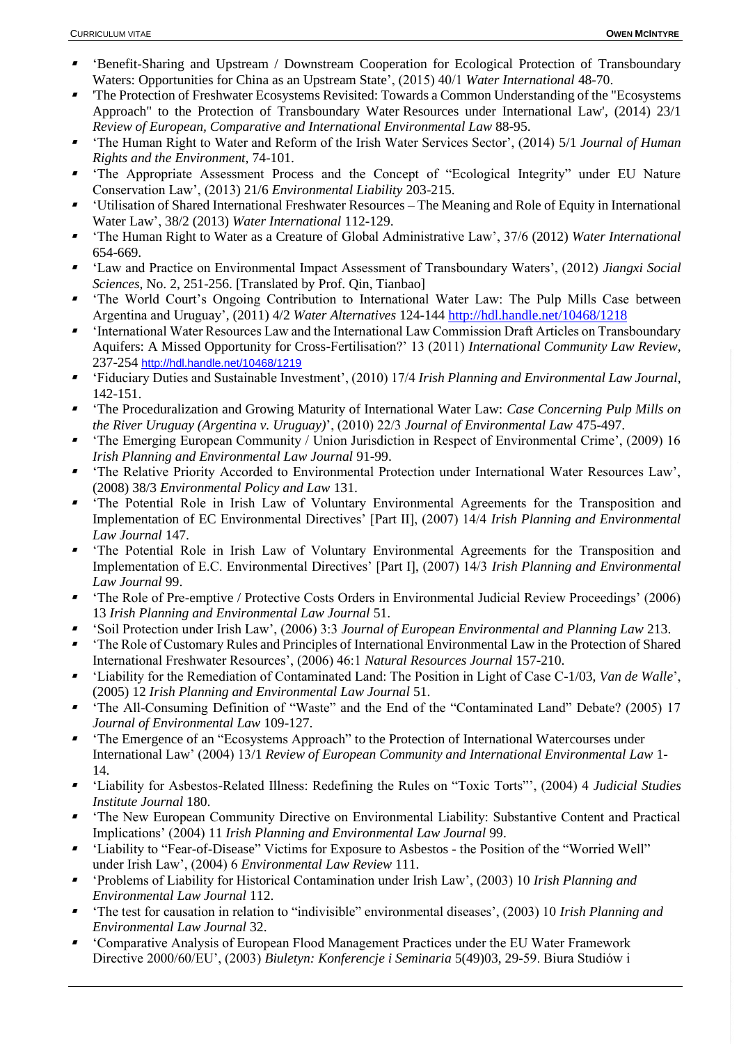- 'Benefit-Sharing and Upstream / Downstream Cooperation for Ecological Protection of Transboundary Waters: Opportunities for China as an Upstream State', (2015) 40/1 *Water International* 48-70.
- 'The Protection of Freshwater Ecosystems Revisited: Towards a Common Understanding of the "Ecosystems Approach" to the Protection of Transboundary Water Resources under International Law', (2014) 23/1 *Review of European, Comparative and International Environmental Law* 88-95.
- 'The Human Right to Water and Reform of the Irish Water Services Sector', (2014) 5/1 *Journal of Human Rights and the Environment*, 74-101.
- 'The Appropriate Assessment Process and the Concept of "Ecological Integrity" under EU Nature Conservation Law', (2013) 21/6 *Environmental Liability* 203-215.
- 'Utilisation of Shared International Freshwater Resources – The Meaning and Role of Equity in International Water Law', 38/2 (2013) *Water International* 112-129.
- 'The Human Right to Water as a Creature of Global Administrative Law', 37/6 (2012) *Water International* 654-669.
- 'Law and Practice on Environmental Impact Assessment of Transboundary Waters', (2012) *Jiangxi Social Sciences*, No. 2, 251-256. [Translated by Prof. Qin, Tianbao]
- 'The World Court's Ongoing Contribution to International Water Law: The Pulp Mills Case between Argentina and Uruguay', (2011) 4/2 *Water Alternatives* 124-144 http://hdl.handle.net/10468/1218
- 'International Water Resources Law and the International Law Commission Draft Articles on Transboundary Aquifers: A Missed Opportunity for Cross-Fertilisation?' 13 (2011) *International Community Law Review*, 237-254 http://hdl.handle.net/10468/1219
- 'Fiduciary Duties and Sustainable Investment', (2010) 17/4 *Irish Planning and Environmental Law Journal*, 142-151.
- 'The Proceduralization and Growing Maturity of International Water Law: *Case Concerning Pulp Mills on the River Uruguay (Argentina v. Uruguay)*', (2010) 22/3 *Journal of Environmental Law* 475-497.
- 'The Emerging European Community / Union Jurisdiction in Respect of Environmental Crime', (2009) 16 *Irish Planning and Environmental Law Journal* 91-99.
- 'The Relative Priority Accorded to Environmental Protection under International Water Resources Law', (2008) 38/3 *Environmental Policy and Law* 131.
- 'The Potential Role in Irish Law of Voluntary Environmental Agreements for the Transposition and Implementation of EC Environmental Directives' [Part II], (2007) 14/4 *Irish Planning and Environmental Law Journal* 147.
- 'The Potential Role in Irish Law of Voluntary Environmental Agreements for the Transposition and Implementation of E.C. Environmental Directives' [Part I], (2007) 14/3 *Irish Planning and Environmental Law Journal* 99.
- 'The Role of Pre-emptive / Protective Costs Orders in Environmental Judicial Review Proceedings' (2006) 13 *Irish Planning and Environmental Law Journal* 51.
- 'Soil Protection under Irish Law', (2006) 3:3 *Journal of European Environmental and Planning Law* 213.
- 'The Role of Customary Rules and Principles of International Environmental Law in the Protection of Shared International Freshwater Resources', (2006) 46:1 *Natural Resources Journal* 157-210.
- 'Liability for the Remediation of Contaminated Land: The Position in Light of Case C-1/03, *Van de Walle*', (2005) 12 *Irish Planning and Environmental Law Journal* 51.
- 'The All-Consuming Definition of "Waste" and the End of the "Contaminated Land" Debate? (2005) 17 *Journal of Environmental Law* 109-127.
- 'The Emergence of an "Ecosystems Approach" to the Protection of International Watercourses under International Law' (2004) 13/1 *Review of European Community and International Environmental Law* 1-14.
- 'Liability for Asbestos-Related Illness: Redefining the Rules on "Toxic Torts"', (2004) 4 *Judicial Studies Institute Journal* 180.
- 'The New European Community Directive on Environmental Liability: Substantive Content and Practical Implications' (2004) 11 *Irish Planning and Environmental Law Journal* 99.
- 'Liability to "Fear-of-Disease" Victims for Exposure to Asbestos - the Position of the "Worried Well" under Irish Law', (2004) 6 *Environmental Law Review* 111.
- 'Problems of Liability for Historical Contamination under Irish Law', (2003) 10 *Irish Planning and Environmental Law Journal* 112.
- 'The test for causation in relation to "indivisible" environmental diseases', (2003) 10 *Irish Planning and Environmental Law Journal* 32.
- 'Comparative Analysis of European Flood Management Practices under the EU Water Framework Directive 2000/60/EU', (2003) *Biuletyn: Konferencje i Seminaria* 5(49)03, 29-59. Biura Studiów i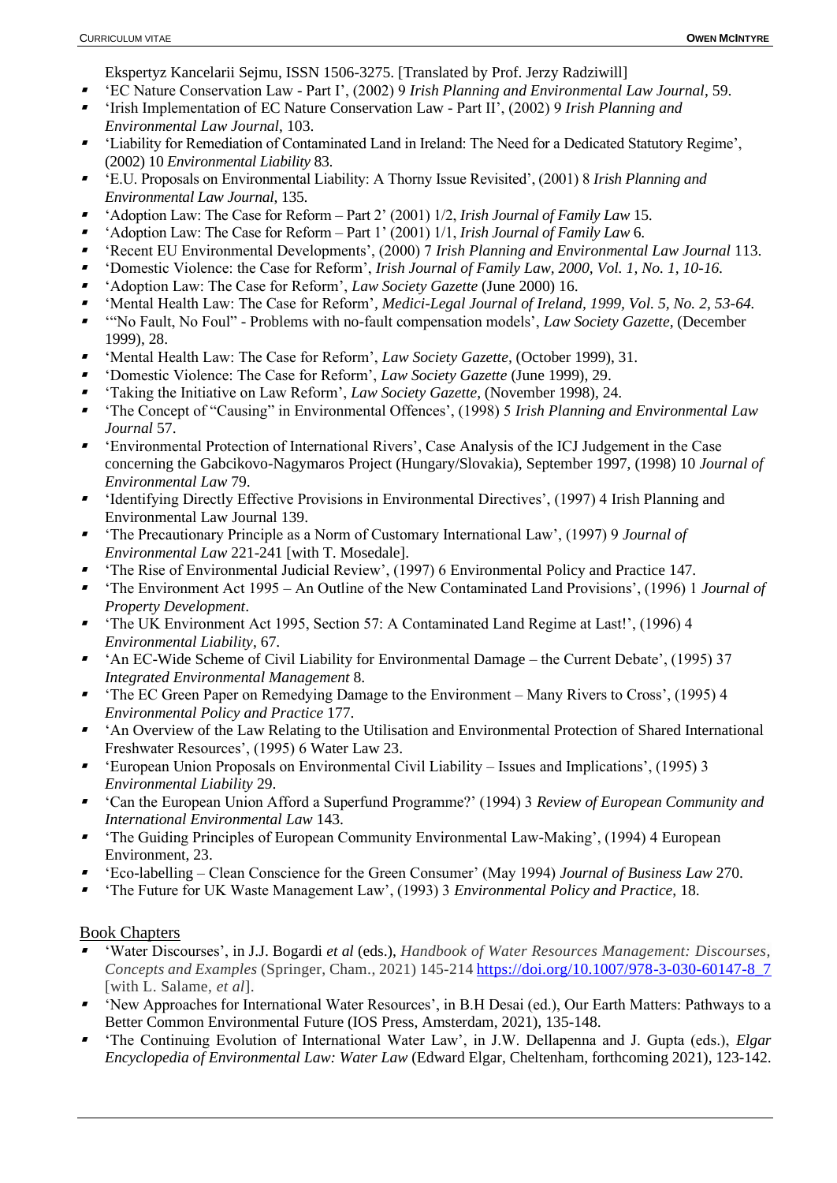Ekspertyz Kancelarii Sejmu, ISSN 1506-3275. [Translated by Prof. Jerzy Radziwill]

- 'EC Nature Conservation Law - Part I', (2002) 9 *Irish Planning and Environmental Law Journal*, 59.
- 'Irish Implementation of EC Nature Conservation Law - Part II', (2002) 9 *Irish Planning and Environmental Law Journal*, 103.
- 'Liability for Remediation of Contaminated Land in Ireland: The Need for a Dedicated Statutory Regime', (2002) 10 *Environmental Liability* 83.
- 'E.U. Proposals on Environmental Liability: A Thorny Issue Revisited', (2001) 8 *Irish Planning and Environmental Law Journal*, 135.
- 'Adoption Law: The Case for Reform – Part 2' (2001) 1/2, *Irish Journal of Family Law* 15.
- 'Adoption Law: The Case for Reform – Part 1' (2001) 1/1, *Irish Journal of Family Law* 6.
- 'Recent EU Environmental Developments', (2000) 7 *Irish Planning and Environmental Law Journal* 113.
- 'Domestic Violence: the Case for Reform', *Irish Journal of Family Law, 2000, Vol. 1, No. 1, 10-16.*
- 'Adoption Law: The Case for Reform', *Law Society Gazette* (June 2000) 16.
- 'Mental Health Law: The Case for Reform', *Medici-Legal Journal of Ireland, 1999, Vol. 5, No. 2, 53-64.*
- '"No Fault, No Foul" - Problems with no-fault compensation models', *Law Society Gazette*, (December 1999), 28.
- 'Mental Health Law: The Case for Reform', *Law Society Gazette*, (October 1999), 31.
- 'Domestic Violence: The Case for Reform', *Law Society Gazette* (June 1999), 29.
- 'Taking the Initiative on Law Reform', *Law Society Gazette*, (November 1998), 24.
- 'The Concept of "Causing" in Environmental Offences', (1998) 5 *Irish Planning and Environmental Law Journal* 57.
- 'Environmental Protection of International Rivers', Case Analysis of the ICJ Judgement in the Case concerning the Gabcikovo-Nagymaros Project (Hungary/Slovakia), September 1997, (1998) 10 *Journal of Environmental Law* 79.
- 'Identifying Directly Effective Provisions in Environmental Directives', (1997) 4 Irish Planning and Environmental Law Journal 139.
- 'The Precautionary Principle as a Norm of Customary International Law', (1997) 9 *Journal of Environmental Law* 221-241 [with T. Mosedale].
- 'The Rise of Environmental Judicial Review', (1997) 6 Environmental Policy and Practice 147.
- 'The Environment Act 1995 – An Outline of the New Contaminated Land Provisions', (1996) 1 *Journal of Property Development*.
- 'The UK Environment Act 1995, Section 57: A Contaminated Land Regime at Last!', (1996) 4 *Environmental Liability*, 67.
- 'An EC-Wide Scheme of Civil Liability for Environmental Damage – the Current Debate', (1995) 37 *Integrated Environmental Management* 8.
- 'The EC Green Paper on Remedying Damage to the Environment – Many Rivers to Cross', (1995) 4 *Environmental Policy and Practice* 177.
- 'An Overview of the Law Relating to the Utilisation and Environmental Protection of Shared International Freshwater Resources', (1995) 6 Water Law 23.
- 'European Union Proposals on Environmental Civil Liability – Issues and Implications', (1995) 3 *Environmental Liability* 29.
- 'Can the European Union Afford a Superfund Programme?' (1994) 3 *Review of European Community and International Environmental Law* 143.
- 'The Guiding Principles of European Community Environmental Law-Making', (1994) 4 European Environment, 23.
- 'Eco-labelling – Clean Conscience for the Green Consumer' (May 1994) *Journal of Business Law* 270.
- 'The Future for UK Waste Management Law', (1993) 3 *Environmental Policy and Practice*, 18.

## Book Chapters

- 'Water Discourses', in J.J. Bogardi *et al* (eds.), *Handbook of Water Resources Management: Discourses, Concepts and Examples* (Springer, Cham., 2021) 145-214 https://doi.org/10.1007/978-3-030-60147-8_7 [with L. Salame, *et al*].
- 'New Approaches for International Water Resources', in B.H Desai (ed.), Our Earth Matters: Pathways to a Better Common Environmental Future (IOS Press, Amsterdam, 2021), 135-148.
- 'The Continuing Evolution of International Water Law', in J.W. Dellapenna and J. Gupta (eds.), *Elgar Encyclopedia of Environmental Law: Water Law* (Edward Elgar, Cheltenham, forthcoming 2021), 123-142.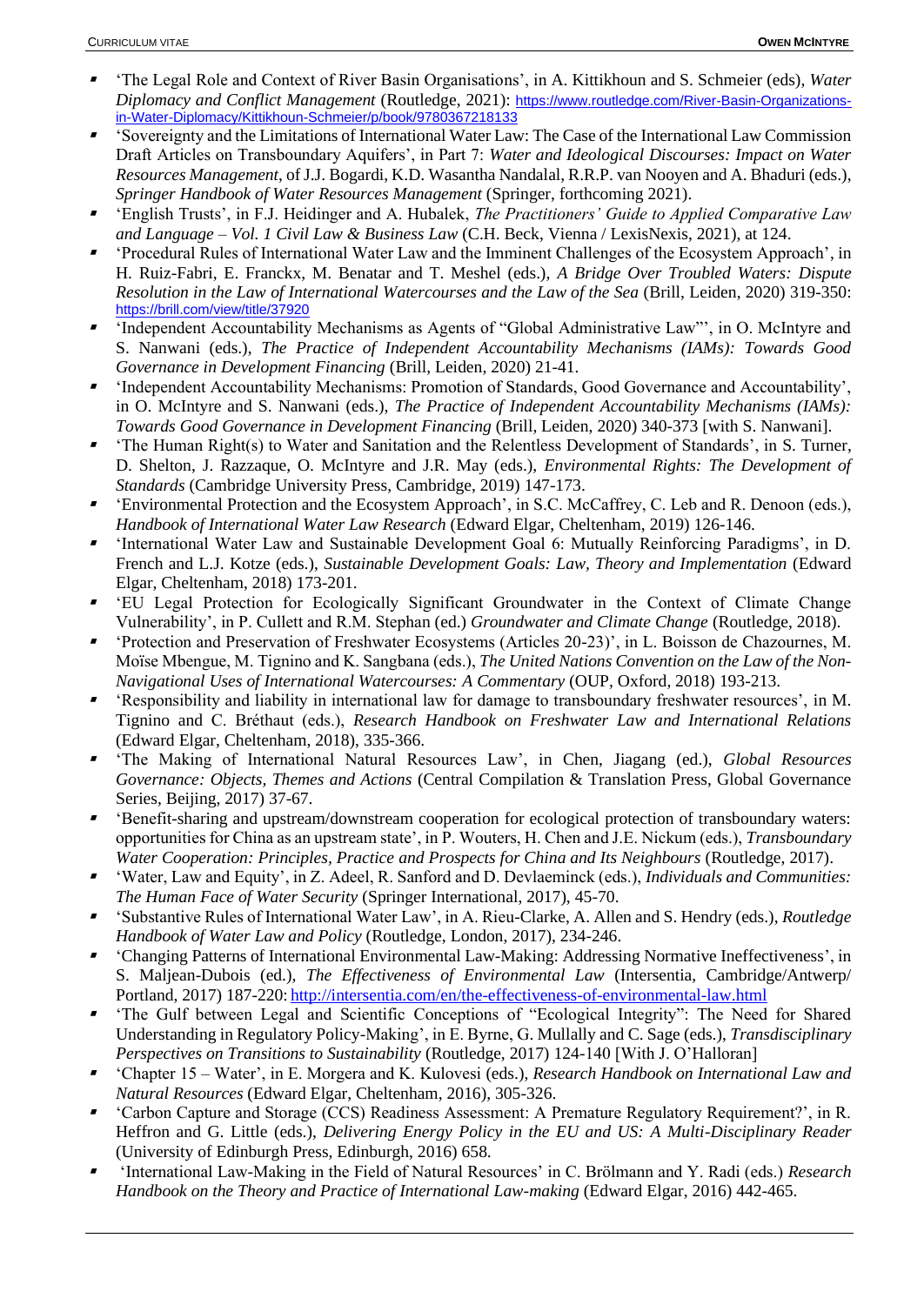- 'The Legal Role and Context of River Basin Organisations', in A. Kittikhoun and S. Schmeier (eds), *Water Diplomacy and Conflict Management* (Routledge, 2021): https://www.routledge.com/River-Basin-Organizations-in-Water-Diplomacy/Kittikhoun-Schmeier/p/book/9780367218133
- 'Sovereignty and the Limitations of International Water Law: The Case of the International Law Commission Draft Articles on Transboundary Aquifers', in Part 7: *Water and Ideological Discourses: Impact on Water Resources Management*, of J.J. Bogardi, K.D. Wasantha Nandalal, R.R.P. van Nooyen and A. Bhaduri (eds.), *Springer Handbook of Water Resources Management* (Springer, forthcoming 2021).
- 'English Trusts', in F.J. Heidinger and A. Hubalek, *The Practitioners' Guide to Applied Comparative Law and Language – Vol. 1 Civil Law & Business Law* (C.H. Beck, Vienna / LexisNexis, 2021), at 124.
- 'Procedural Rules of International Water Law and the Imminent Challenges of the Ecosystem Approach', in H. Ruiz-Fabri, E. Franckx, M. Benatar and T. Meshel (eds.), *A Bridge Over Troubled Waters: Dispute Resolution in the Law of International Watercourses and the Law of the Sea* (Brill, Leiden, 2020) 319-350: https://brill.com/view/title/37920
- 'Independent Accountability Mechanisms as Agents of "Global Administrative Law"', in O. McIntyre and S. Nanwani (eds.), *The Practice of Independent Accountability Mechanisms (IAMs): Towards Good Governance in Development Financing* (Brill, Leiden, 2020) 21-41.
- 'Independent Accountability Mechanisms: Promotion of Standards, Good Governance and Accountability', in O. McIntyre and S. Nanwani (eds.), *The Practice of Independent Accountability Mechanisms (IAMs): Towards Good Governance in Development Financing* (Brill, Leiden, 2020) 340-373 [with S. Nanwani].
- 'The Human Right(s) to Water and Sanitation and the Relentless Development of Standards', in S. Turner, D. Shelton, J. Razzaque, O. McIntyre and J.R. May (eds.), *Environmental Rights: The Development of Standards* (Cambridge University Press, Cambridge, 2019) 147-173.
- 'Environmental Protection and the Ecosystem Approach', in S.C. McCaffrey, C. Leb and R. Denoon (eds.), *Handbook of International Water Law Research* (Edward Elgar, Cheltenham, 2019) 126-146.
- 'International Water Law and Sustainable Development Goal 6: Mutually Reinforcing Paradigms', in D. French and L.J. Kotze (eds.), *Sustainable Development Goals: Law, Theory and Implementation* (Edward Elgar, Cheltenham, 2018) 173-201.
- 'EU Legal Protection for Ecologically Significant Groundwater in the Context of Climate Change Vulnerability', in P. Cullett and R.M. Stephan (ed.) *Groundwater and Climate Change* (Routledge, 2018).
- 'Protection and Preservation of Freshwater Ecosystems (Articles 20-23)', in L. Boisson de Chazournes, M. Moïse Mbengue, M. Tignino and K. Sangbana (eds.), *The United Nations Convention on the Law of the Non-Navigational Uses of International Watercourses: A Commentary* (OUP, Oxford, 2018) 193-213.
- 'Responsibility and liability in international law for damage to transboundary freshwater resources', in M. Tignino and C. Bréthaut (eds.), *Research Handbook on Freshwater Law and International Relations* (Edward Elgar, Cheltenham, 2018), 335-366.
- 'The Making of International Natural Resources Law', in Chen, Jiagang (ed.), *Global Resources Governance: Objects, Themes and Actions* (Central Compilation & Translation Press, Global Governance Series, Beijing, 2017) 37-67.
- 'Benefit-sharing and upstream/downstream cooperation for ecological protection of transboundary waters: opportunities for China as an upstream state', in P. Wouters, H. Chen and J.E. Nickum (eds.), *Transboundary Water Cooperation: Principles, Practice and Prospects for China and Its Neighbours* (Routledge, 2017).
- 'Water, Law and Equity', in Z. Adeel, R. Sanford and D. Devlaeminck (eds.), *Individuals and Communities: The Human Face of Water Security* (Springer International, 2017), 45-70.
- 'Substantive Rules of International Water Law', in A. Rieu-Clarke, A. Allen and S. Hendry (eds.), *Routledge Handbook of Water Law and Policy* (Routledge, London, 2017), 234-246.
- 'Changing Patterns of International Environmental Law-Making: Addressing Normative Ineffectiveness', in S. Maljean-Dubois (ed.), *The Effectiveness of Environmental Law* (Intersentia, Cambridge/Antwerp/Portland, 2017) 187-220: http://intersentia.com/en/the-effectiveness-of-environmental-law.html
- 'The Gulf between Legal and Scientific Conceptions of "Ecological Integrity": The Need for Shared Understanding in Regulatory Policy-Making', in E. Byrne, G. Mullally and C. Sage (eds.), *Transdisciplinary Perspectives on Transitions to Sustainability* (Routledge, 2017) 124-140 [With J. O'Halloran]
- 'Chapter 15 – Water', in E. Morgera and K. Kulovesi (eds.), *Research Handbook on International Law and Natural Resources* (Edward Elgar, Cheltenham, 2016), 305-326.
- 'Carbon Capture and Storage (CCS) Readiness Assessment: A Premature Regulatory Requirement?', in R. Heffron and G. Little (eds.), *Delivering Energy Policy in the EU and US: A Multi-Disciplinary Reader* (University of Edinburgh Press, Edinburgh, 2016) 658.
- 'International Law-Making in the Field of Natural Resources' in C. Brölmann and Y. Radi (eds.) *Research Handbook on the Theory and Practice of International Law-making* (Edward Elgar, 2016) 442-465.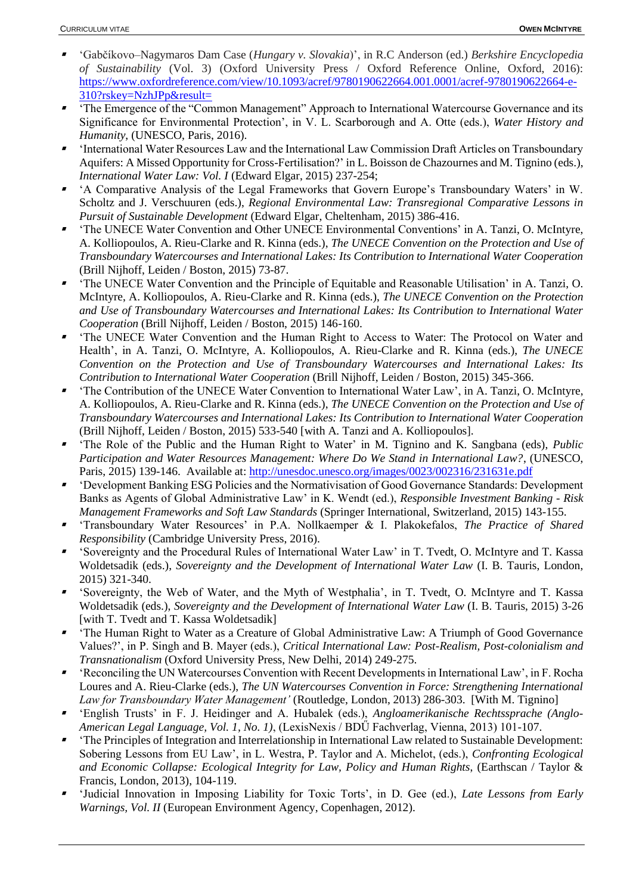- 'Gabčíkovo–Nagymaros Dam Case (*Hungary v. Slovakia*)', in R.C Anderson (ed.) *Berkshire Encyclopedia of Sustainability* (Vol. 3) (Oxford University Press / Oxford Reference Online, Oxford, 2016): https://www.oxfordreference.com/view/10.1093/acref/9780190622664.001.0001/acref-9780190622664-e-310?rskey=NzhJPp&result=
- 'The Emergence of the "Common Management" Approach to International Watercourse Governance and its Significance for Environmental Protection', in V. L. Scarborough and A. Otte (eds.), *Water History and Humanity*, (UNESCO, Paris, 2016).
- 'International Water Resources Law and the International Law Commission Draft Articles on Transboundary Aquifers: A Missed Opportunity for Cross-Fertilisation?' in L. Boisson de Chazournes and M. Tignino (eds.), *International Water Law: Vol. I* (Edward Elgar, 2015) 237-254;
- 'A Comparative Analysis of the Legal Frameworks that Govern Europe's Transboundary Waters' in W. Scholtz and J. Verschuuren (eds.), *Regional Environmental Law: Transregional Comparative Lessons in Pursuit of Sustainable Development* (Edward Elgar, Cheltenham, 2015) 386-416.
- 'The UNECE Water Convention and Other UNECE Environmental Conventions' in A. Tanzi, O. McIntyre, A. Kolliopoulos, A. Rieu-Clarke and R. Kinna (eds.), *The UNECE Convention on the Protection and Use of Transboundary Watercourses and International Lakes: Its Contribution to International Water Cooperation* (Brill Nijhoff, Leiden / Boston, 2015) 73-87.
- 'The UNECE Water Convention and the Principle of Equitable and Reasonable Utilisation' in A. Tanzi, O. McIntyre, A. Kolliopoulos, A. Rieu-Clarke and R. Kinna (eds.), *The UNECE Convention on the Protection and Use of Transboundary Watercourses and International Lakes: Its Contribution to International Water Cooperation* (Brill Nijhoff, Leiden / Boston, 2015) 146-160.
- 'The UNECE Water Convention and the Human Right to Access to Water: The Protocol on Water and Health', in A. Tanzi, O. McIntyre, A. Kolliopoulos, A. Rieu-Clarke and R. Kinna (eds.), *The UNECE Convention on the Protection and Use of Transboundary Watercourses and International Lakes: Its Contribution to International Water Cooperation* (Brill Nijhoff, Leiden / Boston, 2015) 345-366.
- 'The Contribution of the UNECE Water Convention to International Water Law', in A. Tanzi, O. McIntyre, A. Kolliopoulos, A. Rieu-Clarke and R. Kinna (eds.), *The UNECE Convention on the Protection and Use of Transboundary Watercourses and International Lakes: Its Contribution to International Water Cooperation* (Brill Nijhoff, Leiden / Boston, 2015) 533-540 [with A. Tanzi and A. Kolliopoulos].
- 'The Role of the Public and the Human Right to Water' in M. Tignino and K. Sangbana (eds), *Public Participation and Water Resources Management: Where Do We Stand in International Law?*, (UNESCO, Paris, 2015) 139-146. Available at: http://unesdoc.unesco.org/images/0023/002316/231631e.pdf
- 'Development Banking ESG Policies and the Normativisation of Good Governance Standards: Development Banks as Agents of Global Administrative Law' in K. Wendt (ed.), *Responsible Investment Banking - Risk Management Frameworks and Soft Law Standards* (Springer International, Switzerland, 2015) 143-155.
- 'Transboundary Water Resources' in P.A. Nollkaemper & I. Plakokefalos, *The Practice of Shared Responsibility* (Cambridge University Press, 2016).
- 'Sovereignty and the Procedural Rules of International Water Law' in T. Tvedt, O. McIntyre and T. Kassa Woldetsadik (eds.), *Sovereignty and the Development of International Water Law* (I. B. Tauris, London, 2015) 321-340.
- 'Sovereignty, the Web of Water, and the Myth of Westphalia', in T. Tvedt, O. McIntyre and T. Kassa Woldetsadik (eds.), *Sovereignty and the Development of International Water Law* (I. B. Tauris, 2015) 3-26 [with T. Tvedt and T. Kassa Woldetsadik]
- 'The Human Right to Water as a Creature of Global Administrative Law: A Triumph of Good Governance Values?', in P. Singh and B. Mayer (eds.), *Critical International Law: Post-Realism, Post-colonialism and Transnationalism* (Oxford University Press, New Delhi, 2014) 249-275.
- 'Reconciling the UN Watercourses Convention with Recent Developments in International Law', in F. Rocha Loures and A. Rieu-Clarke (eds.), *The UN Watercourses Convention in Force: Strengthening International Law for Transboundary Water Management'* (Routledge, London, 2013) 286-303. [With M. Tignino]
- 'English Trusts' in F. J. Heidinger and A. Hubalek (eds.), *Angloamerikanische Rechtssprache (Anglo-American Legal Language, Vol. 1, No. 1)*, (LexisNexis / BDŰ Fachverlag, Vienna, 2013) 101-107.
- 'The Principles of Integration and Interrelationship in International Law related to Sustainable Development: Sobering Lessons from EU Law', in L. Westra, P. Taylor and A. Michelot, (eds.), *Confronting Ecological and Economic Collapse: Ecological Integrity for Law, Policy and Human Rights*, (Earthscan / Taylor & Francis, London, 2013), 104-119.
- 'Judicial Innovation in Imposing Liability for Toxic Torts', in D. Gee (ed.), *Late Lessons from Early Warnings, Vol. II* (European Environment Agency, Copenhagen, 2012).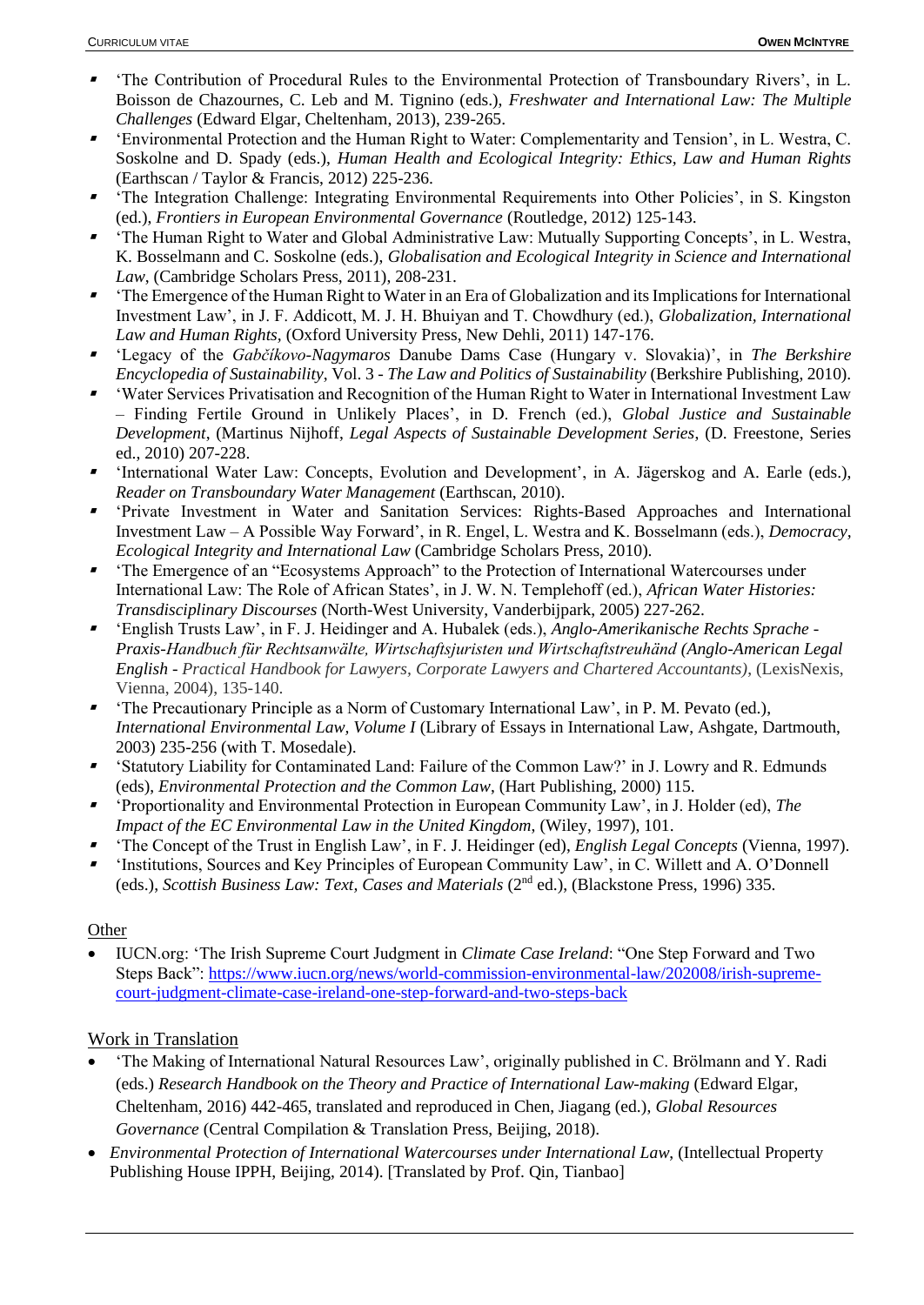- 'The Contribution of Procedural Rules to the Environmental Protection of Transboundary Rivers', in L. Boisson de Chazournes, C. Leb and M. Tignino (eds.), *Freshwater and International Law: The Multiple Challenges* (Edward Elgar, Cheltenham, 2013), 239-265.
- 'Environmental Protection and the Human Right to Water: Complementarity and Tension', in L. Westra, C. Soskolne and D. Spady (eds.), *Human Health and Ecological Integrity: Ethics, Law and Human Rights* (Earthscan / Taylor & Francis, 2012) 225-236.
- 'The Integration Challenge: Integrating Environmental Requirements into Other Policies', in S. Kingston (ed.), *Frontiers in European Environmental Governance* (Routledge, 2012) 125-143.
- 'The Human Right to Water and Global Administrative Law: Mutually Supporting Concepts', in L. Westra, K. Bosselmann and C. Soskolne (eds.), *Globalisation and Ecological Integrity in Science and International Law*, (Cambridge Scholars Press, 2011), 208-231.
- 'The Emergence of the Human Right to Water in an Era of Globalization and its Implications for International Investment Law', in J. F. Addicott, M. J. H. Bhuiyan and T. Chowdhury (ed.), *Globalization, International Law and Human Rights*, (Oxford University Press, New Dehli, 2011) 147-176.
- 'Legacy of the *Gabčíkovo-Nagymaros* Danube Dams Case (Hungary v. Slovakia)', in *The Berkshire Encyclopedia of Sustainability*, Vol. 3 - *The Law and Politics of Sustainability* (Berkshire Publishing, 2010).
- 'Water Services Privatisation and Recognition of the Human Right to Water in International Investment Law – Finding Fertile Ground in Unlikely Places', in D. French (ed.), *Global Justice and Sustainable Development*, (Martinus Nijhoff, *Legal Aspects of Sustainable Development Series*, (D. Freestone, Series ed., 2010) 207-228.
- 'International Water Law: Concepts, Evolution and Development', in A. Jägerskog and A. Earle (eds.), *Reader on Transboundary Water Management* (Earthscan, 2010).
- 'Private Investment in Water and Sanitation Services: Rights-Based Approaches and International Investment Law – A Possible Way Forward', in R. Engel, L. Westra and K. Bosselmann (eds.), *Democracy, Ecological Integrity and International Law* (Cambridge Scholars Press, 2010).
- 'The Emergence of an "Ecosystems Approach" to the Protection of International Watercourses under International Law: The Role of African States', in J. W. N. Templehoff (ed.), *African Water Histories: Transdisciplinary Discourses* (North-West University, Vanderbijlpark, 2005) 227-262.
- 'English Trusts Law', in F. J. Heidinger and A. Hubalek (eds.), *Anglo-Amerikanische Rechts Sprache - Praxis-Handbuch für Rechtsanwälte, Wirtschaftsjuristen und Wirtschaftstreuhänd (Anglo-American Legal English - Practical Handbook for Lawyers, Corporate Lawyers and Chartered Accountants)*, (LexisNexis, Vienna, 2004), 135-140.
- 'The Precautionary Principle as a Norm of Customary International Law', in P. M. Pevato (ed.), *International Environmental Law, Volume I* (Library of Essays in International Law, Ashgate, Dartmouth, 2003) 235-256 (with T. Mosedale).
- 'Statutory Liability for Contaminated Land: Failure of the Common Law?' in J. Lowry and R. Edmunds (eds), *Environmental Protection and the Common Law*, (Hart Publishing, 2000) 115.
- 'Proportionality and Environmental Protection in European Community Law', in J. Holder (ed), *The Impact of the EC Environmental Law in the United Kingdom*, (Wiley, 1997), 101.
- 'The Concept of the Trust in English Law', in F. J. Heidinger (ed), *English Legal Concepts* (Vienna, 1997).
- 'Institutions, Sources and Key Principles of European Community Law', in C. Willett and A. O'Donnell (eds.), *Scottish Business Law: Text, Cases and Materials* (2nd ed.), (Blackstone Press, 1996) 335.

Other

- IUCN.org: 'The Irish Supreme Court Judgment in *Climate Case Ireland*: "One Step Forward and Two Steps Back": https://www.iucn.org/news/world-commission-environmental-law/202008/irish-supreme-court-judgment-climate-case-ireland-one-step-forward-and-two-steps-back

Work in Translation

- 'The Making of International Natural Resources Law', originally published in C. Brölmann and Y. Radi (eds.) *Research Handbook on the Theory and Practice of International Law-making* (Edward Elgar, Cheltenham, 2016) 442-465, translated and reproduced in Chen, Jiagang (ed.), *Global Resources Governance* (Central Compilation & Translation Press, Beijing, 2018).
- *Environmental Protection of International Watercourses under International Law*, (Intellectual Property Publishing House IPPH, Beijing, 2014). [Translated by Prof. Qin, Tianbao]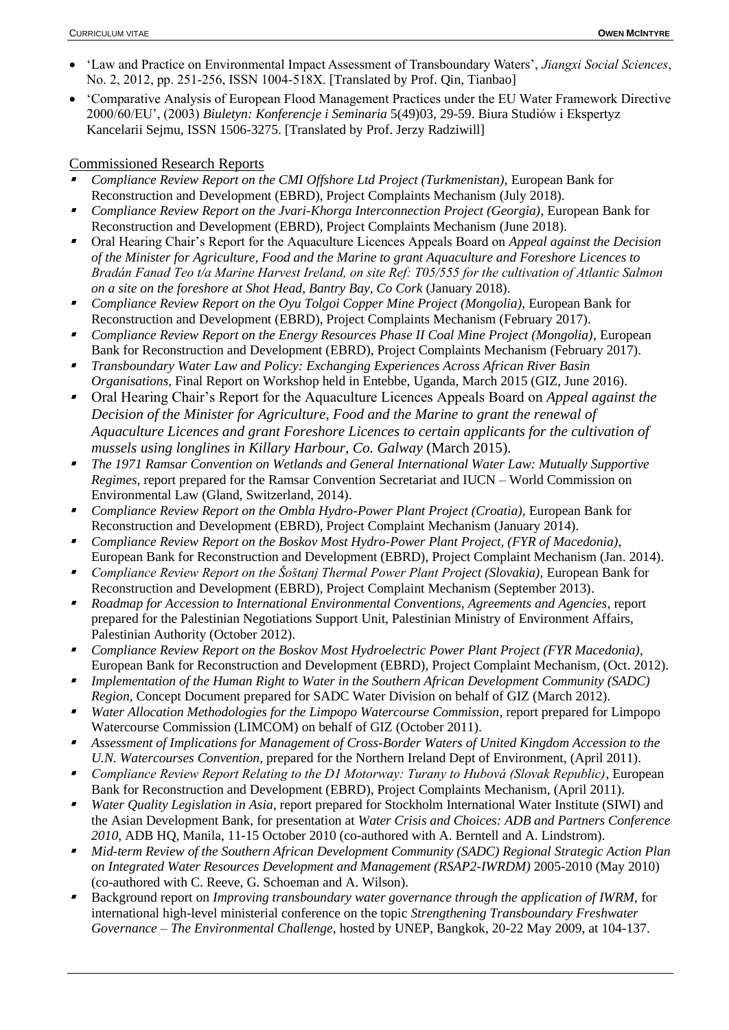- 'Law and Practice on Environmental Impact Assessment of Transboundary Waters', *Jiangxi Social Sciences*, No. 2, 2012, pp. 251-256, ISSN 1004-518X. [Translated by Prof. Qin, Tianbao]
- 'Comparative Analysis of European Flood Management Practices under the EU Water Framework Directive 2000/60/EU', (2003) *Biuletyn: Konferencje i Seminaria* 5(49)03, 29-59. Biura Studiów i Ekspertyz Kancelarii Sejmu, ISSN 1506-3275. [Translated by Prof. Jerzy Radziwill]

## Commissioned Research Reports

- *Compliance Review Report on the CMI Offshore Ltd Project (Turkmenistan),* European Bank for Reconstruction and Development (EBRD), Project Complaints Mechanism (July 2018).
- *Compliance Review Report on the Jvari-Khorga Interconnection Project (Georgia)*, European Bank for Reconstruction and Development (EBRD), Project Complaints Mechanism (June 2018).
- Oral Hearing Chair's Report for the Aquaculture Licences Appeals Board on *Appeal against the Decision of the Minister for Agriculture, Food and the Marine to grant Aquaculture and Foreshore Licences to Bradán Fanad Teo t/a Marine Harvest Ireland, on site Ref: T05/555 for the cultivation of Atlantic Salmon on a site on the foreshore at Shot Head, Bantry Bay, Co Cork* (January 2018).
- *Compliance Review Report on the Oyu Tolgoi Copper Mine Project (Mongolia)*, European Bank for Reconstruction and Development (EBRD), Project Complaints Mechanism (February 2017).
- *Compliance Review Report on the Energy Resources Phase II Coal Mine Project (Mongolia)*, European Bank for Reconstruction and Development (EBRD), Project Complaints Mechanism (February 2017).
- *Transboundary Water Law and Policy: Exchanging Experiences Across African River Basin Organisations*, Final Report on Workshop held in Entebbe, Uganda, March 2015 (GIZ, June 2016).
- Oral Hearing Chair's Report for the Aquaculture Licences Appeals Board on *Appeal against the Decision of the Minister for Agriculture, Food and the Marine to grant the renewal of Aquaculture Licences and grant Foreshore Licences to certain applicants for the cultivation of mussels using longlines in Killary Harbour, Co. Galway* (March 2015).
- *The 1971 Ramsar Convention on Wetlands and General International Water Law: Mutually Supportive Regimes,* report prepared for the Ramsar Convention Secretariat and IUCN – World Commission on Environmental Law (Gland, Switzerland, 2014).
- *Compliance Review Report on the Ombla Hydro-Power Plant Project (Croatia),* European Bank for Reconstruction and Development (EBRD), Project Complaint Mechanism (January 2014).
- *Compliance Review Report on the Boskov Most Hydro-Power Plant Project, (FYR of Macedonia),* European Bank for Reconstruction and Development (EBRD), Project Complaint Mechanism (Jan. 2014).
- *Compliance Review Report on the Šoštanj Thermal Power Plant Project (Slovakia)*, European Bank for Reconstruction and Development (EBRD), Project Complaint Mechanism (September 2013).
- *Roadmap for Accession to International Environmental Conventions, Agreements and Agencies*, report prepared for the Palestinian Negotiations Support Unit, Palestinian Ministry of Environment Affairs, Palestinian Authority (October 2012).
- *Compliance Review Report on the Boskov Most Hydroelectric Power Plant Project (FYR Macedonia)*, European Bank for Reconstruction and Development (EBRD), Project Complaint Mechanism, (Oct. 2012).
- *Implementation of the Human Right to Water in the Southern African Development Community (SADC) Region*, Concept Document prepared for SADC Water Division on behalf of GIZ (March 2012).
- *Water Allocation Methodologies for the Limpopo Watercourse Commission*, report prepared for Limpopo Watercourse Commission (LIMCOM) on behalf of GIZ (October 2011).
- *Assessment of Implications for Management of Cross-Border Waters of United Kingdom Accession to the U.N. Watercourses Convention*, prepared for the Northern Ireland Dept of Environment, (April 2011).
- *Compliance Review Report Relating to the D1 Motorway: Turany to Hubová (Slovak Republic)*, European Bank for Reconstruction and Development (EBRD), Project Complaints Mechanism, (April 2011).
- *Water Quality Legislation in Asia*, report prepared for Stockholm International Water Institute (SIWI) and the Asian Development Bank, for presentation at *Water Crisis and Choices: ADB and Partners Conference 2010*, ADB HQ, Manila, 11-15 October 2010 (co-authored with A. Berntell and A. Lindstrom).
- *Mid-term Review of the Southern African Development Community (SADC) Regional Strategic Action Plan on Integrated Water Resources Development and Management (RSAP2-IWRDM)* 2005-2010 (May 2010) (co-authored with C. Reeve, G. Schoeman and A. Wilson).
- Background report on *Improving transboundary water governance through the application of IWRM,* for international high-level ministerial conference on the topic *Strengthening Transboundary Freshwater Governance – The Environmental Challenge*, hosted by UNEP, Bangkok, 20-22 May 2009, at 104-137.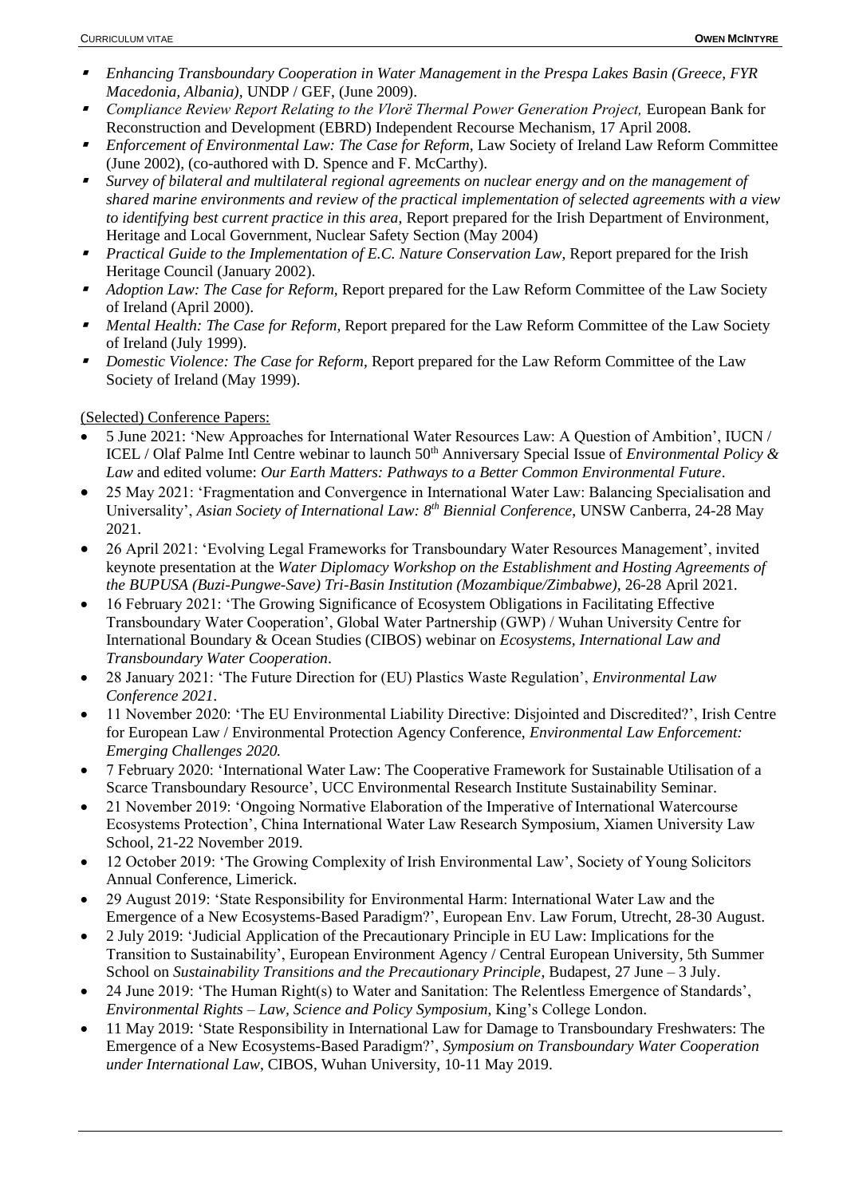- *Enhancing Transboundary Cooperation in Water Management in the Prespa Lakes Basin (Greece, FYR Macedonia, Albania)*, UNDP / GEF, (June 2009).
- *Compliance Review Report Relating to the Vlorë Thermal Power Generation Project,* European Bank for Reconstruction and Development (EBRD) Independent Recourse Mechanism, 17 April 2008.
- *Enforcement of Environmental Law: The Case for Reform*, Law Society of Ireland Law Reform Committee (June 2002), (co-authored with D. Spence and F. McCarthy).
- *Survey of bilateral and multilateral regional agreements on nuclear energy and on the management of shared marine environments and review of the practical implementation of selected agreements with a view to identifying best current practice in this area*, Report prepared for the Irish Department of Environment, Heritage and Local Government, Nuclear Safety Section (May 2004)
- *Practical Guide to the Implementation of E.C. Nature Conservation Law*, Report prepared for the Irish Heritage Council (January 2002).
- *Adoption Law: The Case for Reform*, Report prepared for the Law Reform Committee of the Law Society of Ireland (April 2000).
- *Mental Health: The Case for Reform,* Report prepared for the Law Reform Committee of the Law Society of Ireland (July 1999).
- *Domestic Violence: The Case for Reform*, Report prepared for the Law Reform Committee of the Law Society of Ireland (May 1999).

(Selected) Conference Papers:

- 5 June 2021: 'New Approaches for International Water Resources Law: A Question of Ambition', IUCN / ICEL / Olaf Palme Intl Centre webinar to launch 50th Anniversary Special Issue of *Environmental Policy & Law* and edited volume: *Our Earth Matters: Pathways to a Better Common Environmental Future*.
- 25 May 2021: 'Fragmentation and Convergence in International Water Law: Balancing Specialisation and Universality', *Asian Society of International Law: 8th Biennial Conference*, UNSW Canberra, 24-28 May 2021.
- 26 April 2021: 'Evolving Legal Frameworks for Transboundary Water Resources Management', invited keynote presentation at the *Water Diplomacy Workshop on the Establishment and Hosting Agreements of the BUPUSA (Buzi-Pungwe-Save) Tri-Basin Institution (Mozambique/Zimbabwe)*, 26-28 April 2021.
- 16 February 2021: 'The Growing Significance of Ecosystem Obligations in Facilitating Effective Transboundary Water Cooperation', Global Water Partnership (GWP) / Wuhan University Centre for International Boundary & Ocean Studies (CIBOS) webinar on *Ecosystems, International Law and Transboundary Water Cooperation*.
- 28 January 2021: 'The Future Direction for (EU) Plastics Waste Regulation', *Environmental Law Conference 2021*.
- 11 November 2020: 'The EU Environmental Liability Directive: Disjointed and Discredited?', Irish Centre for European Law / Environmental Protection Agency Conference, *Environmental Law Enforcement: Emerging Challenges 2020.*
- 7 February 2020: 'International Water Law: The Cooperative Framework for Sustainable Utilisation of a Scarce Transboundary Resource', UCC Environmental Research Institute Sustainability Seminar.
- 21 November 2019: 'Ongoing Normative Elaboration of the Imperative of International Watercourse Ecosystems Protection', China International Water Law Research Symposium, Xiamen University Law School, 21-22 November 2019.
- 12 October 2019: 'The Growing Complexity of Irish Environmental Law', Society of Young Solicitors Annual Conference, Limerick.
- 29 August 2019: 'State Responsibility for Environmental Harm: International Water Law and the Emergence of a New Ecosystems-Based Paradigm?', European Env. Law Forum, Utrecht, 28-30 August.
- 2 July 2019: 'Judicial Application of the Precautionary Principle in EU Law: Implications for the Transition to Sustainability', European Environment Agency / Central European University, 5th Summer School on *Sustainability Transitions and the Precautionary Principle*, Budapest, 27 June – 3 July.
- 24 June 2019: 'The Human Right(s) to Water and Sanitation: The Relentless Emergence of Standards', *Environmental Rights – Law, Science and Policy Symposium*, King's College London.
- 11 May 2019: 'State Responsibility in International Law for Damage to Transboundary Freshwaters: The Emergence of a New Ecosystems-Based Paradigm?', *Symposium on Transboundary Water Cooperation under International Law*, CIBOS, Wuhan University, 10-11 May 2019.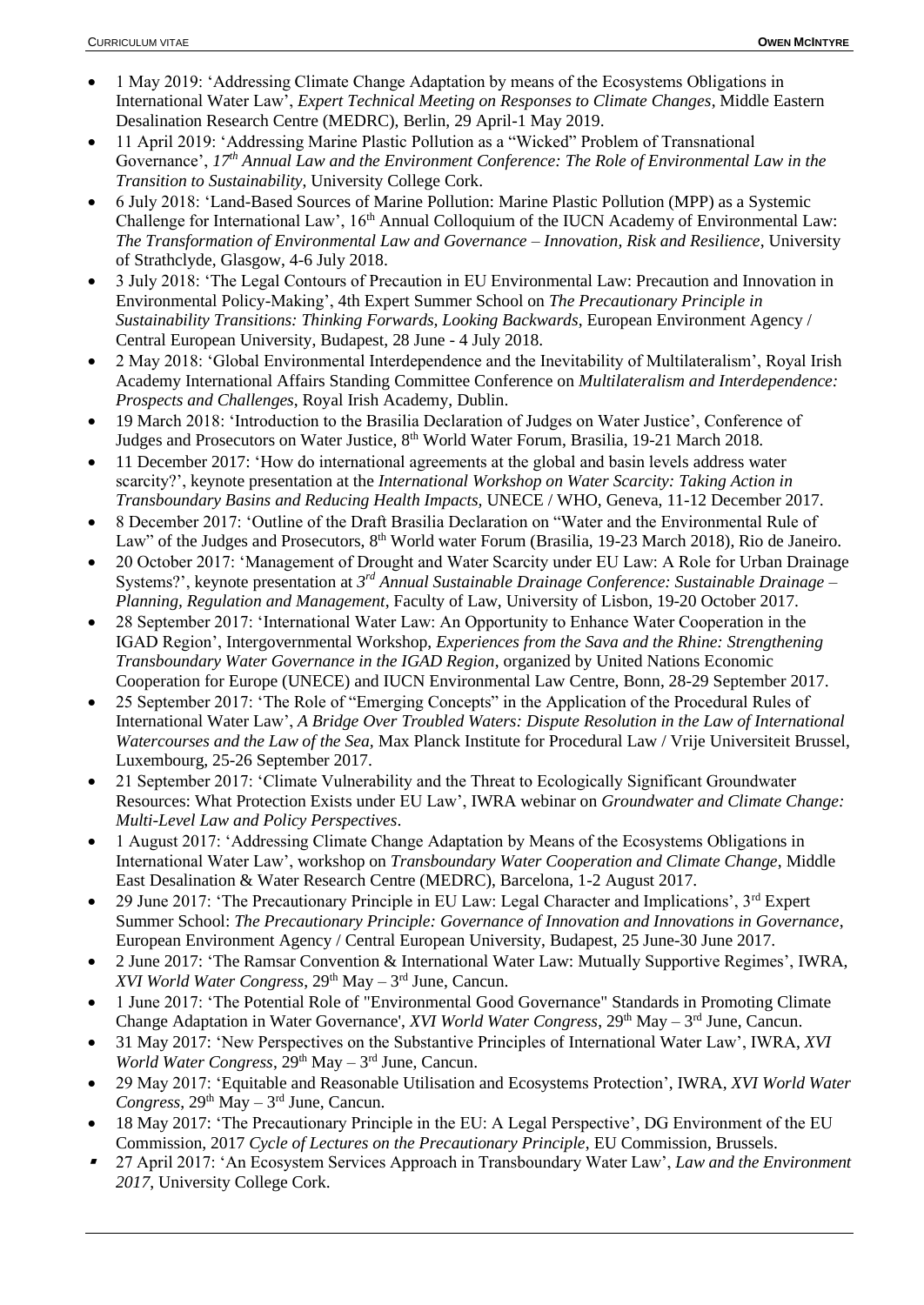- 1 May 2019: 'Addressing Climate Change Adaptation by means of the Ecosystems Obligations in International Water Law', *Expert Technical Meeting on Responses to Climate Changes*, Middle Eastern Desalination Research Centre (MEDRC), Berlin, 29 April-1 May 2019.
- 11 April 2019: 'Addressing Marine Plastic Pollution as a "Wicked" Problem of Transnational Governance', *17th Annual Law and the Environment Conference: The Role of Environmental Law in the Transition to Sustainability*, University College Cork.
- 6 July 2018: 'Land-Based Sources of Marine Pollution: Marine Plastic Pollution (MPP) as a Systemic Challenge for International Law', 16th Annual Colloquium of the IUCN Academy of Environmental Law: *The Transformation of Environmental Law and Governance – Innovation, Risk and Resilience*, University of Strathclyde, Glasgow, 4-6 July 2018.
- 3 July 2018: 'The Legal Contours of Precaution in EU Environmental Law: Precaution and Innovation in Environmental Policy-Making', 4th Expert Summer School on *The Precautionary Principle in Sustainability Transitions: Thinking Forwards, Looking Backwards*, European Environment Agency / Central European University, Budapest, 28 June - 4 July 2018.
- 2 May 2018: 'Global Environmental Interdependence and the Inevitability of Multilateralism', Royal Irish Academy International Affairs Standing Committee Conference on *Multilateralism and Interdependence: Prospects and Challenges*, Royal Irish Academy, Dublin.
- 19 March 2018: 'Introduction to the Brasilia Declaration of Judges on Water Justice', Conference of Judges and Prosecutors on Water Justice, 8th World Water Forum, Brasilia, 19-21 March 2018.
- 11 December 2017: 'How do international agreements at the global and basin levels address water scarcity?', keynote presentation at the *International Workshop on Water Scarcity: Taking Action in Transboundary Basins and Reducing Health Impacts,* UNECE / WHO, Geneva, 11-12 December 2017.
- 8 December 2017: 'Outline of the Draft Brasilia Declaration on "Water and the Environmental Rule of Law" of the Judges and Prosecutors, 8th World water Forum (Brasilia, 19-23 March 2018), Rio de Janeiro.
- 20 October 2017: 'Management of Drought and Water Scarcity under EU Law: A Role for Urban Drainage Systems?', keynote presentation at *3rd Annual Sustainable Drainage Conference: Sustainable Drainage – Planning, Regulation and Management*, Faculty of Law, University of Lisbon, 19-20 October 2017.
- 28 September 2017: 'International Water Law: An Opportunity to Enhance Water Cooperation in the IGAD Region', Intergovernmental Workshop, *Experiences from the Sava and the Rhine: Strengthening Transboundary Water Governance in the IGAD Region*, organized by United Nations Economic Cooperation for Europe (UNECE) and IUCN Environmental Law Centre, Bonn, 28-29 September 2017.
- 25 September 2017: 'The Role of "Emerging Concepts" in the Application of the Procedural Rules of International Water Law', *A Bridge Over Troubled Waters: Dispute Resolution in the Law of International Watercourses and the Law of the Sea,* Max Planck Institute for Procedural Law / Vrije Universiteit Brussel, Luxembourg, 25-26 September 2017.
- 21 September 2017: 'Climate Vulnerability and the Threat to Ecologically Significant Groundwater Resources: What Protection Exists under EU Law', IWRA webinar on *Groundwater and Climate Change: Multi-Level Law and Policy Perspectives*.
- 1 August 2017: 'Addressing Climate Change Adaptation by Means of the Ecosystems Obligations in International Water Law', workshop on *Transboundary Water Cooperation and Climate Change*, Middle East Desalination & Water Research Centre (MEDRC), Barcelona, 1-2 August 2017.
- 29 June 2017: 'The Precautionary Principle in EU Law: Legal Character and Implications', 3rd Expert Summer School: *The Precautionary Principle: Governance of Innovation and Innovations in Governance*, European Environment Agency / Central European University, Budapest, 25 June-30 June 2017.
- 2 June 2017: 'The Ramsar Convention & International Water Law: Mutually Supportive Regimes', IWRA, *XVI World Water Congress*, 29th May – 3rd June, Cancun.
- 1 June 2017: 'The Potential Role of "Environmental Good Governance" Standards in Promoting Climate Change Adaptation in Water Governance', *XVI World Water Congress*, 29th May – 3rd June, Cancun.
- 31 May 2017: 'New Perspectives on the Substantive Principles of International Water Law', IWRA, *XVI World Water Congress*, 29th May – 3rd June, Cancun.
- 29 May 2017: 'Equitable and Reasonable Utilisation and Ecosystems Protection', IWRA, *XVI World Water Congress*, 29th May – 3rd June, Cancun.
- 18 May 2017: 'The Precautionary Principle in the EU: A Legal Perspective', DG Environment of the EU Commission, 2017 *Cycle of Lectures on the Precautionary Principle*, EU Commission, Brussels.
- 27 April 2017: 'An Ecosystem Services Approach in Transboundary Water Law', *Law and the Environment 2017*, University College Cork.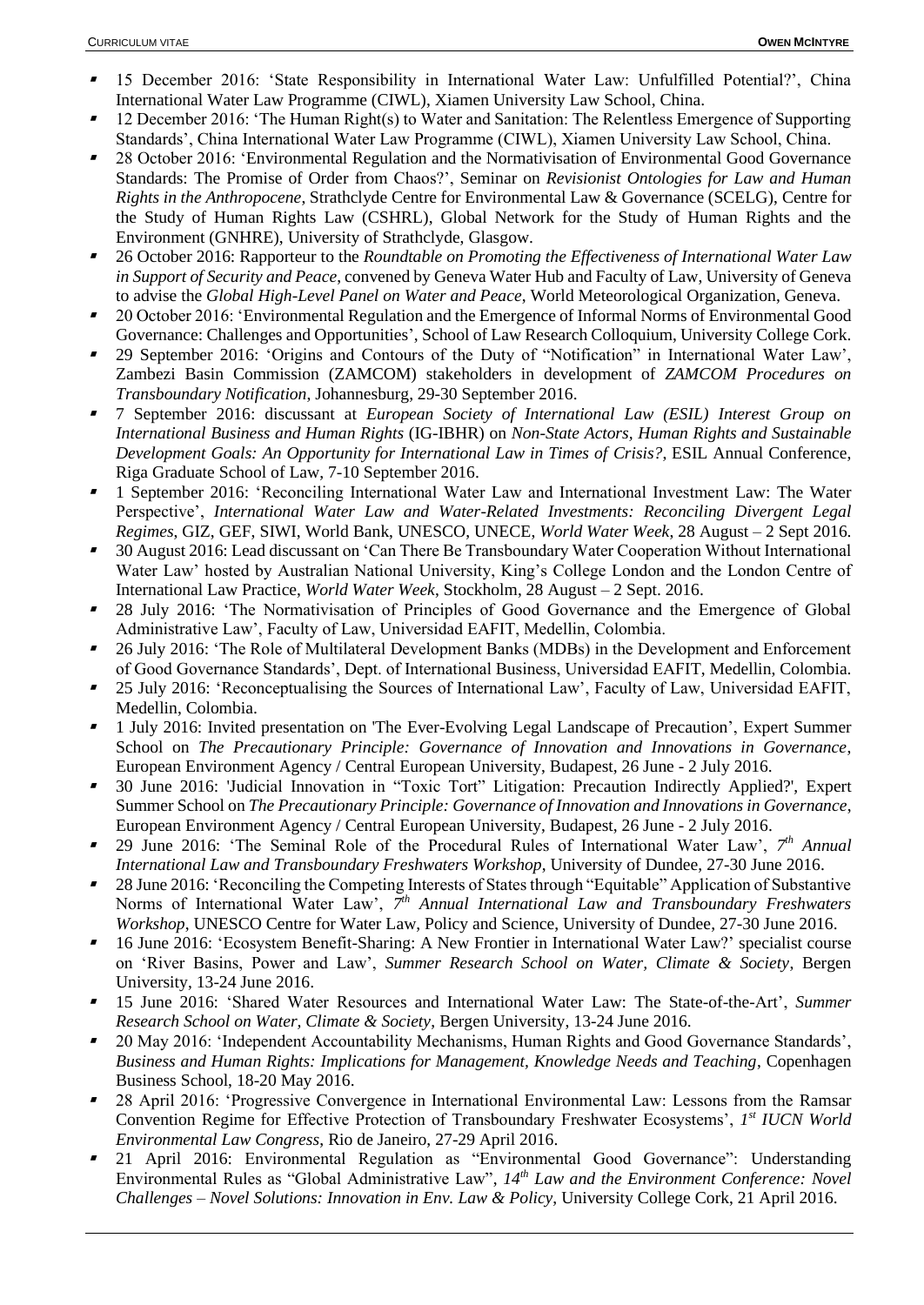- 15 December 2016: 'State Responsibility in International Water Law: Unfulfilled Potential?', China International Water Law Programme (CIWL), Xiamen University Law School, China.
- 12 December 2016: 'The Human Right(s) to Water and Sanitation: The Relentless Emergence of Supporting Standards', China International Water Law Programme (CIWL), Xiamen University Law School, China.
- 28 October 2016: 'Environmental Regulation and the Normativisation of Environmental Good Governance Standards: The Promise of Order from Chaos?', Seminar on *Revisionist Ontologies for Law and Human Rights in the Anthropocene*, Strathclyde Centre for Environmental Law & Governance (SCELG), Centre for the Study of Human Rights Law (CSHRL), Global Network for the Study of Human Rights and the Environment (GNHRE), University of Strathclyde, Glasgow.
- 26 October 2016: Rapporteur to the *Roundtable on Promoting the Effectiveness of International Water Law in Support of Security and Peace*, convened by Geneva Water Hub and Faculty of Law, University of Geneva to advise the *Global High-Level Panel on Water and Peace*, World Meteorological Organization, Geneva.
- 20 October 2016: 'Environmental Regulation and the Emergence of Informal Norms of Environmental Good Governance: Challenges and Opportunities', School of Law Research Colloquium, University College Cork.
- 29 September 2016: 'Origins and Contours of the Duty of "Notification" in International Water Law', Zambezi Basin Commission (ZAMCOM) stakeholders in development of *ZAMCOM Procedures on Transboundary Notification*, Johannesburg, 29-30 September 2016.
- 7 September 2016: discussant at *European Society of International Law (ESIL) Interest Group on International Business and Human Rights* (IG-IBHR) on *Non-State Actors, Human Rights and Sustainable Development Goals: An Opportunity for International Law in Times of Crisis?*, ESIL Annual Conference, Riga Graduate School of Law, 7-10 September 2016.
- 1 September 2016: 'Reconciling International Water Law and International Investment Law: The Water Perspective', *International Water Law and Water-Related Investments: Reconciling Divergent Legal Regimes*, GIZ, GEF, SIWI, World Bank, UNESCO, UNECE, *World Water Week*, 28 August – 2 Sept 2016.
- 30 August 2016: Lead discussant on 'Can There Be Transboundary Water Cooperation Without International Water Law' hosted by Australian National University, King's College London and the London Centre of International Law Practice, *World Water Week*, Stockholm, 28 August – 2 Sept. 2016.
- 28 July 2016: 'The Normativisation of Principles of Good Governance and the Emergence of Global Administrative Law', Faculty of Law, Universidad EAFIT, Medellin, Colombia.
- 26 July 2016: 'The Role of Multilateral Development Banks (MDBs) in the Development and Enforcement of Good Governance Standards', Dept. of International Business, Universidad EAFIT, Medellin, Colombia.
- 25 July 2016: 'Reconceptualising the Sources of International Law', Faculty of Law, Universidad EAFIT, Medellin, Colombia.
- 1 July 2016: Invited presentation on 'The Ever-Evolving Legal Landscape of Precaution', Expert Summer School on *The Precautionary Principle: Governance of Innovation and Innovations in Governance*, European Environment Agency / Central European University, Budapest, 26 June - 2 July 2016.
- 30 June 2016: 'Judicial Innovation in "Toxic Tort" Litigation: Precaution Indirectly Applied?', Expert Summer School on *The Precautionary Principle: Governance of Innovation and Innovations in Governance*, European Environment Agency / Central European University, Budapest, 26 June - 2 July 2016.
- 29 June 2016: 'The Seminal Role of the Procedural Rules of International Water Law', *7th Annual International Law and Transboundary Freshwaters Workshop*, University of Dundee, 27-30 June 2016.
- 28 June 2016: 'Reconciling the Competing Interests of States through "Equitable" Application of Substantive Norms of International Water Law', *7th Annual International Law and Transboundary Freshwaters Workshop*, UNESCO Centre for Water Law, Policy and Science, University of Dundee, 27-30 June 2016.
- 16 June 2016: 'Ecosystem Benefit-Sharing: A New Frontier in International Water Law?' specialist course on 'River Basins, Power and Law', *Summer Research School on Water, Climate & Society*, Bergen University, 13-24 June 2016.
- 15 June 2016: 'Shared Water Resources and International Water Law: The State-of-the-Art', *Summer Research School on Water, Climate & Society*, Bergen University, 13-24 June 2016.
- 20 May 2016: 'Independent Accountability Mechanisms, Human Rights and Good Governance Standards', *Business and Human Rights: Implications for Management, Knowledge Needs and Teaching*, Copenhagen Business School, 18-20 May 2016.
- 28 April 2016: 'Progressive Convergence in International Environmental Law: Lessons from the Ramsar Convention Regime for Effective Protection of Transboundary Freshwater Ecosystems', *1st IUCN World Environmental Law Congress*, Rio de Janeiro, 27-29 April 2016.
- 21 April 2016: Environmental Regulation as "Environmental Good Governance": Understanding Environmental Rules as "Global Administrative Law", *14th Law and the Environment Conference: Novel Challenges – Novel Solutions: Innovation in Env. Law & Policy*, University College Cork, 21 April 2016.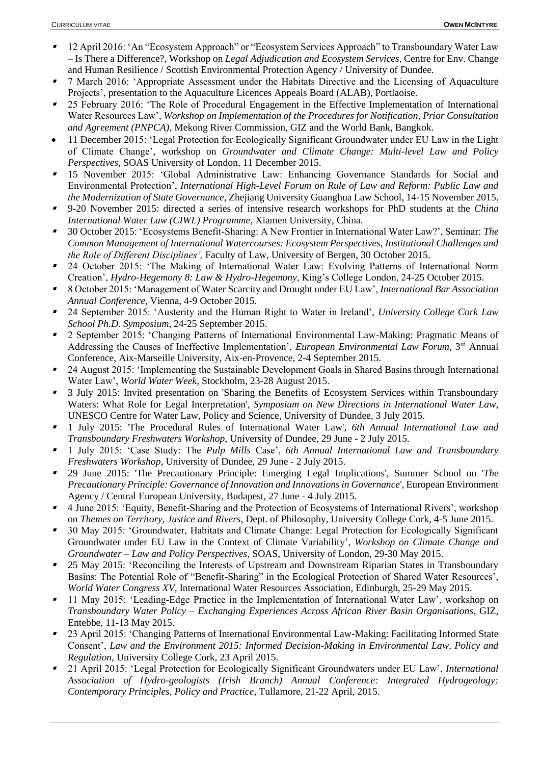- 12 April 2016: 'An "Ecosystem Approach" or "Ecosystem Services Approach" to Transboundary Water Law – Is There a Difference?, Workshop on *Legal Adjudication and Ecosystem Services*, Centre for Env. Change and Human Resilience / Scottish Environmental Protection Agency / University of Dundee.
- 7 March 2016: 'Appropriate Assessment under the Habitats Directive and the Licensing of Aquaculture Projects', presentation to the Aquaculture Licences Appeals Board (ALAB), Portlaoise.
- 25 February 2016: 'The Role of Procedural Engagement in the Effective Implementation of International Water Resources Law', *Workshop on Implementation of the Procedures for Notification, Prior Consultation and Agreement (PNPCA)*, Mekong River Commission, GIZ and the World Bank, Bangkok.
- 11 December 2015: 'Legal Protection for Ecologically Significant Groundwater under EU Law in the Light of Climate Change', workshop on *Groundwater and Climate Change: Multi-level Law and Policy Perspectives*, SOAS University of London, 11 December 2015.
- 15 November 2015: 'Global Administrative Law: Enhancing Governance Standards for Social and Environmental Protection', *International High-Level Forum on Rule of Law and Reform: Public Law and the Modernization of State Governance*, Zhejiang University Guanghua Law School, 14-15 November 2015.
- 9-20 November 2015: directed a series of intensive research workshops for PhD students at the *China International Water Law (CIWL) Programme*, Xiamen University, China.
- 30 October 2015: 'Ecosystems Benefit-Sharing: A New Frontier in International Water Law?', Seminar: *The Common Management of International Watercourses: Ecosystem Perspectives, Institutional Challenges and the Role of Different Disciplines',* Faculty of Law, University of Bergen, 30 October 2015.
- 24 October 2015: 'The Making of International Water Law: Evolving Patterns of International Norm Creation', *Hydro-Hegemony 8: Law & Hydro-Hegemony*, King's College London, 24-25 October 2015.
- 8 October 2015: 'Management of Water Scarcity and Drought under EU Law', *International Bar Association Annual Conference*, Vienna, 4-9 October 2015.
- 24 September 2015: 'Austerity and the Human Right to Water in Ireland', *University College Cork Law School Ph.D. Symposium*, 24-25 September 2015.
- 2 September 2015: 'Changing Patterns of International Environmental Law-Making: Pragmatic Means of Addressing the Causes of Ineffective Implementation', *European Environmental Law Forum*, 3rd Annual Conference, Aix-Marseille University, Aix-en-Provence, 2-4 September 2015.
- 24 August 2015: 'Implementing the Sustainable Development Goals in Shared Basins through International Water Law', *World Water Week*, Stockholm, 23-28 August 2015.
- 3 July 2015: Invited presentation on 'Sharing the Benefits of Ecosystem Services within Transboundary Waters: What Role for Legal Interpretation', *Symposium on New Directions in International Water Law*, UNESCO Centre for Water Law, Policy and Science, University of Dundee, 3 July 2015.
- 1 July 2015: 'The Procedural Rules of International Water Law', *6th Annual International Law and Transboundary Freshwaters Workshop*, University of Dundee, 29 June - 2 July 2015.
- 1 July 2015: 'Case Study: The *Pulp Mills* Case', *6th Annual International Law and Transboundary Freshwaters Workshop*, University of Dundee, 29 June - 2 July 2015.
- 29 June 2015: 'The Precautionary Principle: Emerging Legal Implications', Summer School on '*The Precautionary Principle: Governance of Innovation and Innovations in Governance*', European Environment Agency / Central European University, Budapest, 27 June - 4 July 2015.
- 4 June 2015: 'Equity, Benefit-Sharing and the Protection of Ecosystems of International Rivers', workshop on *Themes on Territory, Justice and Rivers*, Dept. of Philosophy, University College Cork, 4-5 June 2015.
- 30 May 2015: 'Groundwater, Habitats and Climate Change: Legal Protection for Ecologically Significant Groundwater under EU Law in the Context of Climate Variability', *Workshop on Climate Change and Groundwater – Law and Policy Perspectives*, SOAS, University of London, 29-30 May 2015.
- 25 May 2015: 'Reconciling the Interests of Upstream and Downstream Riparian States in Transboundary Basins: The Potential Role of "Benefit-Sharing" in the Ecological Protection of Shared Water Resources', *World Water Congress XV*, International Water Resources Association, Edinburgh, 25-29 May 2015.
- 11 May 2015: 'Leading-Edge Practice in the Implementation of International Water Law', workshop on *Transboundary Water Policy – Exchanging Experiences Across African River Basin Organisations*, GIZ, Entebbe, 11-13 May 2015.
- 23 April 2015: 'Changing Patterns of International Environmental Law-Making: Facilitating Informed State Consent', *Law and the Environment 2015: Informed Decision-Making in Environmental Law, Policy and Regulation*, University College Cork, 23 April 2015.
- 21 April 2015: 'Legal Protection for Ecologically Significant Groundwaters under EU Law', *International Association of Hydro-geologists (Irish Branch) Annual Conference: Integrated Hydrogeology: Contemporary Principles, Policy and Practice*, Tullamore, 21-22 April, 2015.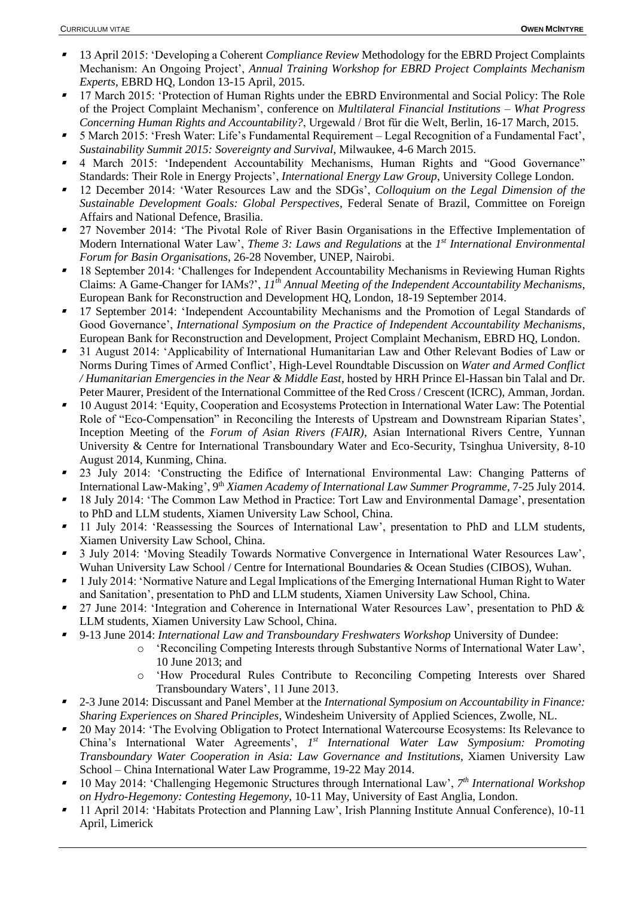- 13 April 2015: 'Developing a Coherent *Compliance Review* Methodology for the EBRD Project Complaints Mechanism: An Ongoing Project', *Annual Training Workshop for EBRD Project Complaints Mechanism Experts*, EBRD HQ, London 13-15 April, 2015.
- 17 March 2015: 'Protection of Human Rights under the EBRD Environmental and Social Policy: The Role of the Project Complaint Mechanism', conference on *Multilateral Financial Institutions – What Progress Concerning Human Rights and Accountability?*, Urgewald / Brot für die Welt, Berlin, 16-17 March, 2015.
- 5 March 2015: 'Fresh Water: Life's Fundamental Requirement – Legal Recognition of a Fundamental Fact', *Sustainability Summit 2015: Sovereignty and Survival*, Milwaukee, 4-6 March 2015.
- 4 March 2015: 'Independent Accountability Mechanisms, Human Rights and "Good Governance" Standards: Their Role in Energy Projects', *International Energy Law Group*, University College London.
- 12 December 2014: 'Water Resources Law and the SDGs', *Colloquium on the Legal Dimension of the Sustainable Development Goals: Global Perspectives*, Federal Senate of Brazil, Committee on Foreign Affairs and National Defence, Brasilia.
- 27 November 2014: 'The Pivotal Role of River Basin Organisations in the Effective Implementation of Modern International Water Law', *Theme 3: Laws and Regulations* at the *1st International Environmental Forum for Basin Organisations*, 26-28 November, UNEP, Nairobi.
- 18 September 2014: 'Challenges for Independent Accountability Mechanisms in Reviewing Human Rights Claims: A Game-Changer for IAMs?', *11th Annual Meeting of the Independent Accountability Mechanisms*, European Bank for Reconstruction and Development HQ, London, 18-19 September 2014.
- 17 September 2014: 'Independent Accountability Mechanisms and the Promotion of Legal Standards of Good Governance', *International Symposium on the Practice of Independent Accountability Mechanisms*, European Bank for Reconstruction and Development, Project Complaint Mechanism, EBRD HQ, London.
- 31 August 2014: 'Applicability of International Humanitarian Law and Other Relevant Bodies of Law or Norms During Times of Armed Conflict', High-Level Roundtable Discussion on *Water and Armed Conflict / Humanitarian Emergencies in the Near & Middle East*, hosted by HRH Prince El-Hassan bin Talal and Dr. Peter Maurer, President of the International Committee of the Red Cross / Crescent (ICRC), Amman, Jordan.
- 10 August 2014: 'Equity, Cooperation and Ecosystems Protection in International Water Law: The Potential Role of "Eco-Compensation" in Reconciling the Interests of Upstream and Downstream Riparian States', Inception Meeting of the *Forum of Asian Rivers (FAIR)*, Asian International Rivers Centre, Yunnan University & Centre for International Transboundary Water and Eco-Security, Tsinghua University, 8-10 August 2014, Kunming, China.
- 23 July 2014: 'Constructing the Edifice of International Environmental Law: Changing Patterns of International Law-Making', 9th *Xiamen Academy of International Law Summer Programme*, 7-25 July 2014.
- 18 July 2014: 'The Common Law Method in Practice: Tort Law and Environmental Damage', presentation to PhD and LLM students, Xiamen University Law School, China.
- 11 July 2014: 'Reassessing the Sources of International Law', presentation to PhD and LLM students, Xiamen University Law School, China.
- 3 July 2014: 'Moving Steadily Towards Normative Convergence in International Water Resources Law', Wuhan University Law School / Centre for International Boundaries & Ocean Studies (CIBOS), Wuhan.
- 1 July 2014: 'Normative Nature and Legal Implications of the Emerging International Human Right to Water and Sanitation', presentation to PhD and LLM students, Xiamen University Law School, China.
- 27 June 2014: 'Integration and Coherence in International Water Resources Law', presentation to PhD & LLM students, Xiamen University Law School, China.
- 9-13 June 2014: *International Law and Transboundary Freshwaters Workshop* University of Dundee:
  - 'Reconciling Competing Interests through Substantive Norms of International Water Law', 10 June 2013; and
  - 'How Procedural Rules Contribute to Reconciling Competing Interests over Shared Transboundary Waters', 11 June 2013.
- 2-3 June 2014: Discussant and Panel Member at the *International Symposium on Accountability in Finance: Sharing Experiences on Shared Principles*, Windesheim University of Applied Sciences, Zwolle, NL.
- 20 May 2014: 'The Evolving Obligation to Protect International Watercourse Ecosystems: Its Relevance to China's International Water Agreements', *1st International Water Law Symposium: Promoting Transboundary Water Cooperation in Asia: Law Governance and Institutions*, Xiamen University Law School – China International Water Law Programme, 19-22 May 2014.
- 10 May 2014: 'Challenging Hegemonic Structures through International Law', *7th International Workshop on Hydro-Hegemony: Contesting Hegemony*, 10-11 May, University of East Anglia, London.
- 11 April 2014: 'Habitats Protection and Planning Law', Irish Planning Institute Annual Conference), 10-11 April, Limerick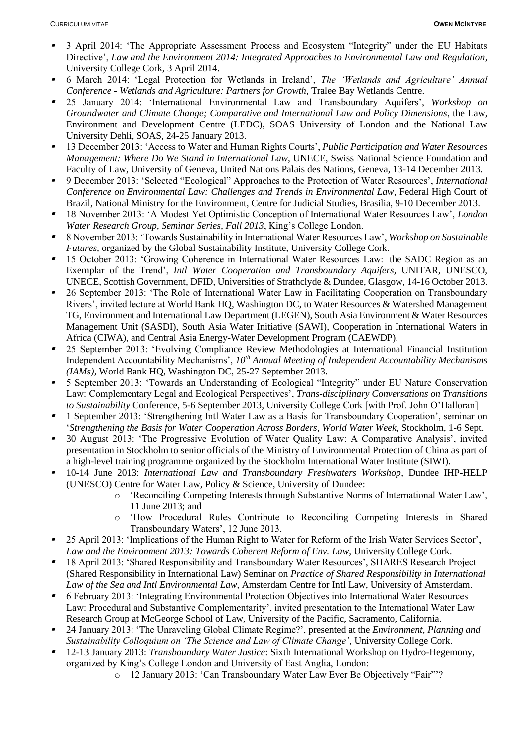- 3 April 2014: 'The Appropriate Assessment Process and Ecosystem "Integrity" under the EU Habitats Directive', *Law and the Environment 2014: Integrated Approaches to Environmental Law and Regulation*, University College Cork, 3 April 2014.
- 6 March 2014: 'Legal Protection for Wetlands in Ireland', *The 'Wetlands and Agriculture' Annual Conference - Wetlands and Agriculture: Partners for Growth*, Tralee Bay Wetlands Centre.
- 25 January 2014: 'International Environmental Law and Transboundary Aquifers', *Workshop on Groundwater and Climate Change; Comparative and International Law and Policy Dimensions*, the Law, Environment and Development Centre (LEDC), SOAS University of London and the National Law University Dehli, SOAS, 24-25 January 2013.
- 13 December 2013: 'Access to Water and Human Rights Courts', *Public Participation and Water Resources Management: Where Do We Stand in International Law*, UNECE, Swiss National Science Foundation and Faculty of Law, University of Geneva, United Nations Palais des Nations, Geneva, 13-14 December 2013.
- 9 December 2013: 'Selected "Ecological" Approaches to the Protection of Water Resources', *International Conference on Environmental Law: Challenges and Trends in Environmental Law*, Federal High Court of Brazil, National Ministry for the Environment, Centre for Judicial Studies, Brasilia, 9-10 December 2013.
- 18 November 2013: 'A Modest Yet Optimistic Conception of International Water Resources Law', *London Water Research Group, Seminar Series, Fall 2013*, King's College London.
- 8 November 2013: 'Towards Sustainability in International Water Resources Law', *Workshop on Sustainable Futures*, organized by the Global Sustainability Institute, University College Cork.
- 15 October 2013: 'Growing Coherence in International Water Resources Law: the SADC Region as an Exemplar of the Trend', *Intl Water Cooperation and Transboundary Aquifers,* UNITAR, UNESCO, UNECE, Scottish Government, DFID, Universities of Strathclyde & Dundee, Glasgow, 14-16 October 2013.
- 26 September 2013: 'The Role of International Water Law in Facilitating Cooperation on Transboundary Rivers', invited lecture at World Bank HQ, Washington DC, to Water Resources & Watershed Management TG, Environment and International Law Department (LEGEN), South Asia Environment & Water Resources Management Unit (SASDI), South Asia Water Initiative (SAWI), Cooperation in International Waters in Africa (CIWA), and Central Asia Energy-Water Development Program (CAEWDP).
- 25 September 2013: 'Evolving Compliance Review Methodologies at International Financial Institution Independent Accountability Mechanisms', *10th Annual Meeting of Independent Accountability Mechanisms (IAMs),* World Bank HQ, Washington DC, 25-27 September 2013.
- 5 September 2013: 'Towards an Understanding of Ecological "Integrity" under EU Nature Conservation Law: Complementary Legal and Ecological Perspectives', *Trans-disciplinary Conversations on Transitions to Sustainability* Conference, 5-6 September 2013, University College Cork [with Prof. John O'Halloran]
- 1 September 2013: 'Strengthening Intl Water Law as a Basis for Transboundary Cooperation', seminar on '*Strengthening the Basis for Water Cooperation Across Borders*, *World Water Week*, Stockholm, 1-6 Sept.
- 30 August 2013: 'The Progressive Evolution of Water Quality Law: A Comparative Analysis', invited presentation in Stockholm to senior officials of the Ministry of Environmental Protection of China as part of a high-level training programme organized by the Stockholm International Water Institute (SIWI).
- 10-14 June 2013: *International Law and Transboundary Freshwaters Workshop*, Dundee IHP-HELP (UNESCO) Centre for Water Law, Policy & Science, University of Dundee:
  - 'Reconciling Competing Interests through Substantive Norms of International Water Law', 11 June 2013; and
  - 'How Procedural Rules Contribute to Reconciling Competing Interests in Shared Transboundary Waters', 12 June 2013.
- 25 April 2013: 'Implications of the Human Right to Water for Reform of the Irish Water Services Sector', *Law and the Environment 2013: Towards Coherent Reform of Env. Law*, University College Cork.
- 18 April 2013: 'Shared Responsibility and Transboundary Water Resources', SHARES Research Project (Shared Responsibility in International Law) Seminar on *Practice of Shared Responsibility in International Law of the Sea and Intl Environmental Law,* Amsterdam Centre for Intl Law, University of Amsterdam.
- 6 February 2013: 'Integrating Environmental Protection Objectives into International Water Resources Law: Procedural and Substantive Complementarity', invited presentation to the International Water Law Research Group at McGeorge School of Law, University of the Pacific, Sacramento, California.
- 24 January 2013: 'The Unraveling Global Climate Regime?', presented at the *Environment, Planning and Sustainability Colloquium on 'The Science and Law of Climate Change'*, University College Cork.
- 12-13 January 2013: *Transboundary Water Justice*: Sixth International Workshop on Hydro-Hegemony, organized by King's College London and University of East Anglia, London:
  - 12 January 2013: 'Can Transboundary Water Law Ever Be Objectively "Fair"'?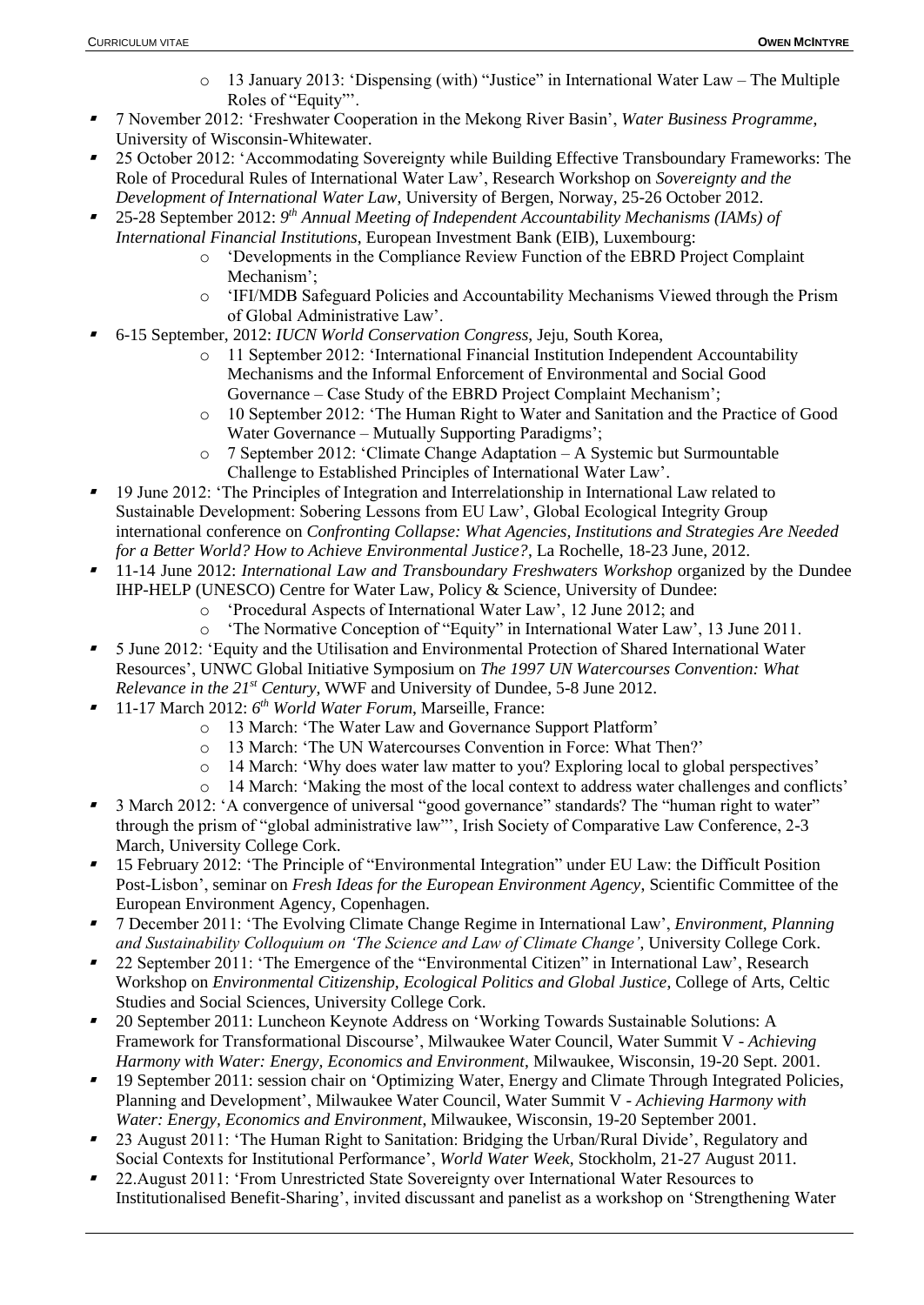- 13 January 2013: ‘Dispensing (with) “Justice” in International Water Law – The Multiple Roles of “Equity”’.
- 7 November 2012: ‘Freshwater Cooperation in the Mekong River Basin’, *Water Business Programme*, University of Wisconsin-Whitewater.
- 25 October 2012: ‘Accommodating Sovereignty while Building Effective Transboundary Frameworks: The Role of Procedural Rules of International Water Law’, Research Workshop on *Sovereignty and the Development of International Water Law*, University of Bergen, Norway, 25-26 October 2012.
- 25-28 September 2012: *9th Annual Meeting of Independent Accountability Mechanisms (IAMs) of International Financial Institutions*, European Investment Bank (EIB), Luxembourg:
    - ‘Developments in the Compliance Review Function of the EBRD Project Complaint Mechanism’;
    - ‘IFI/MDB Safeguard Policies and Accountability Mechanisms Viewed through the Prism of Global Administrative Law’.
- 6-15 September, 2012: *IUCN World Conservation Congress*, Jeju, South Korea,
    - 11 September 2012: ‘International Financial Institution Independent Accountability Mechanisms and the Informal Enforcement of Environmental and Social Good Governance – Case Study of the EBRD Project Complaint Mechanism’;
    - 10 September 2012: ‘The Human Right to Water and Sanitation and the Practice of Good Water Governance – Mutually Supporting Paradigms’;
    - 7 September 2012: ‘Climate Change Adaptation – A Systemic but Surmountable Challenge to Established Principles of International Water Law’.
- 19 June 2012: ‘The Principles of Integration and Interrelationship in International Law related to Sustainable Development: Sobering Lessons from EU Law’, Global Ecological Integrity Group international conference on *Confronting Collapse: What Agencies, Institutions and Strategies Are Needed for a Better World? How to Achieve Environmental Justice?*, La Rochelle, 18-23 June, 2012.
- 11-14 June 2012: *International Law and Transboundary Freshwaters Workshop* organized by the Dundee IHP-HELP (UNESCO) Centre for Water Law, Policy & Science, University of Dundee:
    - ‘Procedural Aspects of International Water Law’, 12 June 2012; and
    - ‘The Normative Conception of “Equity” in International Water Law’, 13 June 2011.
- 5 June 2012: ‘Equity and the Utilisation and Environmental Protection of Shared International Water Resources’, UNWC Global Initiative Symposium on *The 1997 UN Watercourses Convention: What Relevance in the 21st Century*, WWF and University of Dundee, 5-8 June 2012.
- 11-17 March 2012: *6th World Water Forum*, Marseille, France:
    - 13 March: ‘The Water Law and Governance Support Platform’
    - 13 March: ‘The UN Watercourses Convention in Force: What Then?’
    - 14 March: ‘Why does water law matter to you? Exploring local to global perspectives’
    - 14 March: ‘Making the most of the local context to address water challenges and conflicts’
- 3 March 2012: ‘A convergence of universal “good governance” standards? The “human right to water” through the prism of “global administrative law”’, Irish Society of Comparative Law Conference, 2-3 March, University College Cork.
- 15 February 2012: ‘The Principle of “Environmental Integration” under EU Law: the Difficult Position Post-Lisbon’, seminar on *Fresh Ideas for the European Environment Agency*, Scientific Committee of the European Environment Agency, Copenhagen.
- 7 December 2011: ‘The Evolving Climate Change Regime in International Law’, *Environment, Planning and Sustainability Colloquium on ‘The Science and Law of Climate Change’*, University College Cork.
- 22 September 2011: ‘The Emergence of the “Environmental Citizen” in International Law’, Research Workshop on *Environmental Citizenship, Ecological Politics and Global Justice*, College of Arts, Celtic Studies and Social Sciences, University College Cork.
- 20 September 2011: Luncheon Keynote Address on ‘Working Towards Sustainable Solutions: A Framework for Transformational Discourse’, Milwaukee Water Council, Water Summit V - *Achieving Harmony with Water: Energy, Economics and Environment*, Milwaukee, Wisconsin, 19-20 Sept. 2001.
- 19 September 2011: session chair on ‘Optimizing Water, Energy and Climate Through Integrated Policies, Planning and Development’, Milwaukee Water Council, Water Summit V - *Achieving Harmony with Water: Energy, Economics and Environment*, Milwaukee, Wisconsin, 19-20 September 2001.
- 23 August 2011: ‘The Human Right to Sanitation: Bridging the Urban/Rural Divide’, Regulatory and Social Contexts for Institutional Performance’, *World Water Week*, Stockholm, 21-27 August 2011.
- 22.August 2011: ‘From Unrestricted State Sovereignty over International Water Resources to Institutionalised Benefit-Sharing’, invited discussant and panelist as a workshop on ‘Strengthening Water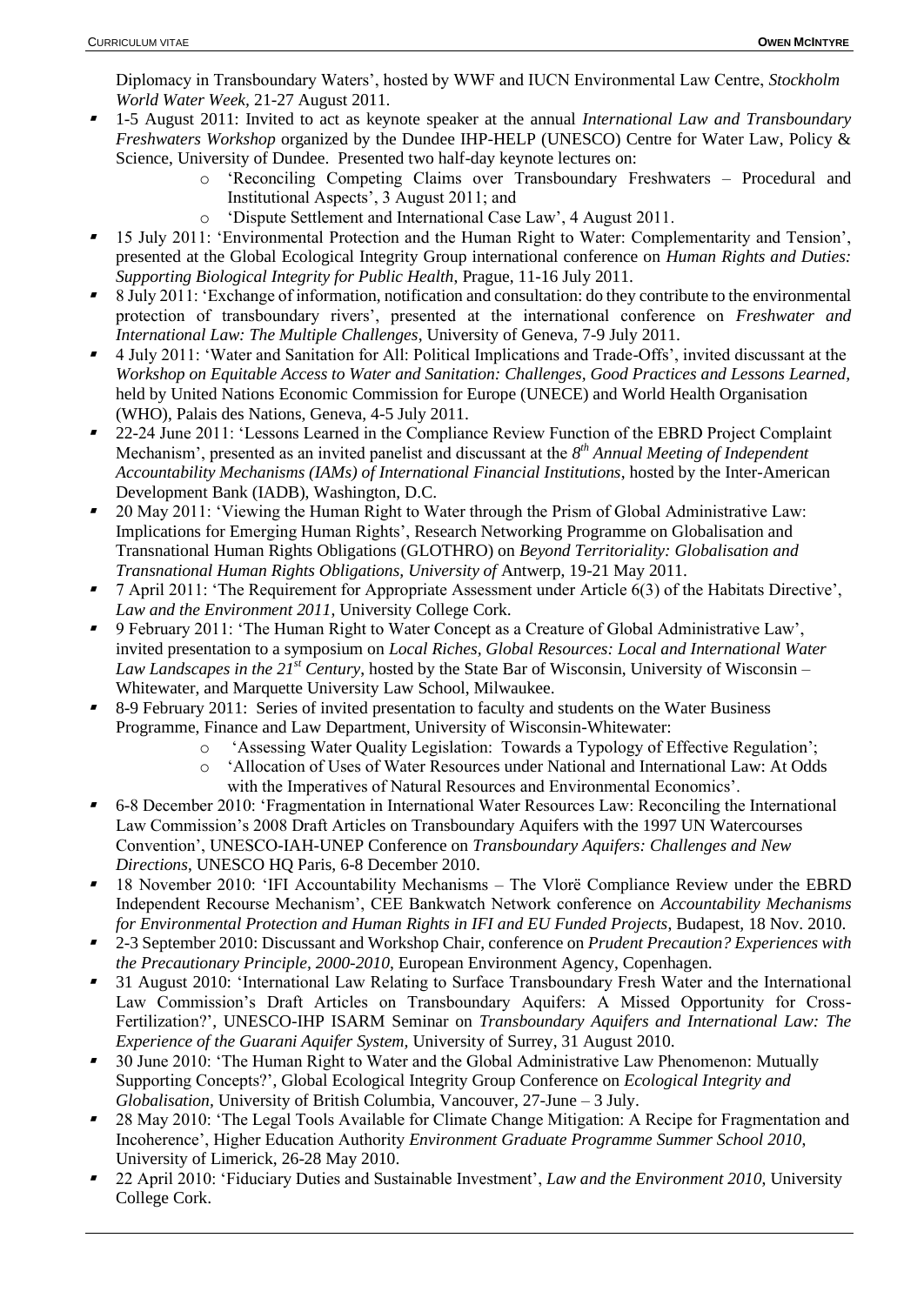Diplomacy in Transboundary Waters', hosted by WWF and IUCN Environmental Law Centre, *Stockholm World Water Week*, 21-27 August 2011.

- 1-5 August 2011: Invited to act as keynote speaker at the annual *International Law and Transboundary Freshwaters Workshop* organized by the Dundee IHP-HELP (UNESCO) Centre for Water Law, Policy & Science, University of Dundee. Presented two half-day keynote lectures on:
  - 'Reconciling Competing Claims over Transboundary Freshwaters – Procedural and Institutional Aspects', 3 August 2011; and
  - 'Dispute Settlement and International Case Law', 4 August 2011.
- 15 July 2011: 'Environmental Protection and the Human Right to Water: Complementarity and Tension', presented at the Global Ecological Integrity Group international conference on *Human Rights and Duties: Supporting Biological Integrity for Public Health*, Prague, 11-16 July 2011.
- 8 July 2011: 'Exchange of information, notification and consultation: do they contribute to the environmental protection of transboundary rivers', presented at the international conference on *Freshwater and International Law: The Multiple Challenges*, University of Geneva, 7-9 July 2011.
- 4 July 2011: 'Water and Sanitation for All: Political Implications and Trade-Offs', invited discussant at the *Workshop on Equitable Access to Water and Sanitation: Challenges, Good Practices and Lessons Learned*, held by United Nations Economic Commission for Europe (UNECE) and World Health Organisation (WHO), Palais des Nations, Geneva, 4-5 July 2011.
- 22-24 June 2011: 'Lessons Learned in the Compliance Review Function of the EBRD Project Complaint Mechanism', presented as an invited panelist and discussant at the *8th Annual Meeting of Independent Accountability Mechanisms (IAMs) of International Financial Institutions*, hosted by the Inter-American Development Bank (IADB), Washington, D.C.
- 20 May 2011: 'Viewing the Human Right to Water through the Prism of Global Administrative Law: Implications for Emerging Human Rights', Research Networking Programme on Globalisation and Transnational Human Rights Obligations (GLOTHRO) on *Beyond Territoriality: Globalisation and Transnational Human Rights Obligations, University of* Antwerp, 19-21 May 2011.
- 7 April 2011: 'The Requirement for Appropriate Assessment under Article 6(3) of the Habitats Directive', *Law and the Environment 2011*, University College Cork.
- 9 February 2011: 'The Human Right to Water Concept as a Creature of Global Administrative Law', invited presentation to a symposium on *Local Riches, Global Resources: Local and International Water Law Landscapes in the 21st Century*, hosted by the State Bar of Wisconsin, University of Wisconsin – Whitewater, and Marquette University Law School, Milwaukee.
- 8-9 February 2011: Series of invited presentation to faculty and students on the Water Business Programme, Finance and Law Department, University of Wisconsin-Whitewater:
  - 'Assessing Water Quality Legislation: Towards a Typology of Effective Regulation';
  - 'Allocation of Uses of Water Resources under National and International Law: At Odds with the Imperatives of Natural Resources and Environmental Economics'.
- 6-8 December 2010: 'Fragmentation in International Water Resources Law: Reconciling the International Law Commission's 2008 Draft Articles on Transboundary Aquifers with the 1997 UN Watercourses Convention', UNESCO-IAH-UNEP Conference on *Transboundary Aquifers: Challenges and New Directions*, UNESCO HQ Paris, 6-8 December 2010.
- 18 November 2010: 'IFI Accountability Mechanisms – The Vlorë Compliance Review under the EBRD Independent Recourse Mechanism', CEE Bankwatch Network conference on *Accountability Mechanisms for Environmental Protection and Human Rights in IFI and EU Funded Projects*, Budapest, 18 Nov. 2010.
- 2-3 September 2010: Discussant and Workshop Chair, conference on *Prudent Precaution? Experiences with the Precautionary Principle, 2000-2010*, European Environment Agency, Copenhagen.
- 31 August 2010: 'International Law Relating to Surface Transboundary Fresh Water and the International Law Commission's Draft Articles on Transboundary Aquifers: A Missed Opportunity for Cross-Fertilization?', UNESCO-IHP ISARM Seminar on *Transboundary Aquifers and International Law: The Experience of the Guarani Aquifer System,* University of Surrey, 31 August 2010.
- 30 June 2010: 'The Human Right to Water and the Global Administrative Law Phenomenon: Mutually Supporting Concepts?', Global Ecological Integrity Group Conference on *Ecological Integrity and Globalisation,* University of British Columbia, Vancouver, 27-June – 3 July.
- 28 May 2010: 'The Legal Tools Available for Climate Change Mitigation: A Recipe for Fragmentation and Incoherence', Higher Education Authority *Environment Graduate Programme Summer School 2010*, University of Limerick, 26-28 May 2010.
- 22 April 2010: 'Fiduciary Duties and Sustainable Investment', *Law and the Environment 2010*, University College Cork.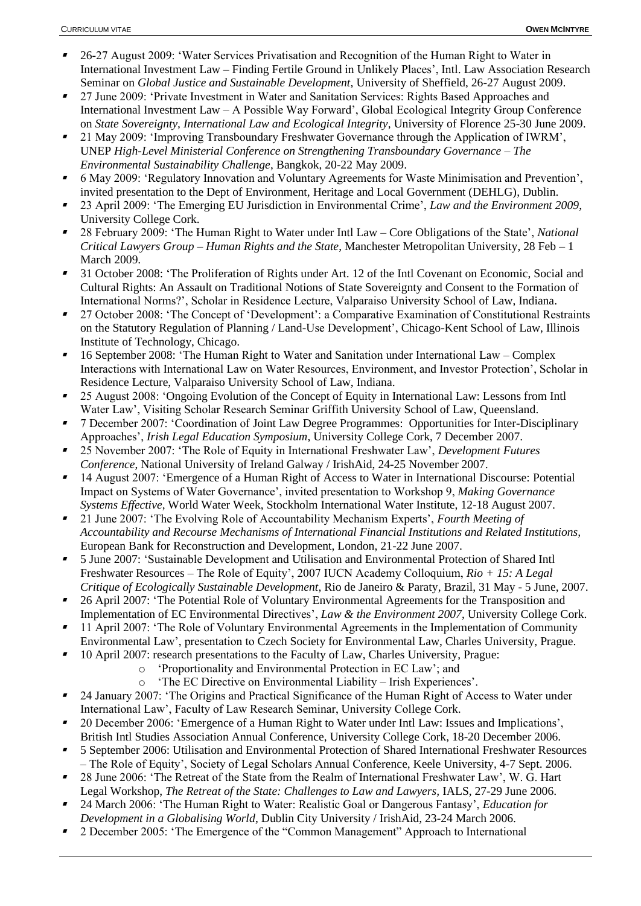- 26-27 August 2009: 'Water Services Privatisation and Recognition of the Human Right to Water in International Investment Law – Finding Fertile Ground in Unlikely Places', Intl. Law Association Research Seminar on *Global Justice and Sustainable Development*, University of Sheffield, 26-27 August 2009.
- 27 June 2009: 'Private Investment in Water and Sanitation Services: Rights Based Approaches and International Investment Law – A Possible Way Forward', Global Ecological Integrity Group Conference on *State Sovereignty, International Law and Ecological Integrity*, University of Florence 25-30 June 2009.
- 21 May 2009: 'Improving Transboundary Freshwater Governance through the Application of IWRM', UNEP *High-Level Ministerial Conference on Strengthening Transboundary Governance – The Environmental Sustainability Challenge*, Bangkok, 20-22 May 2009.
- 6 May 2009: 'Regulatory Innovation and Voluntary Agreements for Waste Minimisation and Prevention', invited presentation to the Dept of Environment, Heritage and Local Government (DEHLG), Dublin.
- 23 April 2009: 'The Emerging EU Jurisdiction in Environmental Crime', *Law and the Environment 2009*, University College Cork.
- 28 February 2009: 'The Human Right to Water under Intl Law – Core Obligations of the State', *National Critical Lawyers Group – Human Rights and the State*, Manchester Metropolitan University, 28 Feb – 1 March 2009.
- 31 October 2008: 'The Proliferation of Rights under Art. 12 of the Intl Covenant on Economic, Social and Cultural Rights: An Assault on Traditional Notions of State Sovereignty and Consent to the Formation of International Norms?', Scholar in Residence Lecture, Valparaiso University School of Law, Indiana.
- 27 October 2008: 'The Concept of 'Development': a Comparative Examination of Constitutional Restraints on the Statutory Regulation of Planning / Land-Use Development', Chicago-Kent School of Law, Illinois Institute of Technology, Chicago.
- 16 September 2008: 'The Human Right to Water and Sanitation under International Law – Complex Interactions with International Law on Water Resources, Environment, and Investor Protection', Scholar in Residence Lecture, Valparaiso University School of Law, Indiana.
- 25 August 2008: 'Ongoing Evolution of the Concept of Equity in International Law: Lessons from Intl Water Law', Visiting Scholar Research Seminar Griffith University School of Law, Queensland.
- 7 December 2007: 'Coordination of Joint Law Degree Programmes: Opportunities for Inter-Disciplinary Approaches', *Irish Legal Education Symposium*, University College Cork, 7 December 2007.
- 25 November 2007: 'The Role of Equity in International Freshwater Law', *Development Futures Conference*, National University of Ireland Galway / IrishAid, 24-25 November 2007.
- 14 August 2007: 'Emergence of a Human Right of Access to Water in International Discourse: Potential Impact on Systems of Water Governance', invited presentation to Workshop 9, *Making Governance Systems Effective*, World Water Week, Stockholm International Water Institute, 12-18 August 2007.
- 21 June 2007: 'The Evolving Role of Accountability Mechanism Experts', *Fourth Meeting of Accountability and Recourse Mechanisms of International Financial Institutions and Related Institutions*, European Bank for Reconstruction and Development, London, 21-22 June 2007.
- 5 June 2007: 'Sustainable Development and Utilisation and Environmental Protection of Shared Intl Freshwater Resources – The Role of Equity', 2007 IUCN Academy Colloquium, *Rio + 15: A Legal Critique of Ecologically Sustainable Development*, Rio de Janeiro & Paraty, Brazil, 31 May - 5 June, 2007.
- 26 April 2007: 'The Potential Role of Voluntary Environmental Agreements for the Transposition and Implementation of EC Environmental Directives', *Law & the Environment 2007*, University College Cork.
- 11 April 2007: 'The Role of Voluntary Environmental Agreements in the Implementation of Community Environmental Law', presentation to Czech Society for Environmental Law, Charles University, Prague.
- 10 April 2007: research presentations to the Faculty of Law, Charles University, Prague:
  - 'Proportionality and Environmental Protection in EC Law'; and
  - 'The EC Directive on Environmental Liability – Irish Experiences'.
- 24 January 2007: 'The Origins and Practical Significance of the Human Right of Access to Water under International Law', Faculty of Law Research Seminar, University College Cork.
- 20 December 2006: 'Emergence of a Human Right to Water under Intl Law: Issues and Implications', British Intl Studies Association Annual Conference, University College Cork, 18-20 December 2006.
- 5 September 2006: Utilisation and Environmental Protection of Shared International Freshwater Resources – The Role of Equity', Society of Legal Scholars Annual Conference, Keele University, 4-7 Sept. 2006.
- 28 June 2006: 'The Retreat of the State from the Realm of International Freshwater Law', W. G. Hart Legal Workshop, *The Retreat of the State: Challenges to Law and Lawyers*, IALS, 27-29 June 2006.
- 24 March 2006: 'The Human Right to Water: Realistic Goal or Dangerous Fantasy', *Education for Development in a Globalising World*, Dublin City University / IrishAid, 23-24 March 2006.
- 2 December 2005: 'The Emergence of the "Common Management" Approach to International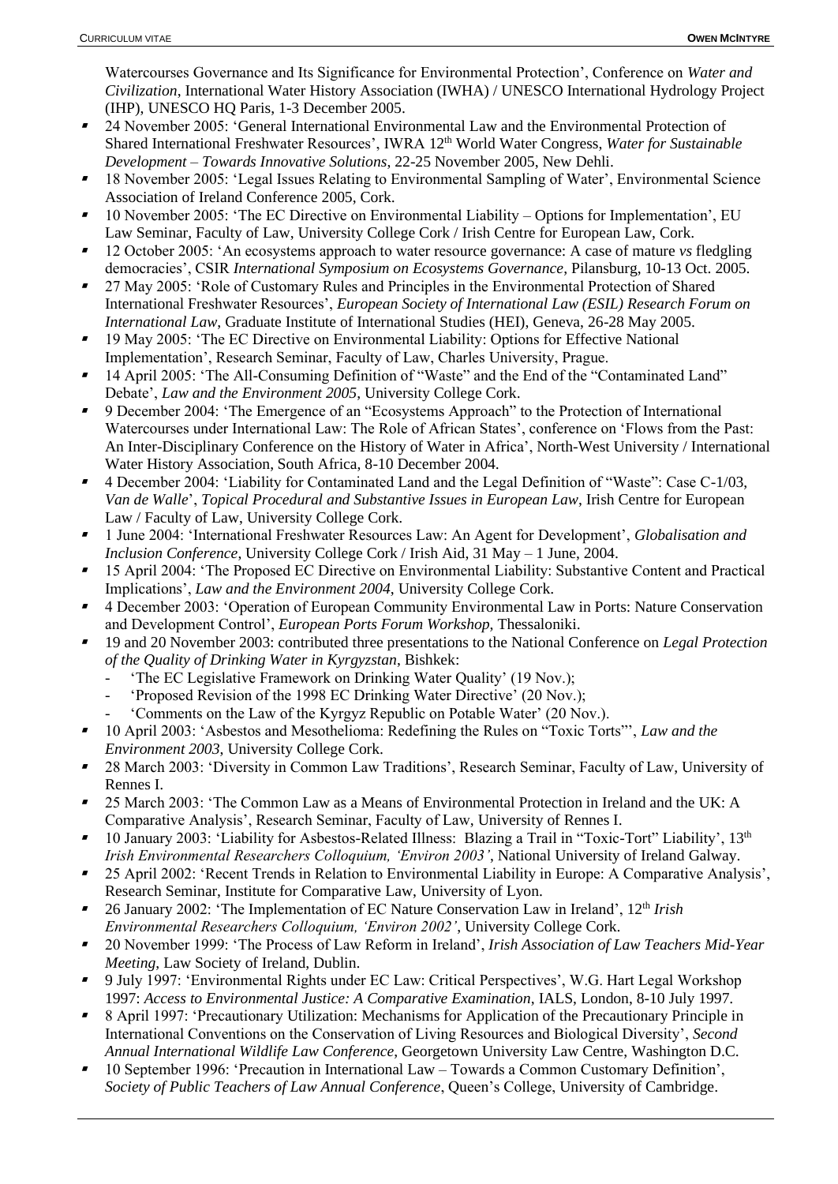Watercourses Governance and Its Significance for Environmental Protection', Conference on *Water and Civilization*, International Water History Association (IWHA) / UNESCO International Hydrology Project (IHP), UNESCO HQ Paris, 1-3 December 2005.

- 24 November 2005: 'General International Environmental Law and the Environmental Protection of Shared International Freshwater Resources', IWRA 12th World Water Congress, *Water for Sustainable Development – Towards Innovative Solutions*, 22-25 November 2005, New Dehli.
- 18 November 2005: 'Legal Issues Relating to Environmental Sampling of Water', Environmental Science Association of Ireland Conference 2005, Cork.
- 10 November 2005: 'The EC Directive on Environmental Liability – Options for Implementation', EU Law Seminar, Faculty of Law, University College Cork / Irish Centre for European Law, Cork.
- 12 October 2005: 'An ecosystems approach to water resource governance: A case of mature *vs* fledgling democracies', CSIR *International Symposium on Ecosystems Governance*, Pilansburg, 10-13 Oct. 2005.
- 27 May 2005: 'Role of Customary Rules and Principles in the Environmental Protection of Shared International Freshwater Resources', *European Society of International Law (ESIL) Research Forum on International Law*, Graduate Institute of International Studies (HEI), Geneva, 26-28 May 2005.
- 19 May 2005: 'The EC Directive on Environmental Liability: Options for Effective National Implementation', Research Seminar, Faculty of Law, Charles University, Prague.
- 14 April 2005: 'The All-Consuming Definition of "Waste" and the End of the "Contaminated Land" Debate', *Law and the Environment 2005*, University College Cork.
- 9 December 2004: 'The Emergence of an "Ecosystems Approach" to the Protection of International Watercourses under International Law: The Role of African States', conference on 'Flows from the Past: An Inter-Disciplinary Conference on the History of Water in Africa', North-West University / International Water History Association, South Africa, 8-10 December 2004.
- 4 December 2004: 'Liability for Contaminated Land and the Legal Definition of "Waste": Case C-1/03, *Van de Walle*', *Topical Procedural and Substantive Issues in European Law*, Irish Centre for European Law / Faculty of Law, University College Cork.
- 1 June 2004: 'International Freshwater Resources Law: An Agent for Development', *Globalisation and Inclusion Conference*, University College Cork / Irish Aid, 31 May – 1 June, 2004.
- 15 April 2004: 'The Proposed EC Directive on Environmental Liability: Substantive Content and Practical Implications', *Law and the Environment 2004*, University College Cork.
- 4 December 2003: 'Operation of European Community Environmental Law in Ports: Nature Conservation and Development Control', *European Ports Forum Workshop*, Thessaloniki.
- 19 and 20 November 2003: contributed three presentations to the National Conference on *Legal Protection of the Quality of Drinking Water in Kyrgyzstan*, Bishkek:
  - 'The EC Legislative Framework on Drinking Water Quality' (19 Nov.);
  - 'Proposed Revision of the 1998 EC Drinking Water Directive' (20 Nov.);
  - 'Comments on the Law of the Kyrgyz Republic on Potable Water' (20 Nov.).
- 10 April 2003: 'Asbestos and Mesothelioma: Redefining the Rules on "Toxic Torts"', *Law and the Environment 2003*, University College Cork.
- 28 March 2003: 'Diversity in Common Law Traditions', Research Seminar, Faculty of Law, University of Rennes I.
- 25 March 2003: 'The Common Law as a Means of Environmental Protection in Ireland and the UK: A Comparative Analysis', Research Seminar, Faculty of Law, University of Rennes I.
- 10 January 2003: 'Liability for Asbestos-Related Illness: Blazing a Trail in "Toxic-Tort" Liability', 13th *Irish Environmental Researchers Colloquium, 'Environ 2003'*, National University of Ireland Galway.
- 25 April 2002: 'Recent Trends in Relation to Environmental Liability in Europe: A Comparative Analysis', Research Seminar, Institute for Comparative Law, University of Lyon.
- 26 January 2002: 'The Implementation of EC Nature Conservation Law in Ireland', 12th *Irish Environmental Researchers Colloquium, 'Environ 2002'*, University College Cork.
- 20 November 1999: 'The Process of Law Reform in Ireland', *Irish Association of Law Teachers Mid-Year Meeting*, Law Society of Ireland, Dublin.
- 9 July 1997: 'Environmental Rights under EC Law: Critical Perspectives', W.G. Hart Legal Workshop 1997: *Access to Environmental Justice: A Comparative Examination*, IALS, London, 8-10 July 1997.
- 8 April 1997: 'Precautionary Utilization: Mechanisms for Application of the Precautionary Principle in International Conventions on the Conservation of Living Resources and Biological Diversity', *Second Annual International Wildlife Law Conference*, Georgetown University Law Centre, Washington D.C.
- 10 September 1996: 'Precaution in International Law – Towards a Common Customary Definition', *Society of Public Teachers of Law Annual Conference*, Queen's College, University of Cambridge.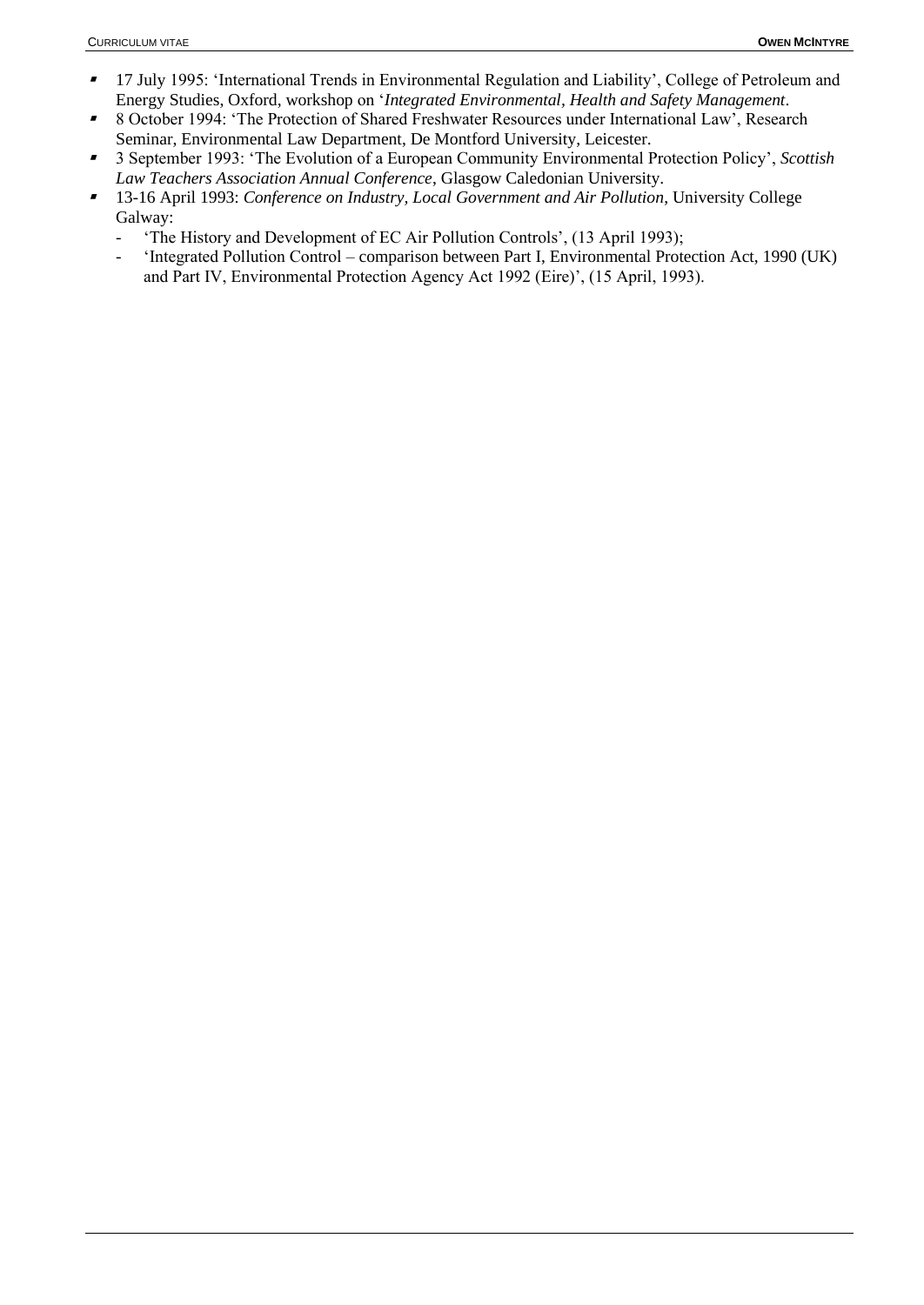- 17 July 1995: 'International Trends in Environmental Regulation and Liability', College of Petroleum and Energy Studies, Oxford, workshop on '*Integrated Environmental, Health and Safety Management*.
- 8 October 1994: 'The Protection of Shared Freshwater Resources under International Law', Research Seminar, Environmental Law Department, De Montford University, Leicester.
- 3 September 1993: 'The Evolution of a European Community Environmental Protection Policy', *Scottish Law Teachers Association Annual Conference*, Glasgow Caledonian University.
- 13-16 April 1993: *Conference on Industry, Local Government and Air Pollution*, University College Galway:
  - 'The History and Development of EC Air Pollution Controls', (13 April 1993);
  - 'Integrated Pollution Control – comparison between Part I, Environmental Protection Act, 1990 (UK) and Part IV, Environmental Protection Agency Act 1992 (Eire)', (15 April, 1993).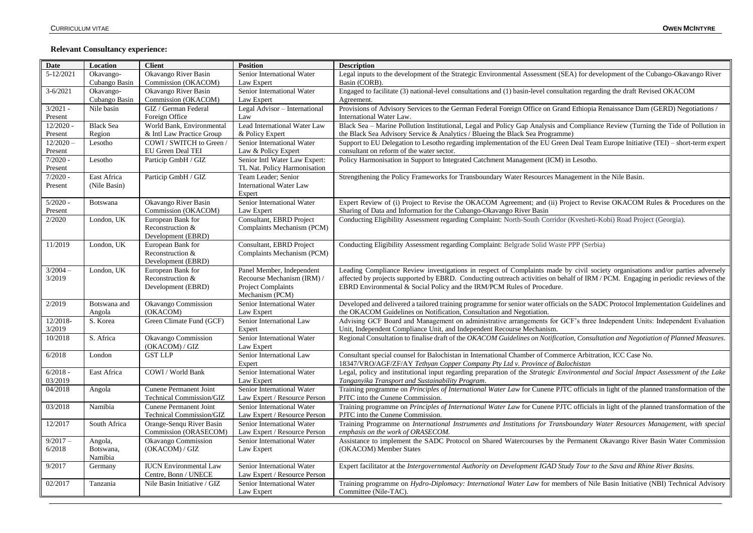**Relevant Consultancy experience:**

| Date | Location | Client | Position | Description |
|---|---|---|---|---|
| 5-12/2021 | Okavango-Cubango Basin | Okavango River Basin Commission (OKACOM) | Senior International Water Law Expert | Legal inputs to the development of the Strategic Environmental Assessment (SEA) for development of the Cubango-Okavango River Basin (CORB). |
| 3-6/2021 | Okavango-Cubango Basin | Okavango River Basin Commission (OKACOM) | Senior International Water Law Expert | Engaged to facilitate (3) national-level consultations and (1) basin-level consultation regarding the draft Revised OKACOM Agreement. |
| 3/2021 - Present | Nile basin | GIZ / German Federal Foreign Office | Legal Advisor – International Law | Provisions of Advisory Services to the German Federal Foreign Office on Grand Ethiopia Renaissance Dam (GERD) Negotiations / International Water Law. |
| 12/2020 - Present | Black Sea Region | World Bank, Environmental & Intl Law Practice Group | Lead International Water Law & Policy Expert | Black Sea – Marine Pollution Institutional, Legal and Policy Gap Analysis and Compliance Review (Turning the Tide of Pollution in the Black Sea Advisory Service & Analytics / Blueing the Black Sea Programme) |
| 12/2020 – Present | Lesotho | COWI / SWITCH to Green / EU Green Deal TEI | Senior International Water Law & Policy Expert | Support to EU Delegation to Lesotho regarding implementation of the EU Green Deal Team Europe Initiative (TEI) – short-term expert consultant on reform of the water sector. |
| 7/2020 - Present | Lesotho | Particip GmbH / GIZ | Senior Intl Water Law Expert: TL Nat. Policy Harmonisation | Policy Harmonisation in Support to Integrated Catchment Management (ICM) in Lesotho. |
| 7/2020 - Present | East Africa (Nile Basin) | Particip GmbH / GIZ | Team Leader; Senior International Water Law Expert | Strengthening the Policy Frameworks for Transboundary Water Resources Management in the Nile Basin. |
| 5/2020 - Present | Botswana | Okavango River Basin Commission (OKACOM) | Senior International Water Law Expert | Expert Review of (i) Project to Revise the OKACOM Agreement; and (ii) Project to Revise OKACOM Rules & Procedures on the Sharing of Data and Information for the Cubango-Okavango River Basin |
| 2/2020 | London, UK | European Bank for Reconstruction & Development (EBRD) | Consultant, EBRD Project Complaints Mechanism (PCM) | Conducting Eligibility Assessment regarding Complaint: North-South Corridor (Kvesheti-Kobi) Road Project (Georgia). |
| 11/2019 | London, UK | European Bank for Reconstruction & Development (EBRD) | Consultant, EBRD Project Complaints Mechanism (PCM) | Conducting Eligibility Assessment regarding Complaint: Belgrade Solid Waste PPP (Serbia) |
| 3/2004 – 3/2019 | London, UK | European Bank for Reconstruction & Development (EBRD) | Panel Member, Independent Recourse Mechanism (IRM) / Project Complaints Mechanism (PCM) | Leading Compliance Review investigations in respect of Complaints made by civil society organisations and/or parties adversely affected by projects supported by EBRD. Conducting outreach activities on behalf of IRM / PCM. Engaging in periodic reviews of the EBRD Environmental & Social Policy and the IRM/PCM Rules of Procedure. |
| 2/2019 | Botswana and Angola | Okavango Commission (OKACOM) | Senior International Water Law Expert | Developed and delivered a tailored training programme for senior water officials on the SADC Protocol Implementation Guidelines and the OKACOM Guidelines on Notification, Consultation and Negotiation. |
| 12/2018-3/2019 | S. Korea | Green Climate Fund (GCF) | Senior International Law Expert | Advising GCF Board and Management on administrative arrangements for GCF's three Independent Units: Independent Evaluation Unit, Independent Compliance Unit, and Independent Recourse Mechanism. |
| 10/2018 | S. Africa | Okavango Commission (OKACOM) / GIZ | Senior International Water Law Expert | Regional Consultation to finalise draft of the *OKACOM Guidelines on Notification, Consultation and Negotiation of Planned Measures*. |
| 6/2018 | London | GST LLP | Senior International Law Expert | Consultant special counsel for Balochistan in International Chamber of Commerce Arbitration, ICC Case No. 18347/VRO/AGF/ZF/AY *Tethyan Copper Company Pty Ltd v. Province of Balochistan* |
| 6/2018 - 03/2019 | East Africa | COWI / World Bank | Senior International Water Law Expert | Legal, policy and institutional input regarding preparation of the *Strategic Environmental and Social Impact Assessment of the Lake Tanganyika Transport and Sustainability Program*. |
| 04/2018 | Angola | Cunene Permanent Joint Technical Commission/GIZ | Senior International Water Law Expert / Resource Person | Training programme on *Principles of International Water Law* for Cunene PJTC officials in light of the planned transformation of the PJTC into the Cunene Commission. |
| 03/2018 | Namibia | Cunene Permanent Joint Technical Commission/GIZ | Senior International Water Law Expert / Resource Person | Training programme on *Principles of International Water Law* for Cunene PJTC officials in light of the planned transformation of the PJTC into the Cunene Commission. |
| 12/2017 | South Africa | Orange-Senqu River Basin Commission (ORASECOM) | Senior International Water Law Expert / Resource Person | Training Programme on *International Instruments and Institutions for Transboundary Water Resources Management, with special emphasis on the work of ORASECOM.* |
| 9/2017 – 6/2018 | Angola, Botswana, Namibia | Okavango Commission (OKACOM) / GIZ | Senior International Water Law Expert | Assistance to implement the SADC Protocol on Shared Watercourses by the Permanent Okavango River Basin Water Commission (OKACOM) Member States |
| 9/2017 | Germany | IUCN Environmental Law Centre, Bonn / UNECE | Senior International Water Law Expert / Resource Person | Expert facilitator at the *Intergovernmental Authority on Development IGAD Study Tour to the Sava and Rhine River Basins.* |
| 02/2017 | Tanzania | Nile Basin Initiative / GIZ | Senior International Water Law Expert | Training programme on *Hydro-Diplomacy: International Water Law* for members of Nile Basin Initiative (NBI) Technical Advisory Committee (Nile-TAC). |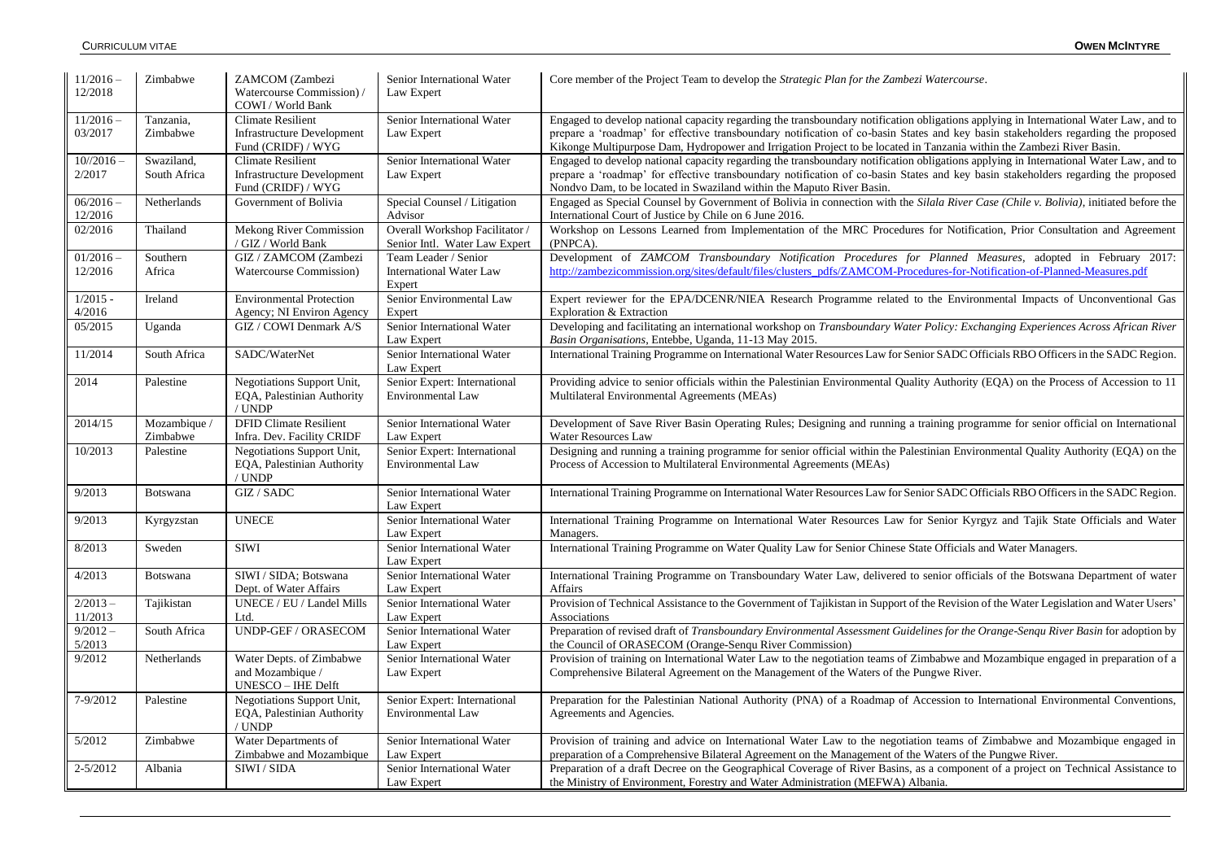| | | | | |
|---|---|---|---|---|
| 11/2016 – 12/2018 | Zimbabwe | ZAMCOM (Zambezi Watercourse Commission) / COWI / World Bank | Senior International Water Law Expert | Core member of the Project Team to develop the *Strategic Plan for the Zambezi Watercourse*. |
| 11/2016 – 03/2017 | Tanzania, Zimbabwe | Climate Resilient Infrastructure Development Fund (CRIDF) / WYG | Senior International Water Law Expert | Engaged to develop national capacity regarding the transboundary notification obligations applying in International Water Law, and to prepare a 'roadmap' for effective transboundary notification of co-basin States and key basin stakeholders regarding the proposed Kikonge Multipurpose Dam, Hydropower and Irrigation Project to be located in Tanzania within the Zambezi River Basin. |
| 10//2016 – 2/2017 | Swaziland, South Africa | Climate Resilient Infrastructure Development Fund (CRIDF) / WYG | Senior International Water Law Expert | Engaged to develop national capacity regarding the transboundary notification obligations applying in International Water Law, and to prepare a 'roadmap' for effective transboundary notification of co-basin States and key basin stakeholders regarding the proposed Nondvo Dam, to be located in Swaziland within the Maputo River Basin. |
| 06/2016 – 12/2016 | Netherlands | Government of Bolivia | Special Counsel / Litigation Advisor | Engaged as Special Counsel by Government of Bolivia in connection with the *Silala River Case (Chile v. Bolivia)*, initiated before the International Court of Justice by Chile on 6 June 2016. |
| 02/2016 | Thailand | Mekong River Commission / GIZ / World Bank | Overall Workshop Facilitator / Senior Intl. Water Law Expert | Workshop on Lessons Learned from Implementation of the MRC Procedures for Notification, Prior Consultation and Agreement (PNPCA). |
| 01/2016 – 12/2016 | Southern Africa | GIZ / ZAMCOM (Zambezi Watercourse Commission) | Team Leader / Senior International Water Law Expert | Development of *ZAMCOM Transboundary Notification Procedures for Planned Measures*, adopted in February 2017: http://zambezicommission.org/sites/default/files/clusters_pdfs/ZAMCOM-Procedures-for-Notification-of-Planned-Measures.pdf |
| 1/2015 - 4/2016 | Ireland | Environmental Protection Agency; NI Environ Agency | Senior Environmental Law Expert | Expert reviewer for the EPA/DCENR/NIEA Research Programme related to the Environmental Impacts of Unconventional Gas Exploration & Extraction |
| 05/2015 | Uganda | GIZ / COWI Denmark A/S | Senior International Water Law Expert | Developing and facilitating an international workshop on *Transboundary Water Policy: Exchanging Experiences Across African River Basin Organisations*, Entebbe, Uganda, 11-13 May 2015. |
| 11/2014 | South Africa | SADC/WaterNet | Senior International Water Law Expert | International Training Programme on International Water Resources Law for Senior SADC Officials RBO Officers in the SADC Region. |
| 2014 | Palestine | Negotiations Support Unit, EQA, Palestinian Authority / UNDP | Senior Expert: International Environmental Law | Providing advice to senior officials within the Palestinian Environmental Quality Authority (EQA) on the Process of Accession to 11 Multilateral Environmental Agreements (MEAs) |
| 2014/15 | Mozambique / Zimbabwe | DFID Climate Resilient Infra. Dev. Facility CRIDF | Senior International Water Law Expert | Development of Save River Basin Operating Rules; Designing and running a training programme for senior official on International Water Resources Law |
| 10/2013 | Palestine | Negotiations Support Unit, EQA, Palestinian Authority / UNDP | Senior Expert: International Environmental Law | Designing and running a training programme for senior official within the Palestinian Environmental Quality Authority (EQA) on the Process of Accession to Multilateral Environmental Agreements (MEAs) |
| 9/2013 | Botswana | GIZ / SADC | Senior International Water Law Expert | International Training Programme on International Water Resources Law for Senior SADC Officials RBO Officers in the SADC Region. |
| 9/2013 | Kyrgyzstan | UNECE | Senior International Water Law Expert | International Training Programme on International Water Resources Law for Senior Kyrgyz and Tajik State Officials and Water Managers. |
| 8/2013 | Sweden | SIWI | Senior International Water Law Expert | International Training Programme on Water Quality Law for Senior Chinese State Officials and Water Managers. |
| 4/2013 | Botswana | SIWI / SIDA; Botswana Dept. of Water Affairs | Senior International Water Law Expert | International Training Programme on Transboundary Water Law, delivered to senior officials of the Botswana Department of water Affairs |
| 2/2013 – 11/2013 | Tajikistan | UNECE / EU / Landel Mills Ltd. | Senior International Water Law Expert | Provision of Technical Assistance to the Government of Tajikistan in Support of the Revision of the Water Legislation and Water Users' Associations |
| 9/2012 – 5/2013 | South Africa | UNDP-GEF / ORASECOM | Senior International Water Law Expert | Preparation of revised draft of *Transboundary Environmental Assessment Guidelines for the Orange-Senqu River Basin* for adoption by the Council of ORASECOM (Orange-Senqu River Commission) |
| 9/2012 | Netherlands | Water Depts. of Zimbabwe and Mozambique / UNESCO – IHE Delft | Senior International Water Law Expert | Provision of training on International Water Law to the negotiation teams of Zimbabwe and Mozambique engaged in preparation of a Comprehensive Bilateral Agreement on the Management of the Waters of the Pungwe River. |
| 7-9/2012 | Palestine | Negotiations Support Unit, EQA, Palestinian Authority / UNDP | Senior Expert: International Environmental Law | Preparation for the Palestinian National Authority (PNA) of a Roadmap of Accession to International Environmental Conventions, Agreements and Agencies. |
| 5/2012 | Zimbabwe | Water Departments of Zimbabwe and Mozambique | Senior International Water Law Expert | Provision of training and advice on International Water Law to the negotiation teams of Zimbabwe and Mozambique engaged in preparation of a Comprehensive Bilateral Agreement on the Management of the Waters of the Pungwe River. |
| 2-5/2012 | Albania | SIWI / SIDA | Senior International Water Law Expert | Preparation of a draft Decree on the Geographical Coverage of River Basins, as a component of a project on Technical Assistance to the Ministry of Environment, Forestry and Water Administration (MEFWA) Albania. |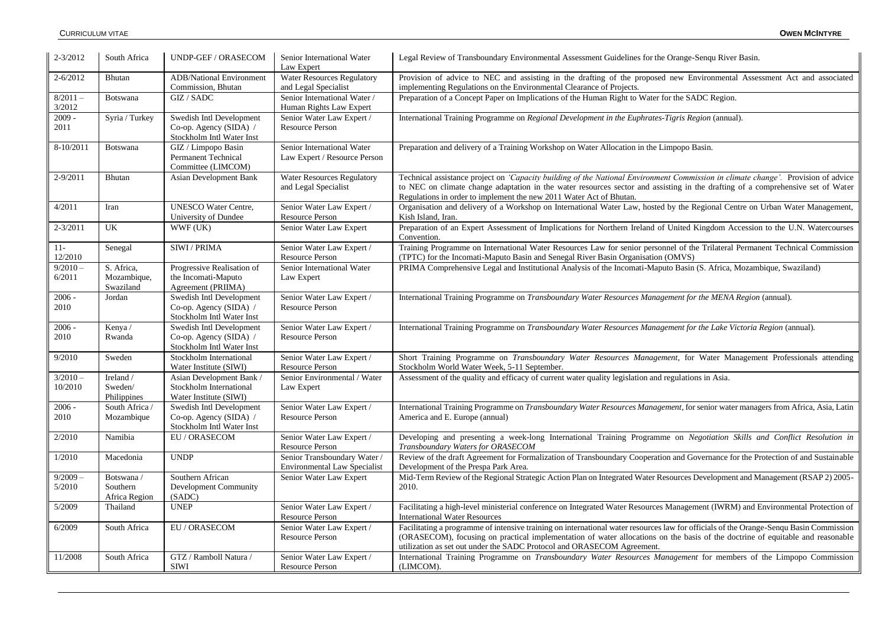| 2-3/2012 | South Africa | UNDP-GEF / ORASECOM | Senior International Water Law Expert | Legal Review of Transboundary Environmental Assessment Guidelines for the Orange-Senqu River Basin. |
|---|---|---|---|---|
| 2-6/2012 | Bhutan | ADB/National Environment Commission, Bhutan | Water Resources Regulatory and Legal Specialist | Provision of advice to NEC and assisting in the drafting of the proposed new Environmental Assessment Act and associated implementing Regulations on the Environmental Clearance of Projects. |
| 8/2011 – 3/2012 | Botswana | GIZ / SADC | Senior International Water / Human Rights Law Expert | Preparation of a Concept Paper on Implications of the Human Right to Water for the SADC Region. |
| 2009 - 2011 | Syria / Turkey | Swedish Intl Development Co-op. Agency (SIDA) / Stockholm Intl Water Inst | Senior Water Law Expert / Resource Person | International Training Programme on *Regional Development in the Euphrates-Tigris Region* (annual). |
| 8-10/2011 | Botswana | GIZ / Limpopo Basin Permanent Technical Committee (LIMCOM) | Senior International Water Law Expert / Resource Person | Preparation and delivery of a Training Workshop on Water Allocation in the Limpopo Basin. |
| 2-9/2011 | Bhutan | Asian Development Bank | Water Resources Regulatory and Legal Specialist | Technical assistance project on *'Capacity building of the National Environment Commission in climate change'*. Provision of advice to NEC on climate change adaptation in the water resources sector and assisting in the drafting of a comprehensive set of Water Regulations in order to implement the new 2011 Water Act of Bhutan. |
| 4/2011 | Iran | UNESCO Water Centre, University of Dundee | Senior Water Law Expert / Resource Person | Organisation and delivery of a Workshop on International Water Law, hosted by the Regional Centre on Urban Water Management, Kish Island, Iran. |
| 2-3/2011 | UK | WWF (UK) | Senior Water Law Expert | Preparation of an Expert Assessment of Implications for Northern Ireland of United Kingdom Accession to the U.N. Watercourses Convention. |
| 11-12/2010 | Senegal | SIWI / PRIMA | Senior Water Law Expert / Resource Person | Training Programme on International Water Resources Law for senior personnel of the Trilateral Permanent Technical Commission (TPTC) for the Incomati-Maputo Basin and Senegal River Basin Organisation (OMVS) |
| 9/2010 – 6/2011 | S. Africa, Mozambique, Swaziland | Progressive Realisation of the Incomati-Maputo Agreement (PRIIMA) | Senior International Water Law Expert | PRIMA Comprehensive Legal and Institutional Analysis of the Incomati-Maputo Basin (S. Africa, Mozambique, Swaziland) |
| 2006 - 2010 | Jordan | Swedish Intl Development Co-op. Agency (SIDA) / Stockholm Intl Water Inst | Senior Water Law Expert / Resource Person | International Training Programme on *Transboundary Water Resources Management for the MENA Region* (annual). |
| 2006 - 2010 | Kenya / Rwanda | Swedish Intl Development Co-op. Agency (SIDA) / Stockholm Intl Water Inst | Senior Water Law Expert / Resource Person | International Training Programme on *Transboundary Water Resources Management for the Lake Victoria Region* (annual). |
| 9/2010 | Sweden | Stockholm International Water Institute (SIWI) | Senior Water Law Expert / Resource Person | Short Training Programme on *Transboundary Water Resources Management*, for Water Management Professionals attending Stockholm World Water Week, 5-11 September. |
| 3/2010 – 10/2010 | Ireland / Sweden/ Philippines | Asian Development Bank / Stockholm International Water Institute (SIWI) | Senior Environmental / Water Law Expert | Assessment of the quality and efficacy of current water quality legislation and regulations in Asia. |
| 2006 - 2010 | South Africa / Mozambique | Swedish Intl Development Co-op. Agency (SIDA) / Stockholm Intl Water Inst | Senior Water Law Expert / Resource Person | International Training Programme on *Transboundary Water Resources Management*, for senior water managers from Africa, Asia, Latin America and E. Europe (annual) |
| 2/2010 | Namibia | EU / ORASECOM | Senior Water Law Expert / Resource Person | Developing and presenting a week-long International Training Programme on *Negotiation Skills and Conflict Resolution in Transboundary Waters for ORASECOM* |
| 1/2010 | Macedonia | UNDP | Senior Transboundary Water / Environmental Law Specialist | Review of the draft Agreement for Formalization of Transboundary Cooperation and Governance for the Protection of and Sustainable Development of the Prespa Park Area. |
| 9/2009 – 5/2010 | Botswana / Southern Africa Region | Southern African Development Community (SADC) | Senior Water Law Expert | Mid-Term Review of the Regional Strategic Action Plan on Integrated Water Resources Development and Management (RSAP 2) 2005-2010. |
| 5/2009 | Thailand | UNEP | Senior Water Law Expert / Resource Person | Facilitating a high-level ministerial conference on Integrated Water Resources Management (IWRM) and Environmental Protection of International Water Resources |
| 6/2009 | South Africa | EU / ORASECOM | Senior Water Law Expert / Resource Person | Facilitating a programme of intensive training on international water resources law for officials of the Orange-Senqu Basin Commission (ORASECOM), focusing on practical implementation of water allocations on the basis of the doctrine of equitable and reasonable utilization as set out under the SADC Protocol and ORASECOM Agreement. |
| 11/2008 | South Africa | GTZ / Ramboll Natura / SIWI | Senior Water Law Expert / Resource Person | International Training Programme on *Transboundary Water Resources Management* for members of the Limpopo Commission (LIMCOM). |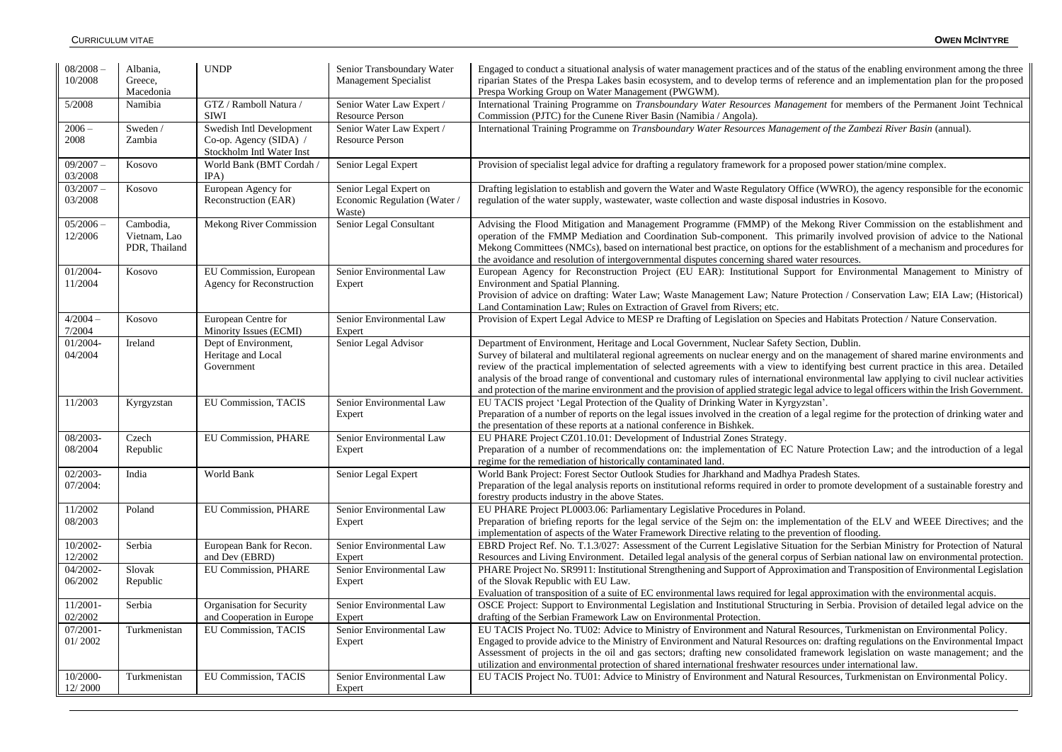| 08/2008 – 10/2008 | Albania, Greece, Macedonia | UNDP | Senior Transboundary Water Management Specialist | Engaged to conduct a situational analysis of water management practices and of the status of the enabling environment among the three riparian States of the Prespa Lakes basin ecosystem, and to develop terms of reference and an implementation plan for the proposed Prespa Working Group on Water Management (PWGWM). |
|---|---|---|---|---|
| 5/2008 | Namibia | GTZ / Ramboll Natura / SIWI | Senior Water Law Expert / Resource Person | International Training Programme on *Transboundary Water Resources Management* for members of the Permanent Joint Technical Commission (PJTC) for the Cunene River Basin (Namibia / Angola). |
| 2006 – 2008 | Sweden / Zambia | Swedish Intl Development Co-op. Agency (SIDA) / Stockholm Intl Water Inst | Senior Water Law Expert / Resource Person | International Training Programme on *Transboundary Water Resources Management of the Zambezi River Basin* (annual). |
| 09/2007 – 03/2008 | Kosovo | World Bank (BMT Cordah / IPA) | Senior Legal Expert | Provision of specialist legal advice for drafting a regulatory framework for a proposed power station/mine complex. |
| 03/2007 – 03/2008 | Kosovo | European Agency for Reconstruction (EAR) | Senior Legal Expert on Economic Regulation (Water / Waste) | Drafting legislation to establish and govern the Water and Waste Regulatory Office (WWRO), the agency responsible for the economic regulation of the water supply, wastewater, waste collection and waste disposal industries in Kosovo. |
| 05/2006 – 12/2006 | Cambodia, Vietnam, Lao PDR, Thailand | Mekong River Commission | Senior Legal Consultant | Advising the Flood Mitigation and Management Programme (FMMP) of the Mekong River Commission on the establishment and operation of the FMMP Mediation and Coordination Sub-component. This primarily involved provision of advice to the National Mekong Committees (NMCs), based on international best practice, on options for the establishment of a mechanism and procedures for the avoidance and resolution of intergovernmental disputes concerning shared water resources. |
| 01/2004- 11/2004 | Kosovo | EU Commission, European Agency for Reconstruction | Senior Environmental Law Expert | European Agency for Reconstruction Project (EU EAR): Institutional Support for Environmental Management to Ministry of Environment and Spatial Planning.<br>Provision of advice on drafting: Water Law; Waste Management Law; Nature Protection / Conservation Law; EIA Law; (Historical) Land Contamination Law; Rules on Extraction of Gravel from Rivers; etc. |
| 4/2004 – 7/2004 | Kosovo | European Centre for Minority Issues (ECMI) | Senior Environmental Law Expert | Provision of Expert Legal Advice to MESP re Drafting of Legislation on Species and Habitats Protection / Nature Conservation. |
| 01/2004- 04/2004 | Ireland | Dept of Environment, Heritage and Local Government | Senior Legal Advisor | Department of Environment, Heritage and Local Government, Nuclear Safety Section, Dublin.<br>Survey of bilateral and multilateral regional agreements on nuclear energy and on the management of shared marine environments and review of the practical implementation of selected agreements with a view to identifying best current practice in this area. Detailed analysis of the broad range of conventional and customary rules of international environmental law applying to civil nuclear activities and protection of the marine environment and the provision of applied strategic legal advice to legal officers within the Irish Government. |
| 11/2003 | Kyrgyzstan | EU Commission, TACIS | Senior Environmental Law Expert | EU TACIS project 'Legal Protection of the Quality of Drinking Water in Kyrgyzstan'.<br>Preparation of a number of reports on the legal issues involved in the creation of a legal regime for the protection of drinking water and the presentation of these reports at a national conference in Bishkek. |
| 08/2003- 08/2004 | Czech Republic | EU Commission, PHARE | Senior Environmental Law Expert | EU PHARE Project CZ01.10.01: Development of Industrial Zones Strategy.<br>Preparation of a number of recommendations on: the implementation of EC Nature Protection Law; and the introduction of a legal regime for the remediation of historically contaminated land. |
| 02/2003- 07/2004: | India | World Bank | Senior Legal Expert | World Bank Project: Forest Sector Outlook Studies for Jharkhand and Madhya Pradesh States.<br>Preparation of the legal analysis reports on institutional reforms required in order to promote development of a sustainable forestry and forestry products industry in the above States. |
| 11/2002 08/2003 | Poland | EU Commission, PHARE | Senior Environmental Law Expert | EU PHARE Project PL0003.06: Parliamentary Legislative Procedures in Poland.<br>Preparation of briefing reports for the legal service of the Sejm on: the implementation of the ELV and WEEE Directives; and the implementation of aspects of the Water Framework Directive relating to the prevention of flooding. |
| 10/2002- 12/2002 | Serbia | European Bank for Recon. and Dev (EBRD) | Senior Environmental Law Expert | EBRD Project Ref. No. T.1.3/027: Assessment of the Current Legislative Situation for the Serbian Ministry for Protection of Natural Resources and Living Environment. Detailed legal analysis of the general corpus of Serbian national law on environmental protection. |
| 04/2002- 06/2002 | Slovak Republic | EU Commission, PHARE | Senior Environmental Law Expert | PHARE Project No. SR9911: Institutional Strengthening and Support of Approximation and Transposition of Environmental Legislation of the Slovak Republic with EU Law.<br>Evaluation of transposition of a suite of EC environmental laws required for legal approximation with the environmental acquis. |
| 11/2001- 02/2002 | Serbia | Organisation for Security and Cooperation in Europe | Senior Environmental Law Expert | OSCE Project: Support to Environmental Legislation and Institutional Structuring in Serbia. Provision of detailed legal advice on the drafting of the Serbian Framework Law on Environmental Protection. |
| 07/2001- 01/ 2002 | Turkmenistan | EU Commission, TACIS | Senior Environmental Law Expert | EU TACIS Project No. TU02: Advice to Ministry of Environment and Natural Resources, Turkmenistan on Environmental Policy.<br>Engaged to provide advice to the Ministry of Environment and Natural Resources on: drafting regulations on the Environmental Impact Assessment of projects in the oil and gas sectors; drafting new consolidated framework legislation on waste management; and the utilization and environmental protection of shared international freshwater resources under international law. |
| 10/2000- 12/ 2000 | Turkmenistan | EU Commission, TACIS | Senior Environmental Law Expert | EU TACIS Project No. TU01: Advice to Ministry of Environment and Natural Resources, Turkmenistan on Environmental Policy. |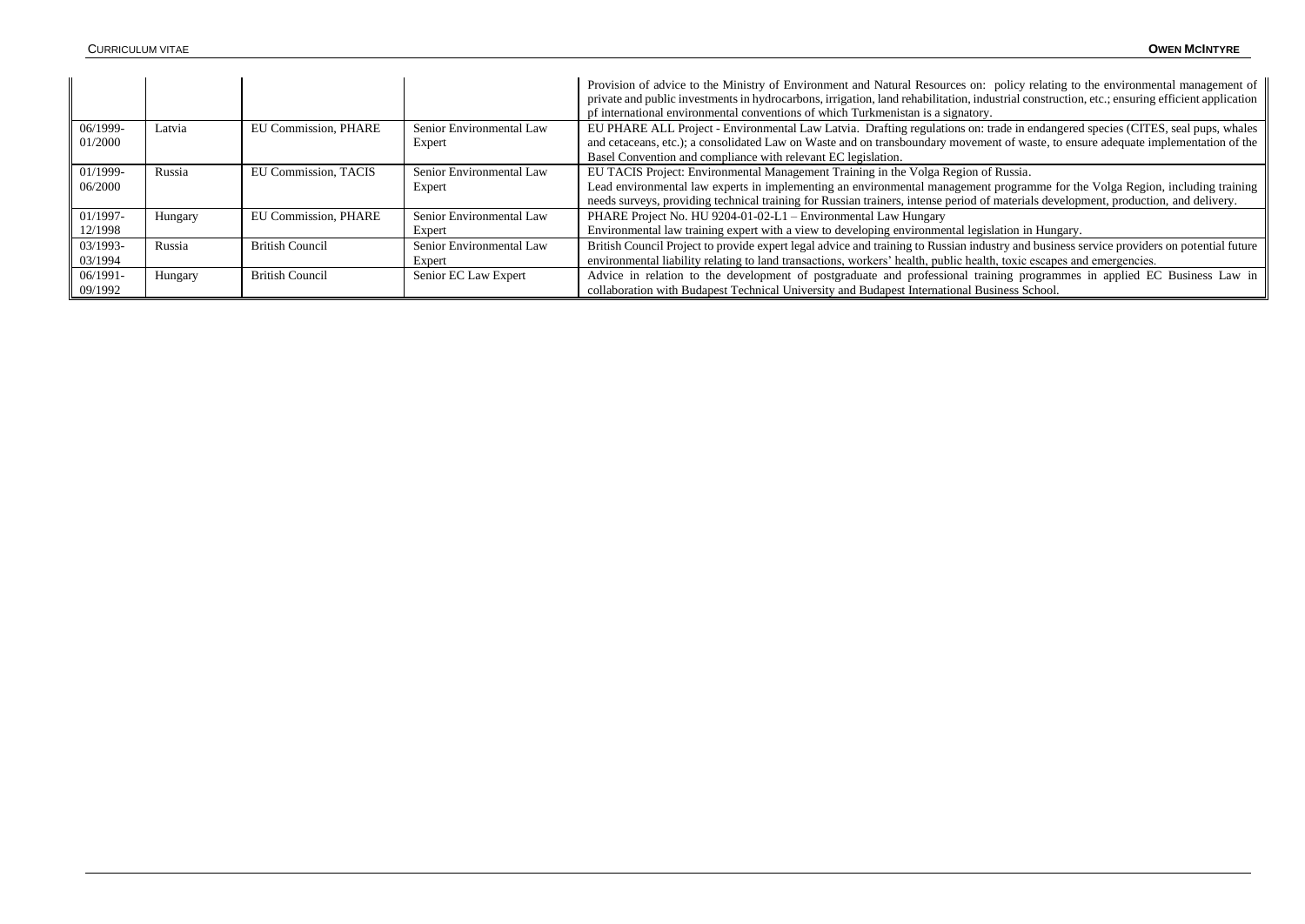| | | | | |
|---|---|---|---|---|
| | | | | Provision of advice to the Ministry of Environment and Natural Resources on: policy relating to the environmental management of private and public investments in hydrocarbons, irrigation, land rehabilitation, industrial construction, etc.; ensuring efficient application pf international environmental conventions of which Turkmenistan is a signatory. |
| 06/1999-01/2000 | Latvia | EU Commission, PHARE | Senior Environmental Law Expert | EU PHARE ALL Project - Environmental Law Latvia. Drafting regulations on: trade in endangered species (CITES, seal pups, whales and cetaceans, etc.); a consolidated Law on Waste and on transboundary movement of waste, to ensure adequate implementation of the Basel Convention and compliance with relevant EC legislation. |
| 01/1999-06/2000 | Russia | EU Commission, TACIS | Senior Environmental Law Expert | EU TACIS Project: Environmental Management Training in the Volga Region of Russia. Lead environmental law experts in implementing an environmental management programme for the Volga Region, including training needs surveys, providing technical training for Russian trainers, intense period of materials development, production, and delivery. |
| 01/1997-12/1998 | Hungary | EU Commission, PHARE | Senior Environmental Law Expert | PHARE Project No. HU 9204-01-02-L1 – Environmental Law Hungary Environmental law training expert with a view to developing environmental legislation in Hungary. |
| 03/1993-03/1994 | Russia | British Council | Senior Environmental Law Expert | British Council Project to provide expert legal advice and training to Russian industry and business service providers on potential future environmental liability relating to land transactions, workers' health, public health, toxic escapes and emergencies. |
| 06/1991-09/1992 | Hungary | British Council | Senior EC Law Expert | Advice in relation to the development of postgraduate and professional training programmes in applied EC Business Law in collaboration with Budapest Technical University and Budapest International Business School. |